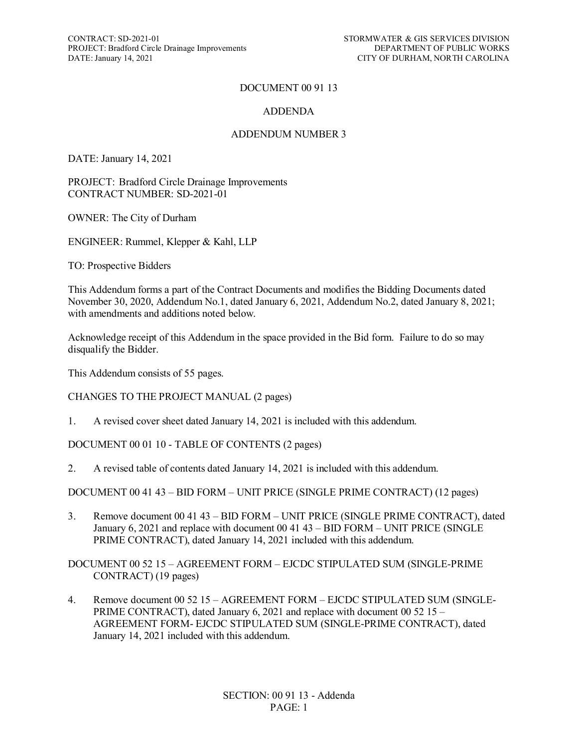# DOCUMENT 00 91 13

## ADDENDA

## ADDENDUM NUMBER 3

DATE: January 14, 2021

PROJECT: Bradford Circle Drainage Improvements
CONTRACT NUMBER: SD-2021-01

OWNER: The City of Durham

ENGINEER: Rummel, Klepper & Kahl, LLP

TO: Prospective Bidders

This Addendum forms a part of the Contract Documents and modifies the Bidding Documents dated November 30, 2020, Addendum No.1, dated January 6, 2021, Addendum No.2, dated January 8, 2021; with amendments and additions noted below.

Acknowledge receipt of this Addendum in the space provided in the Bid form. Failure to do so may disqualify the Bidder.

This Addendum consists of 55 pages.

CHANGES TO THE PROJECT MANUAL (2 pages)

1. A revised cover sheet dated January 14, 2021 is included with this addendum.

DOCUMENT 00 01 10 - TABLE OF CONTENTS (2 pages)

2. A revised table of contents dated January 14, 2021 is included with this addendum.

DOCUMENT 00 41 43 – BID FORM – UNIT PRICE (SINGLE PRIME CONTRACT) (12 pages)

3. Remove document 00 41 43 – BID FORM – UNIT PRICE (SINGLE PRIME CONTRACT), dated January 6, 2021 and replace with document 00 41 43 – BID FORM – UNIT PRICE (SINGLE PRIME CONTRACT), dated January 14, 2021 included with this addendum.

DOCUMENT 00 52 15 – AGREEMENT FORM – EJCDC STIPULATED SUM (SINGLE-PRIME CONTRACT) (19 pages)

4. Remove document 00 52 15 – AGREEMENT FORM – EJCDC STIPULATED SUM (SINGLE-PRIME CONTRACT), dated January 6, 2021 and replace with document 00 52 15 – AGREEMENT FORM- EJCDC STIPULATED SUM (SINGLE-PRIME CONTRACT), dated January 14, 2021 included with this addendum.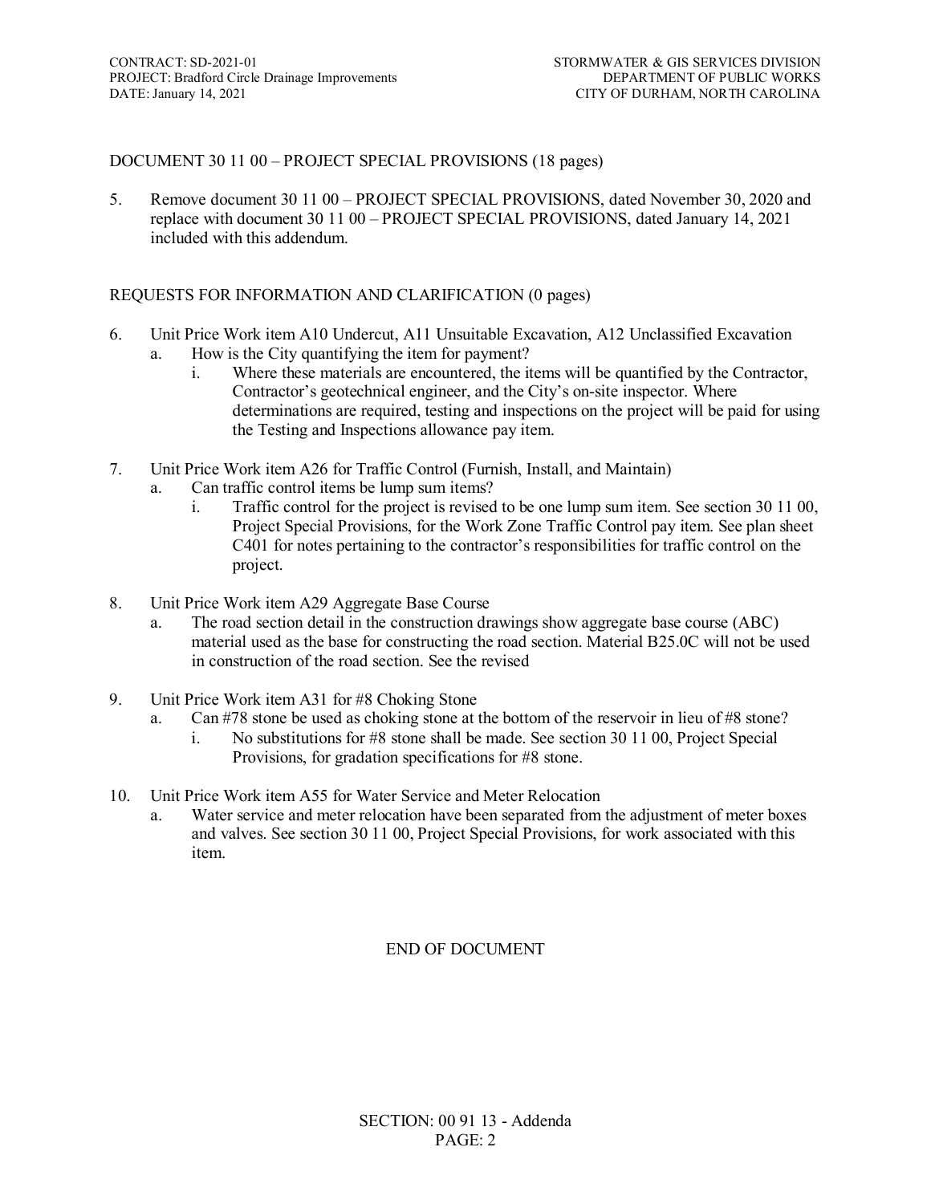DOCUMENT 30 11 00 – PROJECT SPECIAL PROVISIONS (18 pages)

5. Remove document 30 11 00 – PROJECT SPECIAL PROVISIONS, dated November 30, 2020 and replace with document 30 11 00 – PROJECT SPECIAL PROVISIONS, dated January 14, 2021 included with this addendum.

REQUESTS FOR INFORMATION AND CLARIFICATION (0 pages)

6. Unit Price Work item A10 Undercut, A11 Unsuitable Excavation, A12 Unclassified Excavation
   a. How is the City quantifying the item for payment?
      i. Where these materials are encountered, the items will be quantified by the Contractor, Contractor's geotechnical engineer, and the City's on-site inspector. Where determinations are required, testing and inspections on the project will be paid for using the Testing and Inspections allowance pay item.

7. Unit Price Work item A26 for Traffic Control (Furnish, Install, and Maintain)
   a. Can traffic control items be lump sum items?
      i. Traffic control for the project is revised to be one lump sum item. See section 30 11 00, Project Special Provisions, for the Work Zone Traffic Control pay item. See plan sheet C401 for notes pertaining to the contractor's responsibilities for traffic control on the project.

8. Unit Price Work item A29 Aggregate Base Course
   a. The road section detail in the construction drawings show aggregate base course (ABC) material used as the base for constructing the road section. Material B25.0C will not be used in construction of the road section. See the revised

9. Unit Price Work item A31 for #8 Choking Stone
   a. Can #78 stone be used as choking stone at the bottom of the reservoir in lieu of #8 stone?
      i. No substitutions for #8 stone shall be made. See section 30 11 00, Project Special Provisions, for gradation specifications for #8 stone.

10. Unit Price Work item A55 for Water Service and Meter Relocation
    a. Water service and meter relocation have been separated from the adjustment of meter boxes and valves. See section 30 11 00, Project Special Provisions, for work associated with this item.

END OF DOCUMENT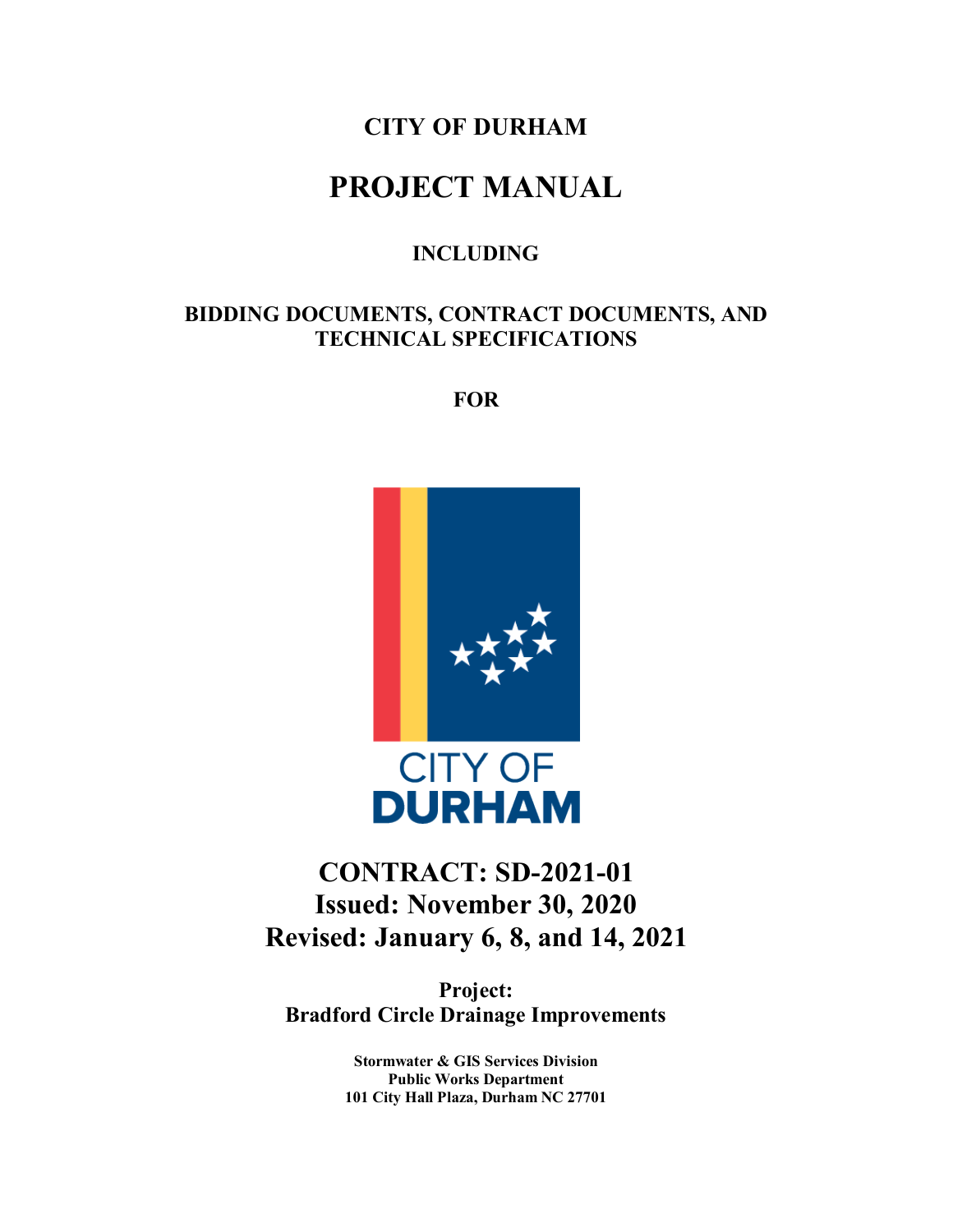**CITY OF DURHAM**

# PROJECT MANUAL

**INCLUDING**

**BIDDING DOCUMENTS, CONTRACT DOCUMENTS, AND TECHNICAL SPECIFICATIONS**

**FOR**

CITY OF DURHAM

## CONTRACT: SD-2021-01
## Issued: November 30, 2020
## Revised: January 6, 8, and 14, 2021

**Project:**
**Bradford Circle Drainage Improvements**

**Stormwater & GIS Services Division**
**Public Works Department**
**101 City Hall Plaza, Durham NC 27701**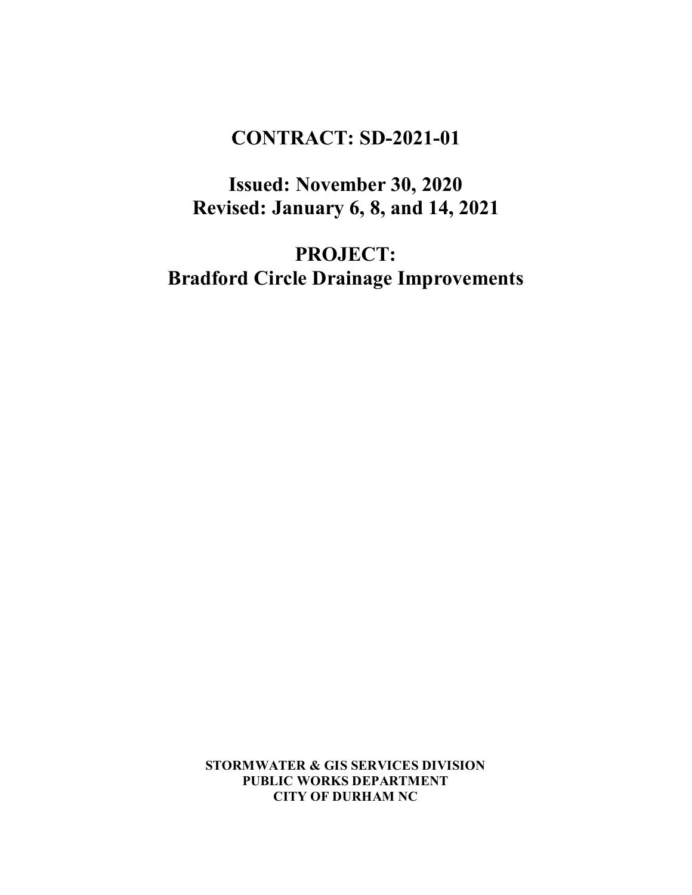# CONTRACT: SD-2021-01

## Issued: November 30, 2020
## Revised: January 6, 8, and 14, 2021

# PROJECT:
# Bradford Circle Drainage Improvements

**STORMWATER & GIS SERVICES DIVISION**
**PUBLIC WORKS DEPARTMENT**
**CITY OF DURHAM NC**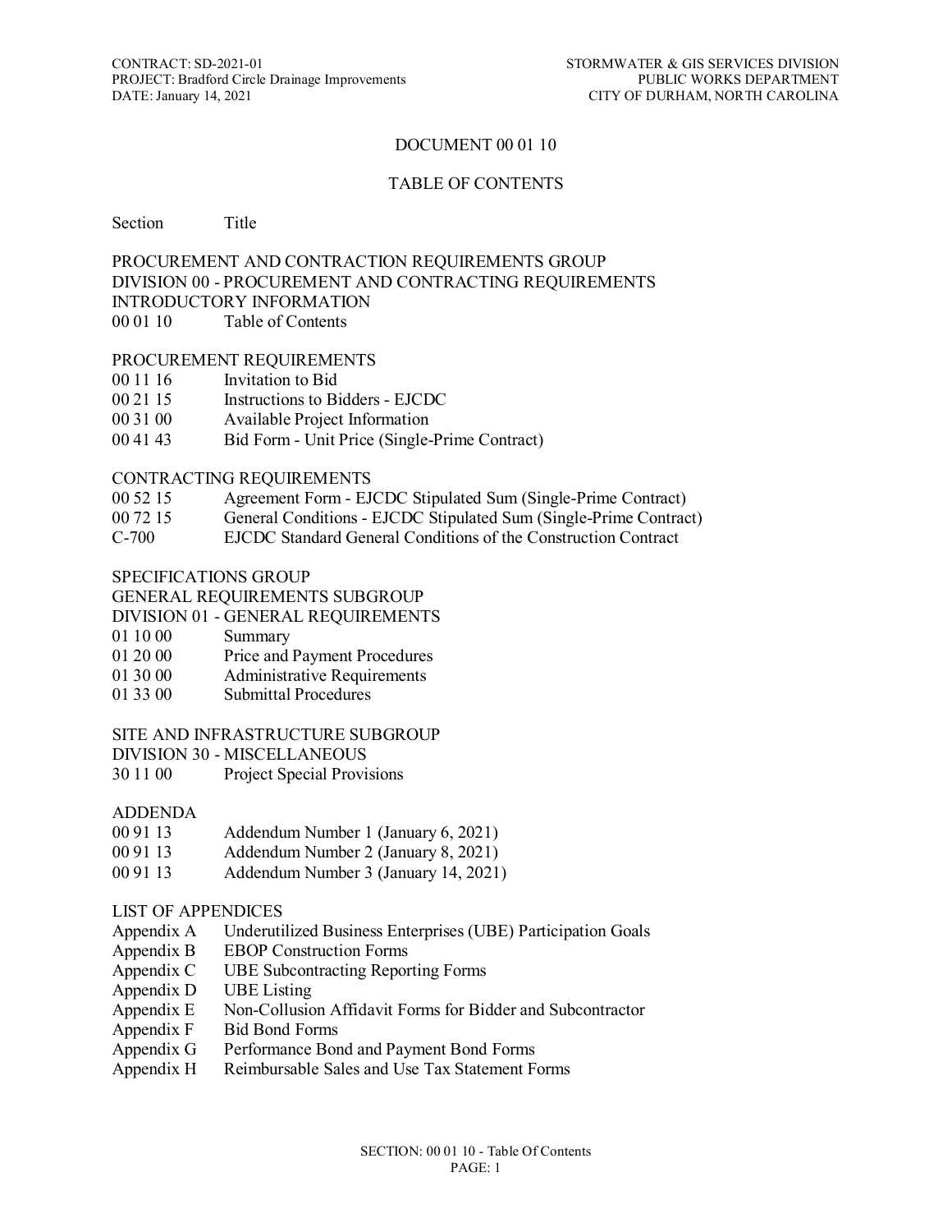# DOCUMENT 00 01 10

## TABLE OF CONTENTS

| Section | Title |
|---|---|

PROCUREMENT AND CONTRACTION REQUIREMENTS GROUP
DIVISION 00 - PROCUREMENT AND CONTRACTING REQUIREMENTS
INTRODUCTORY INFORMATION

| | |
|---|---|
| 00 01 10 | Table of Contents |

PROCUREMENT REQUIREMENTS

| | |
|---|---|
| 00 11 16 | Invitation to Bid |
| 00 21 15 | Instructions to Bidders - EJCDC |
| 00 31 00 | Available Project Information |
| 00 41 43 | Bid Form - Unit Price (Single-Prime Contract) |

CONTRACTING REQUIREMENTS

| | |
|---|---|
| 00 52 15 | Agreement Form - EJCDC Stipulated Sum (Single-Prime Contract) |
| 00 72 15 | General Conditions - EJCDC Stipulated Sum (Single-Prime Contract) |
| C-700 | EJCDC Standard General Conditions of the Construction Contract |

SPECIFICATIONS GROUP
GENERAL REQUIREMENTS SUBGROUP
DIVISION 01 - GENERAL REQUIREMENTS

| | |
|---|---|
| 01 10 00 | Summary |
| 01 20 00 | Price and Payment Procedures |
| 01 30 00 | Administrative Requirements |
| 01 33 00 | Submittal Procedures |

SITE AND INFRASTRUCTURE SUBGROUP
DIVISION 30 - MISCELLANEOUS

| | |
|---|---|
| 30 11 00 | Project Special Provisions |

ADDENDA

| | |
|---|---|
| 00 91 13 | Addendum Number 1 (January 6, 2021) |
| 00 91 13 | Addendum Number 2 (January 8, 2021) |
| 00 91 13 | Addendum Number 3 (January 14, 2021) |

LIST OF APPENDICES

| | |
|---|---|
| Appendix A | Underutilized Business Enterprises (UBE) Participation Goals |
| Appendix B | EBOP Construction Forms |
| Appendix C | UBE Subcontracting Reporting Forms |
| Appendix D | UBE Listing |
| Appendix E | Non-Collusion Affidavit Forms for Bidder and Subcontractor |
| Appendix F | Bid Bond Forms |
| Appendix G | Performance Bond and Payment Bond Forms |
| Appendix H | Reimbursable Sales and Use Tax Statement Forms |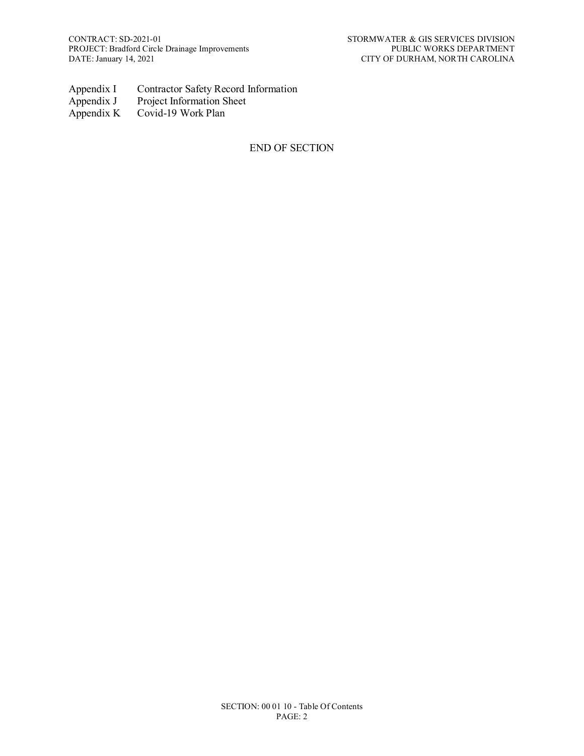Appendix I Contractor Safety Record Information
Appendix J Project Information Sheet
Appendix K Covid-19 Work Plan

END OF SECTION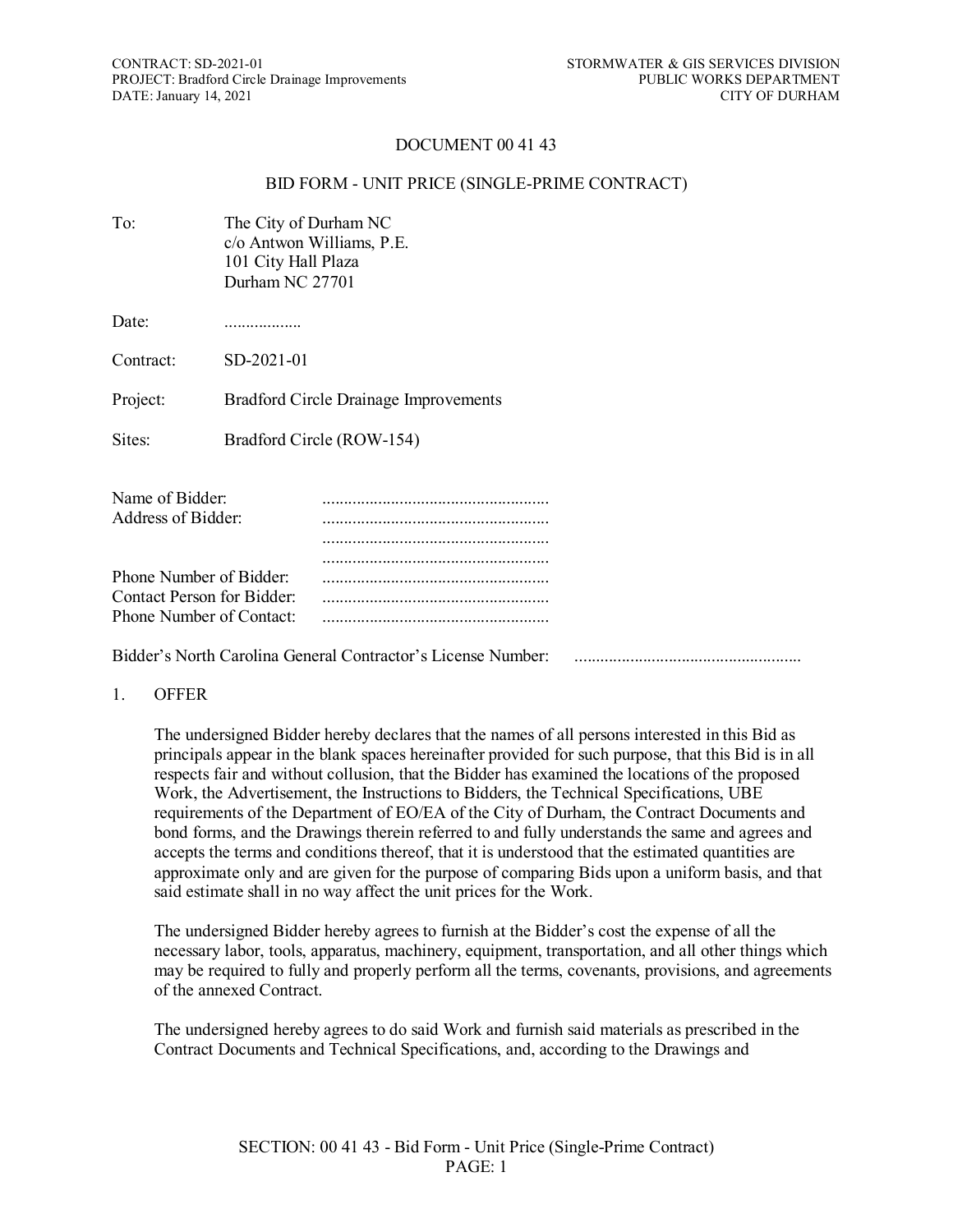# DOCUMENT 00 41 43

## BID FORM - UNIT PRICE (SINGLE-PRIME CONTRACT)

To: The City of Durham NC
c/o Antwon Williams, P.E.
101 City Hall Plaza
Durham NC 27701

Date: ..................

Contract: SD-2021-01

Project: Bradford Circle Drainage Improvements

Sites: Bradford Circle (ROW-154)

Name of Bidder: ....................................................
Address of Bidder: ....................................................
....................................................
....................................................
Phone Number of Bidder: ....................................................
Contact Person for Bidder: ....................................................
Phone Number of Contact: ....................................................

Bidder's North Carolina General Contractor's License Number: ....................................................

1. OFFER

The undersigned Bidder hereby declares that the names of all persons interested in this Bid as principals appear in the blank spaces hereinafter provided for such purpose, that this Bid is in all respects fair and without collusion, that the Bidder has examined the locations of the proposed Work, the Advertisement, the Instructions to Bidders, the Technical Specifications, UBE requirements of the Department of EO/EA of the City of Durham, the Contract Documents and bond forms, and the Drawings therein referred to and fully understands the same and agrees and accepts the terms and conditions thereof, that it is understood that the estimated quantities are approximate only and are given for the purpose of comparing Bids upon a uniform basis, and that said estimate shall in no way affect the unit prices for the Work.

The undersigned Bidder hereby agrees to furnish at the Bidder's cost the expense of all the necessary labor, tools, apparatus, machinery, equipment, transportation, and all other things which may be required to fully and properly perform all the terms, covenants, provisions, and agreements of the annexed Contract.

The undersigned hereby agrees to do said Work and furnish said materials as prescribed in the Contract Documents and Technical Specifications, and, according to the Drawings and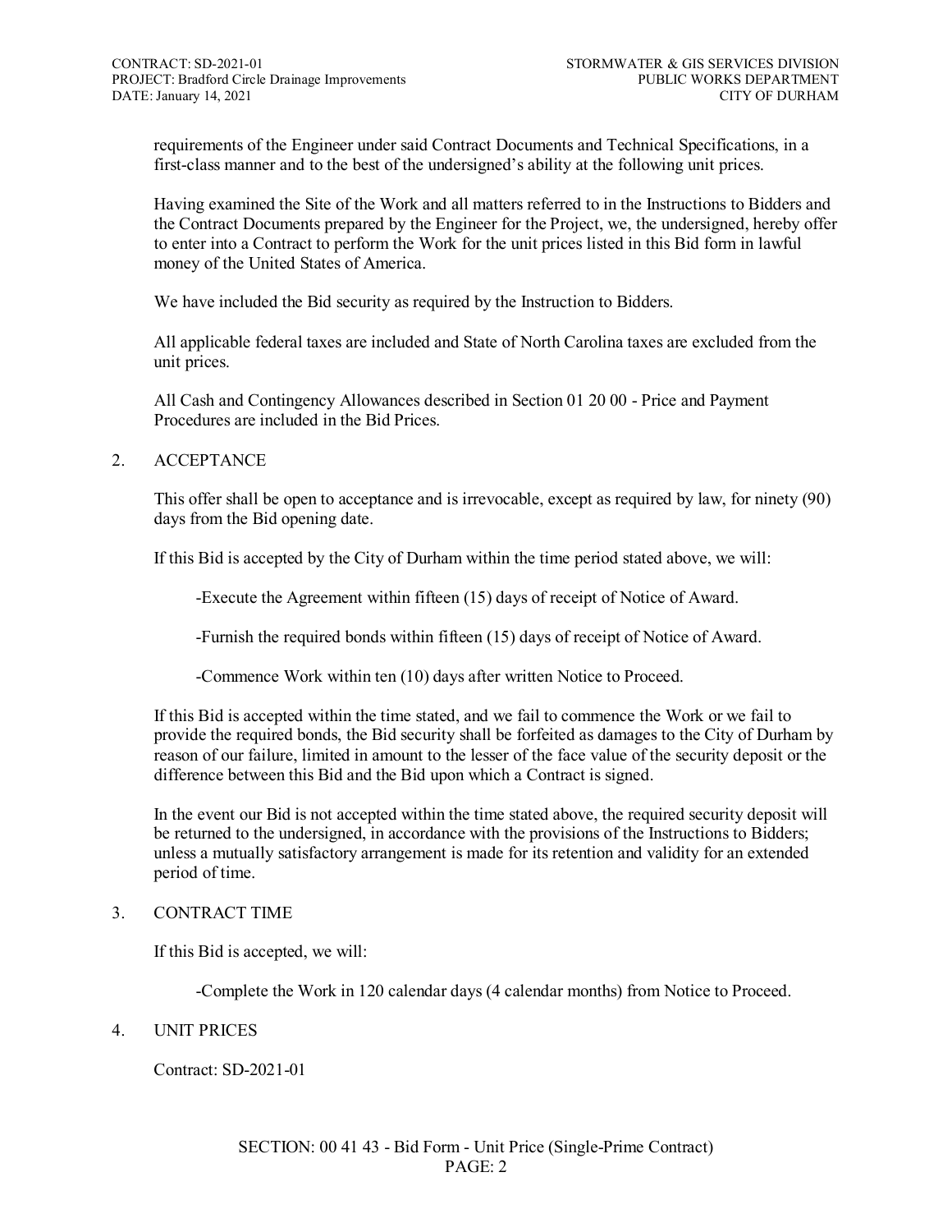requirements of the Engineer under said Contract Documents and Technical Specifications, in a first-class manner and to the best of the undersigned's ability at the following unit prices.

Having examined the Site of the Work and all matters referred to in the Instructions to Bidders and the Contract Documents prepared by the Engineer for the Project, we, the undersigned, hereby offer to enter into a Contract to perform the Work for the unit prices listed in this Bid form in lawful money of the United States of America.

We have included the Bid security as required by the Instruction to Bidders.

All applicable federal taxes are included and State of North Carolina taxes are excluded from the unit prices.

All Cash and Contingency Allowances described in Section 01 20 00 - Price and Payment Procedures are included in the Bid Prices.

## 2. ACCEPTANCE

This offer shall be open to acceptance and is irrevocable, except as required by law, for ninety (90) days from the Bid opening date.

If this Bid is accepted by the City of Durham within the time period stated above, we will:

-Execute the Agreement within fifteen (15) days of receipt of Notice of Award.

-Furnish the required bonds within fifteen (15) days of receipt of Notice of Award.

-Commence Work within ten (10) days after written Notice to Proceed.

If this Bid is accepted within the time stated, and we fail to commence the Work or we fail to provide the required bonds, the Bid security shall be forfeited as damages to the City of Durham by reason of our failure, limited in amount to the lesser of the face value of the security deposit or the difference between this Bid and the Bid upon which a Contract is signed.

In the event our Bid is not accepted within the time stated above, the required security deposit will be returned to the undersigned, in accordance with the provisions of the Instructions to Bidders; unless a mutually satisfactory arrangement is made for its retention and validity for an extended period of time.

## 3. CONTRACT TIME

If this Bid is accepted, we will:

-Complete the Work in 120 calendar days (4 calendar months) from Notice to Proceed.

## 4. UNIT PRICES

Contract: SD-2021-01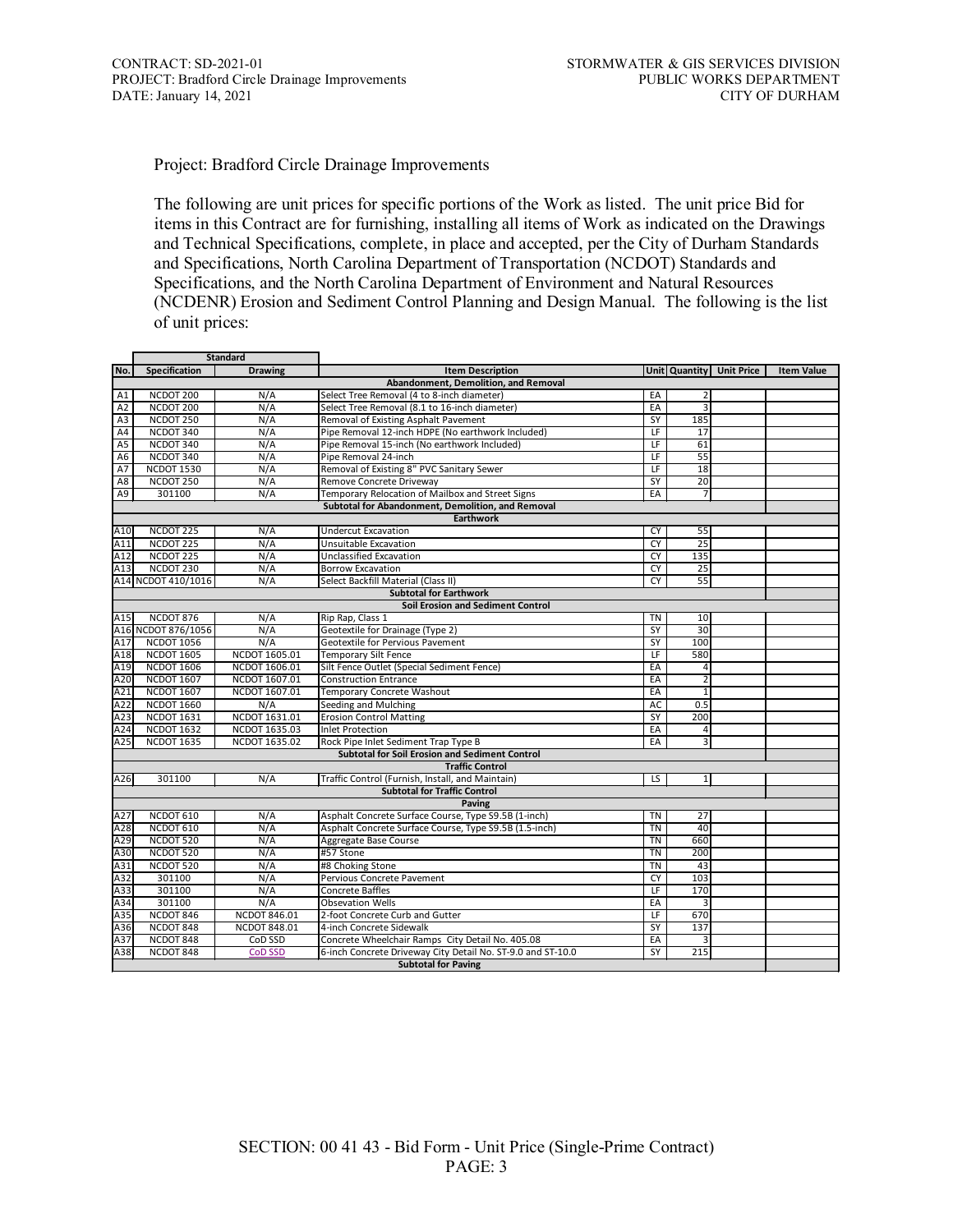Project: Bradford Circle Drainage Improvements

The following are unit prices for specific portions of the Work as listed. The unit price Bid for items in this Contract are for furnishing, installing all items of Work as indicated on the Drawings and Technical Specifications, complete, in place and accepted, per the City of Durham Standards and Specifications, North Carolina Department of Transportation (NCDOT) Standards and Specifications, and the North Carolina Department of Environment and Natural Resources (NCDENR) Erosion and Sediment Control Planning and Design Manual. The following is the list of unit prices:

| No. | Standard Specification | Standard Drawing | Item Description | Unit | Quantity | Unit Price | Item Value |
|---|---|---|---|---|---|---|---|
| | | | **Abandonment, Demolition, and Removal** | | | | |
| A1 | NCDOT 200 | N/A | Select Tree Removal (4 to 8-inch diameter) | EA | 2 | | |
| A2 | NCDOT 200 | N/A | Select Tree Removal (8.1 to 16-inch diameter) | EA | 3 | | |
| A3 | NCDOT 250 | N/A | Removal of Existing Asphalt Pavement | SY | 185 | | |
| A4 | NCDOT 340 | N/A | Pipe Removal 12-inch HDPE (No earthwork Included) | LF | 17 | | |
| A5 | NCDOT 340 | N/A | Pipe Removal 15-inch (No earthwork Included) | LF | 61 | | |
| A6 | NCDOT 340 | N/A | Pipe Removal 24-inch | LF | 55 | | |
| A7 | NCDOT 1530 | N/A | Removal of Existing 8" PVC Sanitary Sewer | LF | 18 | | |
| A8 | NCDOT 250 | N/A | Remove Concrete Driveway | SY | 20 | | |
| A9 | 301100 | N/A | Temporary Relocation of Mailbox and Street Signs | EA | 7 | | |
| | | | **Subtotal for Abandonment, Demolition, and Removal** | | | | |
| | | | **Earthwork** | | | | |
| A10 | NCDOT 225 | N/A | Undercut Excavation | CY | 55 | | |
| A11 | NCDOT 225 | N/A | Unsuitable Excavation | CY | 25 | | |
| A12 | NCDOT 225 | N/A | Unclassified Excavation | CY | 135 | | |
| A13 | NCDOT 230 | N/A | Borrow Excavation | CY | 25 | | |
| A14 | NCDOT 410/1016 | N/A | Select Backfill Material (Class II) | CY | 55 | | |
| | | | **Subtotal for Earthwork** | | | | |
| | | | **Soil Erosion and Sediment Control** | | | | |
| A15 | NCDOT 876 | N/A | Rip Rap, Class 1 | TN | 10 | | |
| A16 | NCDOT 876/1056 | N/A | Geotextile for Drainage (Type 2) | SY | 30 | | |
| A17 | NCDOT 1056 | N/A | Geotextile for Pervious Pavement | SY | 100 | | |
| A18 | NCDOT 1605 | NCDOT 1605.01 | Temporary Silt Fence | LF | 580 | | |
| A19 | NCDOT 1606 | NCDOT 1606.01 | Silt Fence Outlet (Special Sediment Fence) | EA | 4 | | |
| A20 | NCDOT 1607 | NCDOT 1607.01 | Construction Entrance | EA | 2 | | |
| A21 | NCDOT 1607 | NCDOT 1607.01 | Temporary Concrete Washout | EA | 1 | | |
| A22 | NCDOT 1660 | N/A | Seeding and Mulching | AC | 0.5 | | |
| A23 | NCDOT 1631 | NCDOT 1631.01 | Erosion Control Matting | SY | 200 | | |
| A24 | NCDOT 1632 | NCDOT 1635.03 | Inlet Protection | EA | 4 | | |
| A25 | NCDOT 1635 | NCDOT 1635.02 | Rock Pipe Inlet Sediment Trap Type B | EA | 3 | | |
| | | | **Subtotal for Soil Erosion and Sediment Control** | | | | |
| | | | **Traffic Control** | | | | |
| A26 | 301100 | N/A | Traffic Control (Furnish, Install, and Maintain) | LS | 1 | | |
| | | | **Subtotal for Traffic Control** | | | | |
| | | | **Paving** | | | | |
| A27 | NCDOT 610 | N/A | Asphalt Concrete Surface Course, Type S9.5B (1-inch) | TN | 27 | | |
| A28 | NCDOT 610 | N/A | Asphalt Concrete Surface Course, Type S9.5B (1.5-inch) | TN | 40 | | |
| A29 | NCDOT 520 | N/A | Aggregate Base Course | TN | 660 | | |
| A30 | NCDOT 520 | N/A | #57 Stone | TN | 200 | | |
| A31 | NCDOT 520 | N/A | #8 Choking Stone | TN | 43 | | |
| A32 | 301100 | N/A | Pervious Concrete Pavement | CY | 103 | | |
| A33 | 301100 | N/A | Concrete Baffles | LF | 170 | | |
| A34 | 301100 | N/A | Obsevation Wells | EA | 3 | | |
| A35 | NCDOT 846 | NCDOT 846.01 | 2-foot Concrete Curb and Gutter | LF | 670 | | |
| A36 | NCDOT 848 | NCDOT 848.01 | 4-inch Concrete Sidewalk | SY | 137 | | |
| A37 | NCDOT 848 | CoD SSD | Concrete Wheelchair Ramps City Detail No. 405.08 | EA | 3 | | |
| A38 | NCDOT 848 | CoD SSD | 6-inch Concrete Driveway City Detail No. ST-9.0 and ST-10.0 | SY | 215 | | |
| | | | **Subtotal for Paving** | | | | |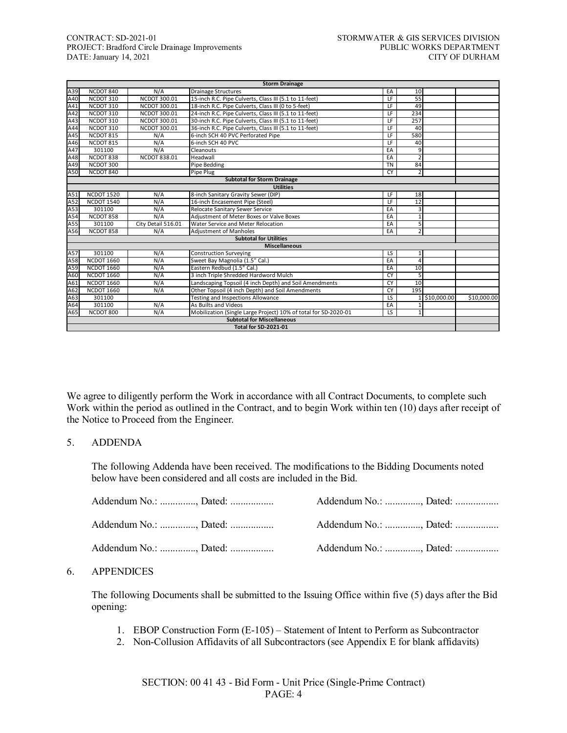| | | | Storm Drainage | | | | |
|---|---|---|---|---|---|---|---|
| A39 | NCDOT 840 | N/A | Drainage Structures | EA | 10 | | |
| A40 | NCDOT 310 | NCDOT 300.01 | 15-inch R.C. Pipe Culverts, Class III (5.1 to 11-feet) | LF | 55 | | |
| A41 | NCDOT 310 | NCDOT 300.01 | 18-inch R.C. Pipe Culverts, Class III (0 to 5-feet) | LF | 49 | | |
| A42 | NCDOT 310 | NCDOT 300.01 | 24-inch R.C. Pipe Culverts, Class III (5.1 to 11-feet) | LF | 234 | | |
| A43 | NCDOT 310 | NCDOT 300.01 | 30-inch R.C. Pipe Culverts, Class III (5.1 to 11-feet) | LF | 257 | | |
| A44 | NCDOT 310 | NCDOT 300.01 | 36-inch R.C. Pipe Culverts, Class III (5.1 to 11-feet) | LF | 40 | | |
| A45 | NCDOT 815 | N/A | 6-inch SCH 40 PVC Perforated Pipe | LF | 580 | | |
| A46 | NCDOT 815 | N/A | 6-inch SCH 40 PVC | LF | 40 | | |
| A47 | 301100 | N/A | Cleanouts | EA | 9 | | |
| A48 | NCDOT 838 | NCDOT 838.01 | Headwall | EA | 2 | | |
| A49 | NCDOT 300 | | Pipe Bedding | TN | 84 | | |
| A50 | NCDOT 840 | | Pipe Plug | CY | 2 | | |
| | | | **Subtotal for Storm Drainage** | | | | |
| | | | **Utilities** | | | | |
| A51 | NCDOT 1520 | N/A | 8-inch Sanitary Gravity Sewer (DIP) | LF | 18 | | |
| A52 | NCDOT 1540 | N/A | 16-inch Encasement Pipe (Steel) | LF | 12 | | |
| A53 | 301100 | N/A | Relocate Sanitary Sewer Service | EA | 3 | | |
| A54 | NCDOT 858 | N/A | Adjustment of Meter Boxes or Valve Boxes | EA | 1 | | |
| A55 | 301100 | City Detail 516.01 | Water Service and Meter Relocation | EA | 5 | | |
| A56 | NCDOT 858 | N/A | Adjustment of Manholes | EA | 2 | | |
| | | | **Subtotal for Utilities** | | | | |
| | | | **Miscellaneous** | | | | |
| A57 | 301100 | N/A | Construction Surveying | LS | 1 | | |
| A58 | NCDOT 1660 | N/A | Sweet Bay Magnolia (1.5" Cal.) | EA | 4 | | |
| A59 | NCDOT 1660 | N/A | Eastern Redbud (1.5" Cal.) | EA | 10 | | |
| A60 | NCDOT 1660 | N/A | 3 inch Triple Shredded Hardword Mulch | CY | 5 | | |
| A61 | NCDOT 1660 | N/A | Landscaping Topsoil (4 inch Depth) and Soil Amendments | CY | 10 | | |
| A62 | NCDOT 1660 | N/A | Other Topsoil (4 inch Depth) and Soil Amendments | CY | 195 | | |
| A63 | 301100 | | Testing and Inspections Allowance | LS | 1 | $10,000.00 | $10,000.00 |
| A64 | 301100 | N/A | As Builts and Videos | EA | 1 | | |
| A65 | NCDOT 800 | N/A | Mobilization (Single Large Project) 10% of total for SD-2020-01 | LS | 1 | | |
| | | | **Subtotal for Miscellaneous** | | | | |
| | | | **Total for SD-2021-01** | | | | |

We agree to diligently perform the Work in accordance with all Contract Documents, to complete such Work within the period as outlined in the Contract, and to begin Work within ten (10) days after receipt of the Notice to Proceed from the Engineer.

5. ADDENDA

The following Addenda have been received. The modifications to the Bidding Documents noted below have been considered and all costs are included in the Bid.

Addendum No.: .............., Dated: .................  Addendum No.: .............., Dated: .................

Addendum No.: .............., Dated: .................  Addendum No.: .............., Dated: .................

Addendum No.: .............., Dated: .................  Addendum No.: .............., Dated: .................

6. APPENDICES

The following Documents shall be submitted to the Issuing Office within five (5) days after the Bid opening:

1. EBOP Construction Form (E-105) – Statement of Intent to Perform as Subcontractor
2. Non-Collusion Affidavits of all Subcontractors (see Appendix E for blank affidavits)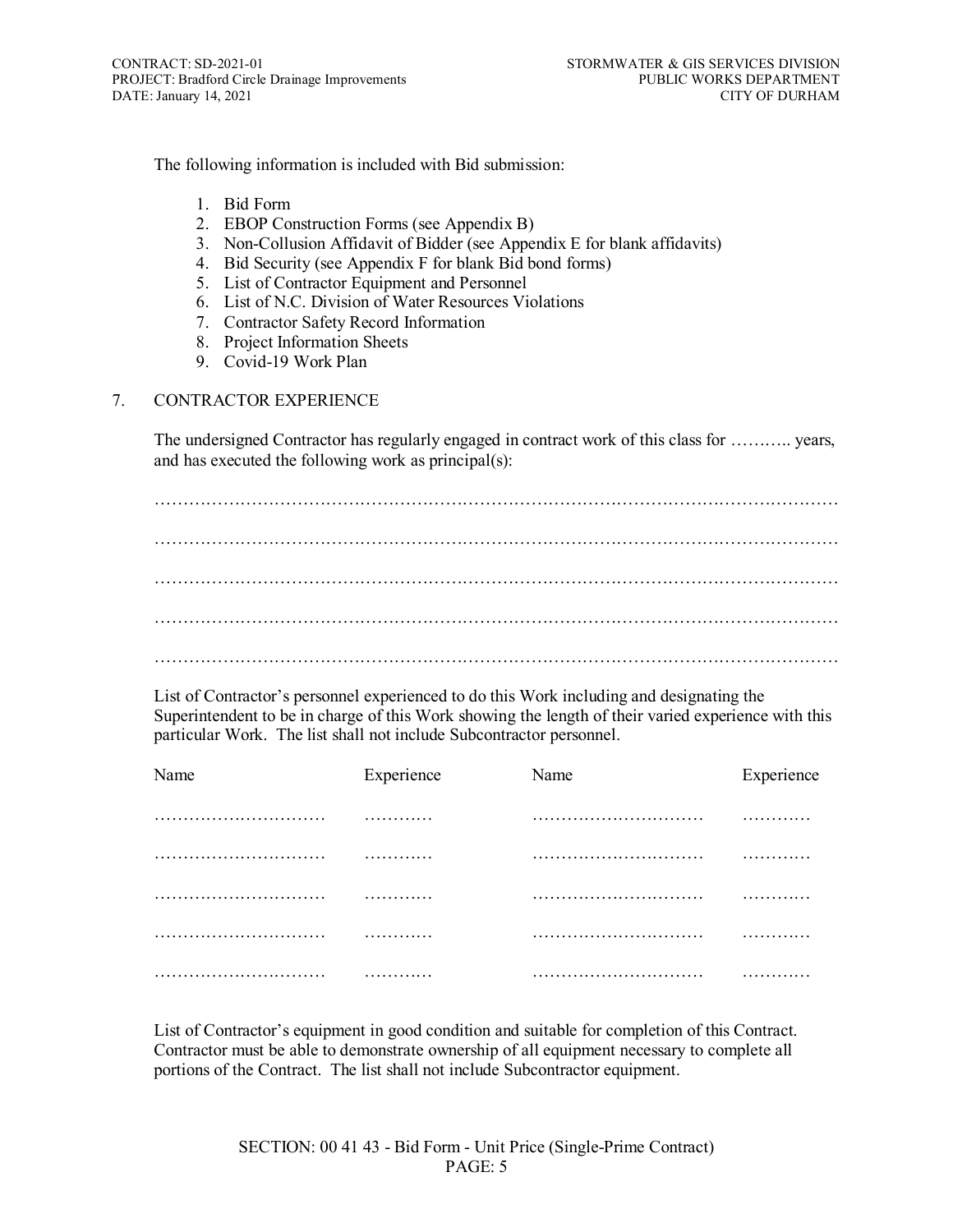The following information is included with Bid submission:

1. Bid Form
2. EBOP Construction Forms (see Appendix B)
3. Non-Collusion Affidavit of Bidder (see Appendix E for blank affidavits)
4. Bid Security (see Appendix F for blank Bid bond forms)
5. List of Contractor Equipment and Personnel
6. List of N.C. Division of Water Resources Violations
7. Contractor Safety Record Information
8. Project Information Sheets
9. Covid-19 Work Plan

## 7. CONTRACTOR EXPERIENCE

The undersigned Contractor has regularly engaged in contract work of this class for ……….. years, and has executed the following work as principal(s):

…………………………………………………………………………………………………………

…………………………………………………………………………………………………………

…………………………………………………………………………………………………………

…………………………………………………………………………………………………………

…………………………………………………………………………………………………………

List of Contractor's personnel experienced to do this Work including and designating the Superintendent to be in charge of this Work showing the length of their varied experience with this particular Work. The list shall not include Subcontractor personnel.

| Name | Experience | Name | Experience |
|---|---|---|---|
| ………………………… | ………… | ………………………… | ………… |
| ………………………… | ………… | ………………………… | ………… |
| ………………………… | ………… | ………………………… | ………… |
| ………………………… | ………… | ………………………… | ………… |
| ………………………… | ………… | ………………………… | ………… |

List of Contractor's equipment in good condition and suitable for completion of this Contract. Contractor must be able to demonstrate ownership of all equipment necessary to complete all portions of the Contract. The list shall not include Subcontractor equipment.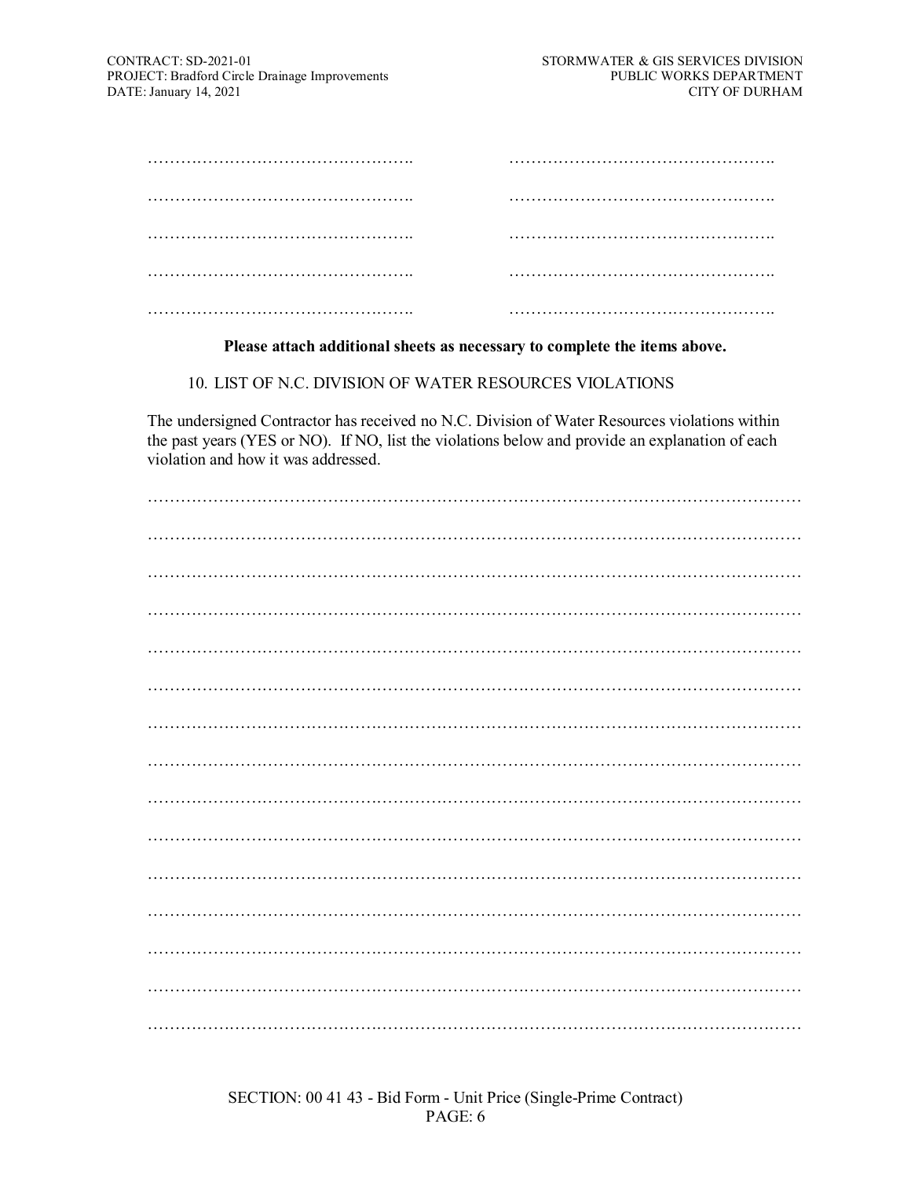| | |
|---|---|
| ………………………………………….. | ………………………………………….. |
| ………………………………………….. | ………………………………………….. |
| ………………………………………….. | ………………………………………….. |
| ………………………………………….. | ………………………………………….. |
| ………………………………………….. | ………………………………………….. |

**Please attach additional sheets as necessary to complete the items above.**

10. LIST OF N.C. DIVISION OF WATER RESOURCES VIOLATIONS

The undersigned Contractor has received no N.C. Division of Water Resources violations within the past years (YES or NO). If NO, list the violations below and provide an explanation of each violation and how it was addressed.

…………………………………………………………………………………………………………

…………………………………………………………………………………………………………

…………………………………………………………………………………………………………

…………………………………………………………………………………………………………

…………………………………………………………………………………………………………

…………………………………………………………………………………………………………

…………………………………………………………………………………………………………

…………………………………………………………………………………………………………

…………………………………………………………………………………………………………

…………………………………………………………………………………………………………

…………………………………………………………………………………………………………

…………………………………………………………………………………………………………

…………………………………………………………………………………………………………

…………………………………………………………………………………………………………

…………………………………………………………………………………………………………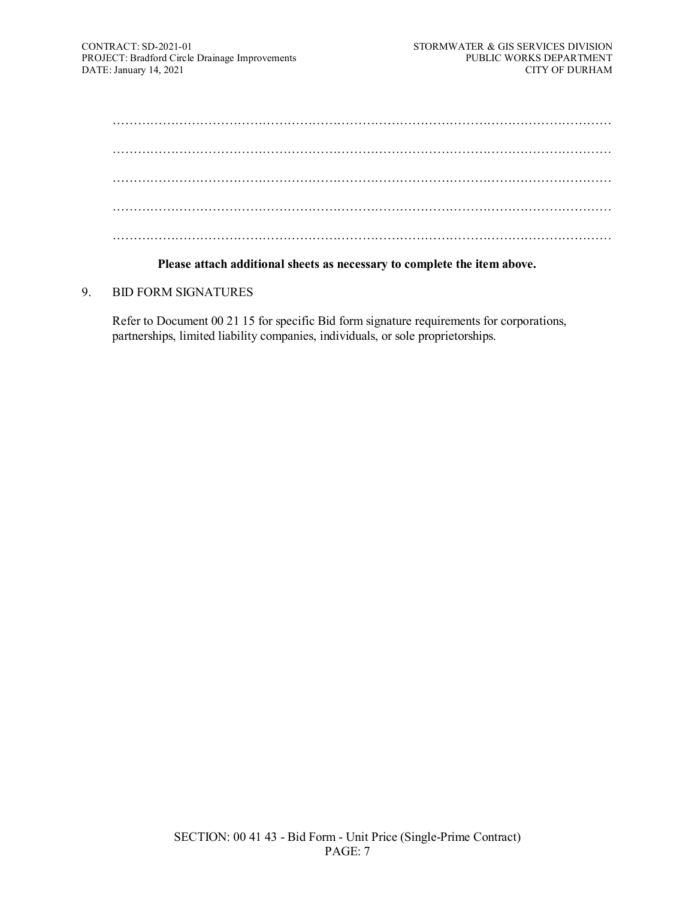…………………………………………………………………………………………………………

…………………………………………………………………………………………………………

…………………………………………………………………………………………………………

…………………………………………………………………………………………………………

…………………………………………………………………………………………………………

**Please attach additional sheets as necessary to complete the item above.**

9. BID FORM SIGNATURES

   Refer to Document 00 21 15 for specific Bid form signature requirements for corporations, partnerships, limited liability companies, individuals, or sole proprietorships.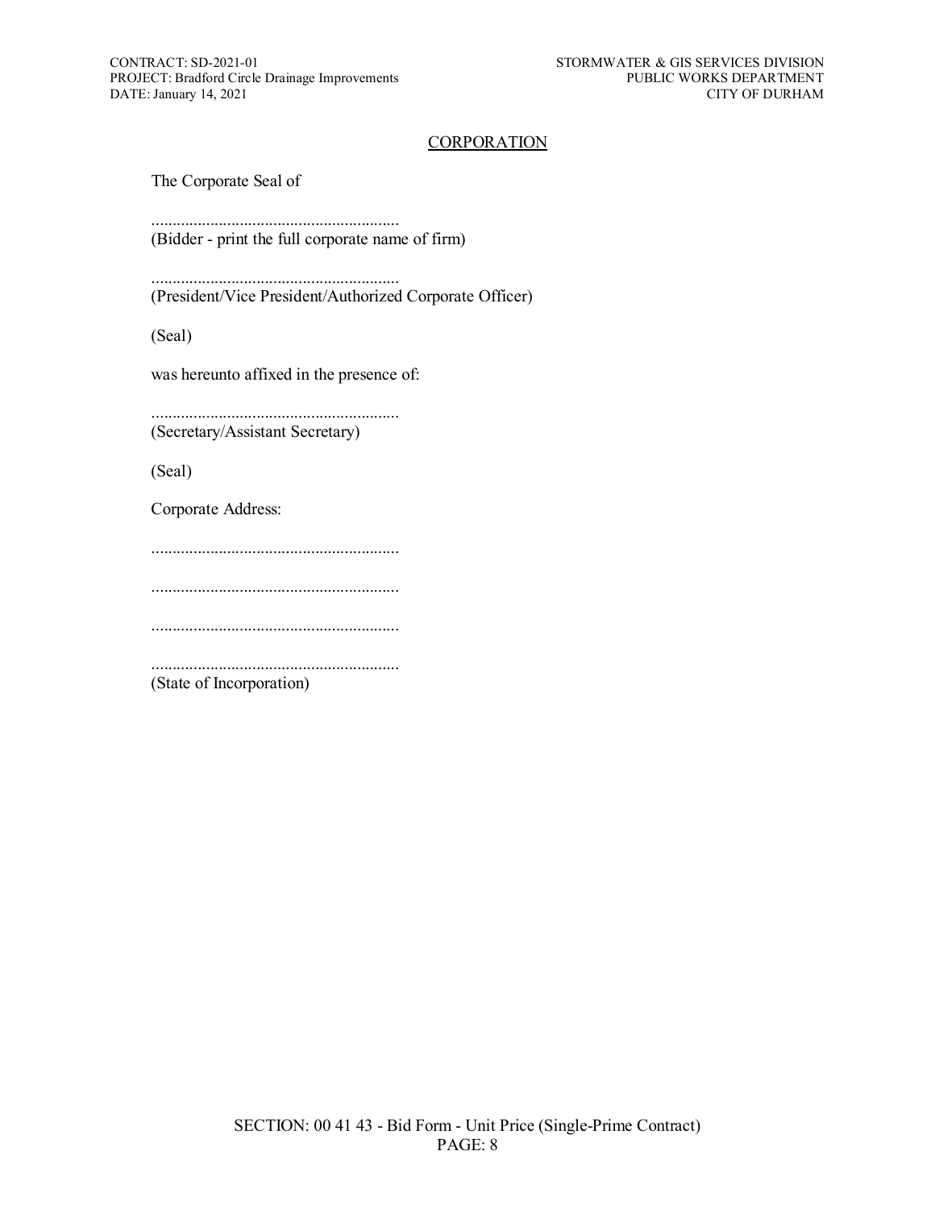## CORPORATION

The Corporate Seal of

............................................................
(Bidder - print the full corporate name of firm)

............................................................
(President/Vice President/Authorized Corporate Officer)

(Seal)

was hereunto affixed in the presence of:

............................................................
(Secretary/Assistant Secretary)

(Seal)

Corporate Address:

............................................................

............................................................

............................................................

............................................................
(State of Incorporation)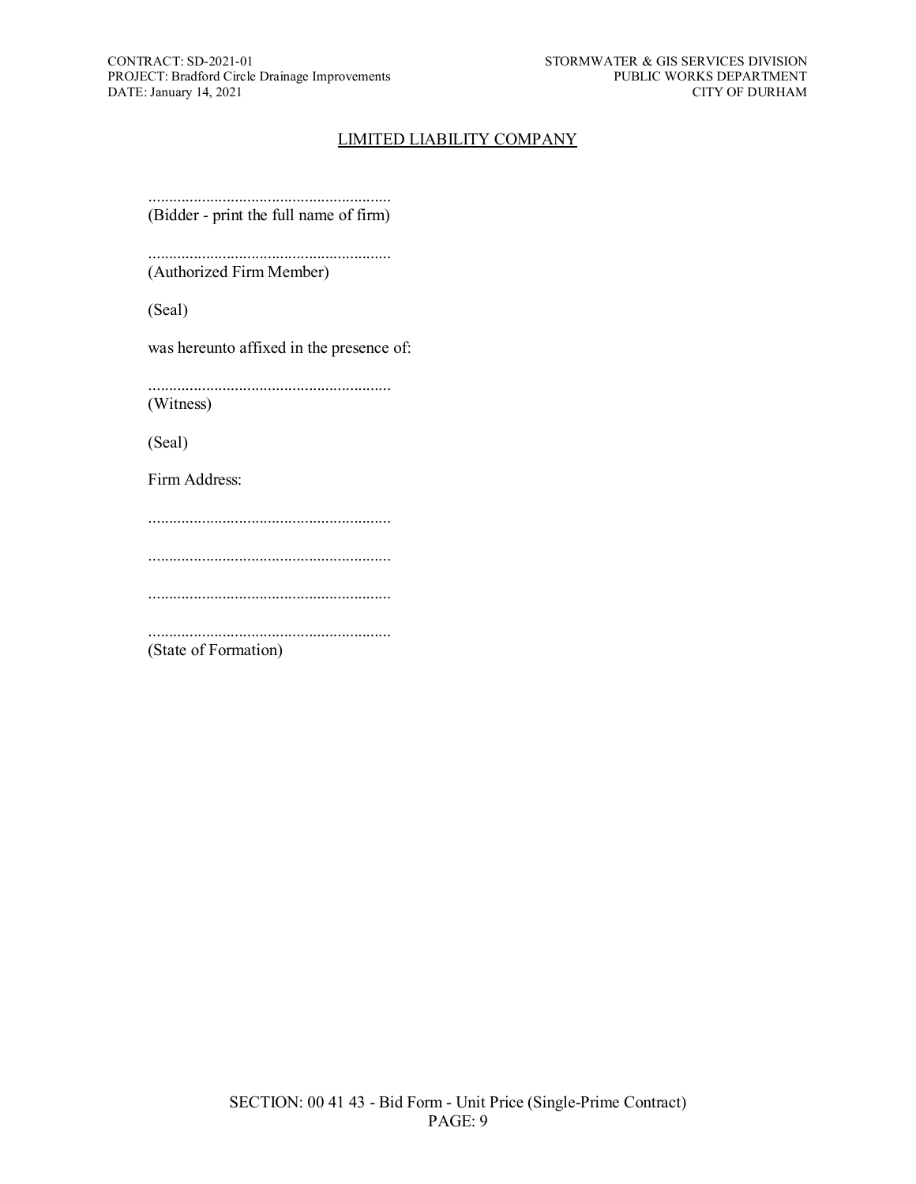## LIMITED LIABILITY COMPANY

..........................................................
(Bidder - print the full name of firm)

..........................................................
(Authorized Firm Member)

(Seal)

was hereunto affixed in the presence of:

..........................................................
(Witness)

(Seal)

Firm Address:

..........................................................

..........................................................

..........................................................

..........................................................
(State of Formation)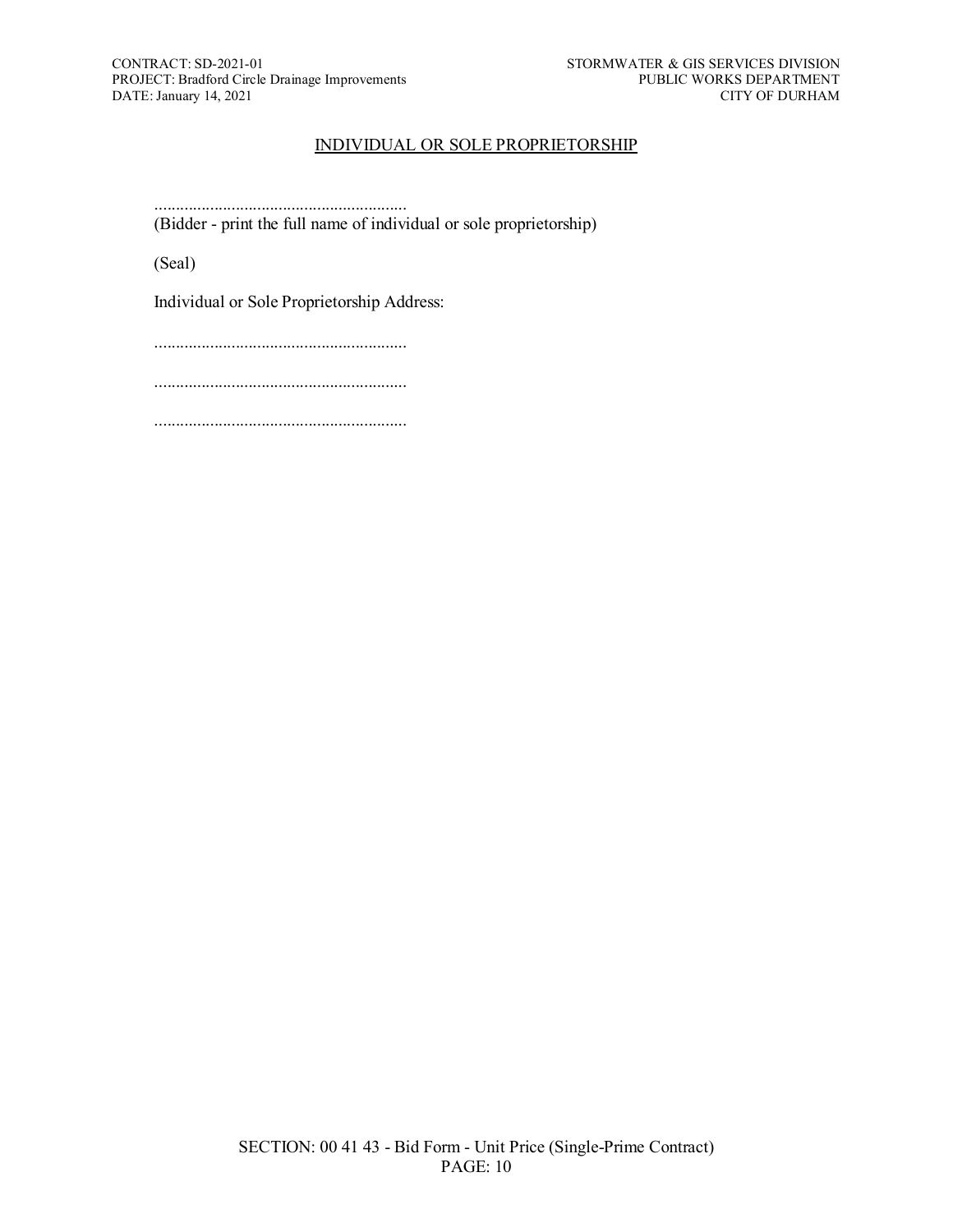## INDIVIDUAL OR SOLE PROPRIETORSHIP

..........................................................
(Bidder - print the full name of individual or sole proprietorship)

(Seal)

Individual or Sole Proprietorship Address:

..........................................................

..........................................................

..........................................................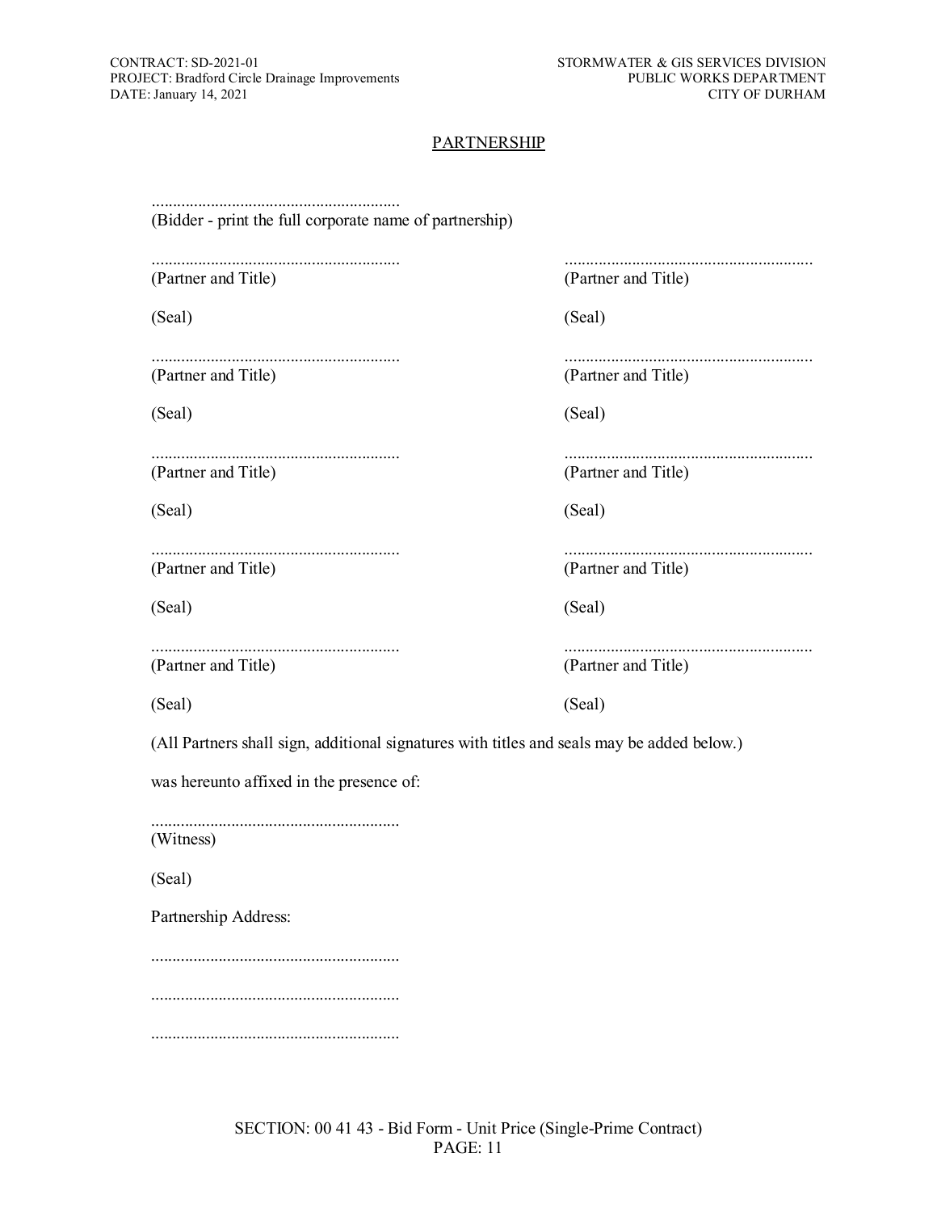## PARTNERSHIP

...........................................................
(Bidder - print the full corporate name of partnership)

| | |
|---|---|
| ........................................................... | ........................................................... |
| (Partner and Title) | (Partner and Title) |
| (Seal) | (Seal) |
| ........................................................... | ........................................................... |
| (Partner and Title) | (Partner and Title) |
| (Seal) | (Seal) |
| ........................................................... | ........................................................... |
| (Partner and Title) | (Partner and Title) |
| (Seal) | (Seal) |
| ........................................................... | ........................................................... |
| (Partner and Title) | (Partner and Title) |
| (Seal) | (Seal) |
| ........................................................... | ........................................................... |
| (Partner and Title) | (Partner and Title) |
| (Seal) | (Seal) |

(All Partners shall sign, additional signatures with titles and seals may be added below.)

was hereunto affixed in the presence of:

...........................................................
(Witness)

(Seal)

Partnership Address:

...........................................................

...........................................................

...........................................................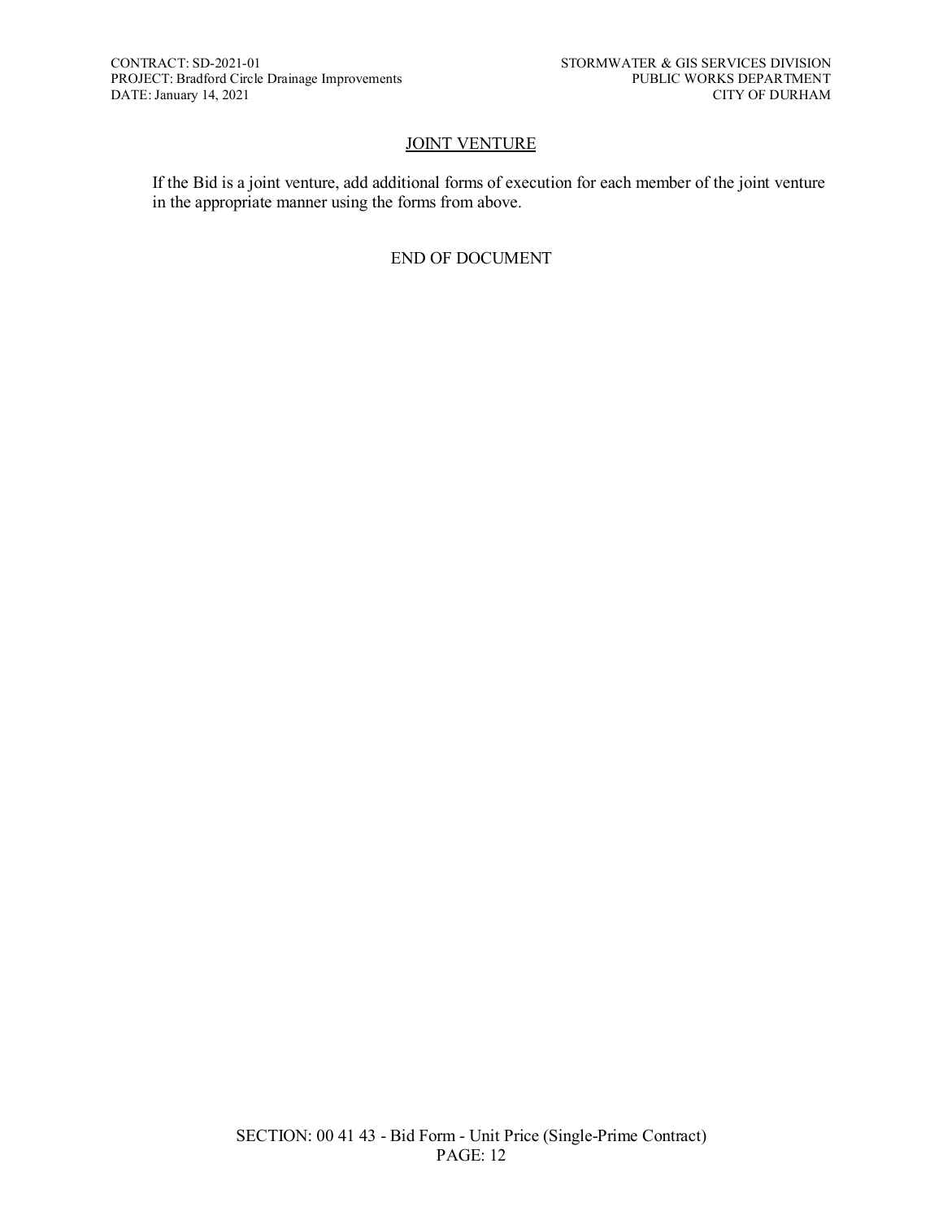## JOINT VENTURE

If the Bid is a joint venture, add additional forms of execution for each member of the joint venture in the appropriate manner using the forms from above.

END OF DOCUMENT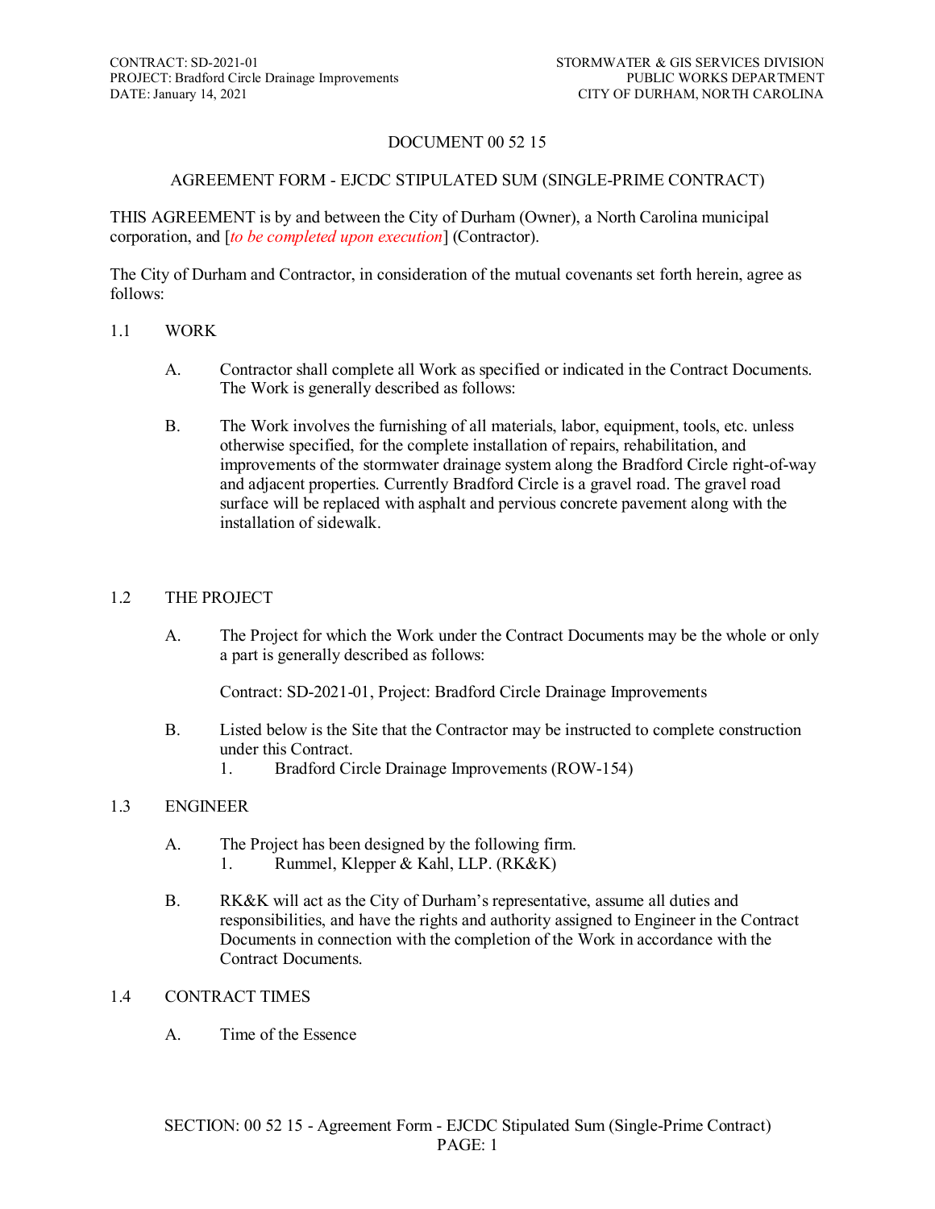# DOCUMENT 00 52 15

## AGREEMENT FORM - EJCDC STIPULATED SUM (SINGLE-PRIME CONTRACT)

THIS AGREEMENT is by and between the City of Durham (Owner), a North Carolina municipal corporation, and [*to be completed upon execution*] (Contractor).

The City of Durham and Contractor, in consideration of the mutual covenants set forth herein, agree as follows:

### 1.1 WORK

A. Contractor shall complete all Work as specified or indicated in the Contract Documents. The Work is generally described as follows:

B. The Work involves the furnishing of all materials, labor, equipment, tools, etc. unless otherwise specified, for the complete installation of repairs, rehabilitation, and improvements of the stormwater drainage system along the Bradford Circle right-of-way and adjacent properties. Currently Bradford Circle is a gravel road. The gravel road surface will be replaced with asphalt and pervious concrete pavement along with the installation of sidewalk.

### 1.2 THE PROJECT

A. The Project for which the Work under the Contract Documents may be the whole or only a part is generally described as follows:

Contract: SD-2021-01, Project: Bradford Circle Drainage Improvements

B. Listed below is the Site that the Contractor may be instructed to complete construction under this Contract.

1. Bradford Circle Drainage Improvements (ROW-154)

### 1.3 ENGINEER

A. The Project has been designed by the following firm.

1. Rummel, Klepper & Kahl, LLP. (RK&K)

B. RK&K will act as the City of Durham's representative, assume all duties and responsibilities, and have the rights and authority assigned to Engineer in the Contract Documents in connection with the completion of the Work in accordance with the Contract Documents.

### 1.4 CONTRACT TIMES

A. Time of the Essence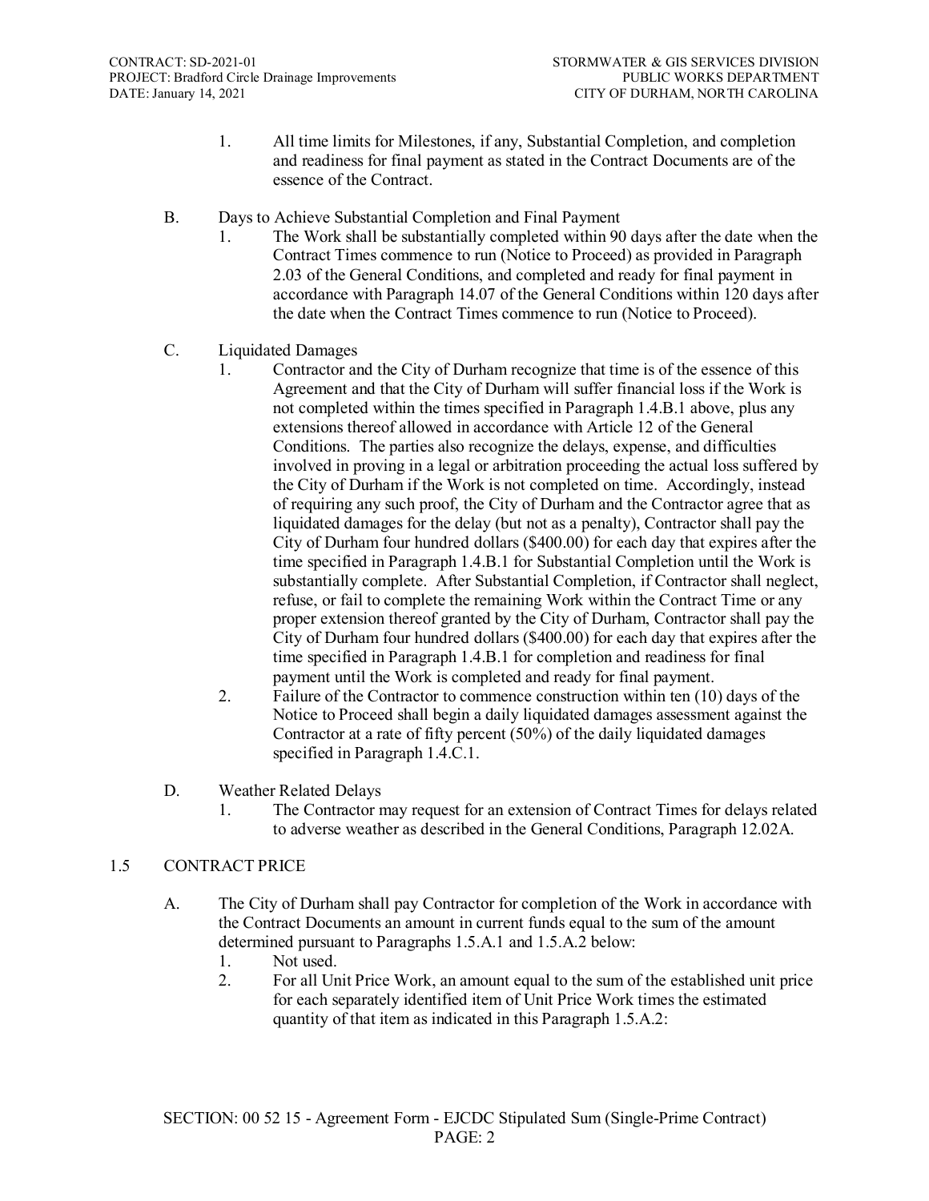1. All time limits for Milestones, if any, Substantial Completion, and completion and readiness for final payment as stated in the Contract Documents are of the essence of the Contract.

B. Days to Achieve Substantial Completion and Final Payment

1. The Work shall be substantially completed within 90 days after the date when the Contract Times commence to run (Notice to Proceed) as provided in Paragraph 2.03 of the General Conditions, and completed and ready for final payment in accordance with Paragraph 14.07 of the General Conditions within 120 days after the date when the Contract Times commence to run (Notice to Proceed).

C. Liquidated Damages

1. Contractor and the City of Durham recognize that time is of the essence of this Agreement and that the City of Durham will suffer financial loss if the Work is not completed within the times specified in Paragraph 1.4.B.1 above, plus any extensions thereof allowed in accordance with Article 12 of the General Conditions. The parties also recognize the delays, expense, and difficulties involved in proving in a legal or arbitration proceeding the actual loss suffered by the City of Durham if the Work is not completed on time. Accordingly, instead of requiring any such proof, the City of Durham and the Contractor agree that as liquidated damages for the delay (but not as a penalty), Contractor shall pay the City of Durham four hundred dollars ($400.00) for each day that expires after the time specified in Paragraph 1.4.B.1 for Substantial Completion until the Work is substantially complete. After Substantial Completion, if Contractor shall neglect, refuse, or fail to complete the remaining Work within the Contract Time or any proper extension thereof granted by the City of Durham, Contractor shall pay the City of Durham four hundred dollars ($400.00) for each day that expires after the time specified in Paragraph 1.4.B.1 for completion and readiness for final payment until the Work is completed and ready for final payment.
2. Failure of the Contractor to commence construction within ten (10) days of the Notice to Proceed shall begin a daily liquidated damages assessment against the Contractor at a rate of fifty percent (50%) of the daily liquidated damages specified in Paragraph 1.4.C.1.

D. Weather Related Delays

1. The Contractor may request for an extension of Contract Times for delays related to adverse weather as described in the General Conditions, Paragraph 12.02A.

## 1.5 CONTRACT PRICE

A. The City of Durham shall pay Contractor for completion of the Work in accordance with the Contract Documents an amount in current funds equal to the sum of the amount determined pursuant to Paragraphs 1.5.A.1 and 1.5.A.2 below:

1. Not used.
2. For all Unit Price Work, an amount equal to the sum of the established unit price for each separately identified item of Unit Price Work times the estimated quantity of that item as indicated in this Paragraph 1.5.A.2: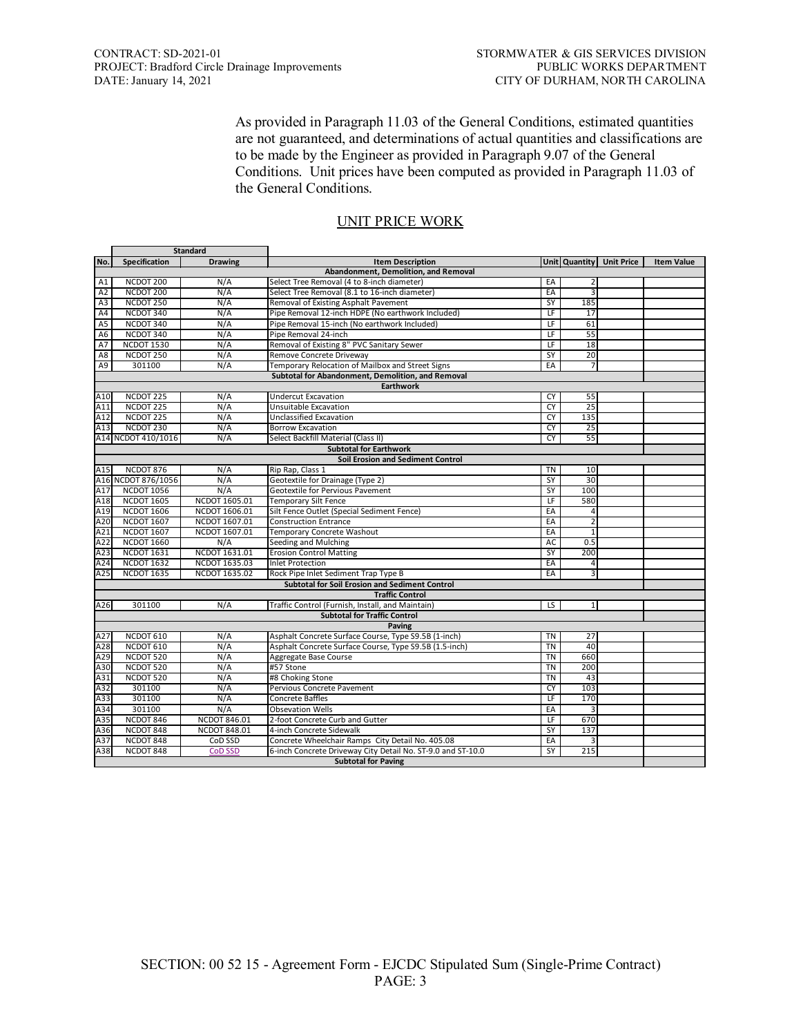As provided in Paragraph 11.03 of the General Conditions, estimated quantities are not guaranteed, and determinations of actual quantities and classifications are to be made by the Engineer as provided in Paragraph 9.07 of the General Conditions. Unit prices have been computed as provided in Paragraph 11.03 of the General Conditions.

## UNIT PRICE WORK

| | Standard | | | | | | |
|---|---|---|---|---|---|---|---|
| No. | Specification | Drawing | Item Description | Unit | Quantity | Unit Price | Item Value |
| | | | **Abandonment, Demolition, and Removal** | | | | |
| A1 | NCDOT 200 | N/A | Select Tree Removal (4 to 8-inch diameter) | EA | 2 | | |
| A2 | NCDOT 200 | N/A | Select Tree Removal (8.1 to 16-inch diameter) | EA | 3 | | |
| A3 | NCDOT 250 | N/A | Removal of Existing Asphalt Pavement | SY | 185 | | |
| A4 | NCDOT 340 | N/A | Pipe Removal 12-inch HDPE (No earthwork Included) | LF | 17 | | |
| A5 | NCDOT 340 | N/A | Pipe Removal 15-inch (No earthwork Included) | LF | 61 | | |
| A6 | NCDOT 340 | N/A | Pipe Removal 24-inch | LF | 55 | | |
| A7 | NCDOT 1530 | N/A | Removal of Existing 8" PVC Sanitary Sewer | LF | 18 | | |
| A8 | NCDOT 250 | N/A | Remove Concrete Driveway | SY | 20 | | |
| A9 | 301100 | N/A | Temporary Relocation of Mailbox and Street Signs | EA | 7 | | |
| | | | **Subtotal for Abandonment, Demolition, and Removal** | | | | |
| | | | **Earthwork** | | | | |
| A10 | NCDOT 225 | N/A | Undercut Excavation | CY | 55 | | |
| A11 | NCDOT 225 | N/A | Unsuitable Excavation | CY | 25 | | |
| A12 | NCDOT 225 | N/A | Unclassified Excavation | CY | 135 | | |
| A13 | NCDOT 230 | N/A | Borrow Excavation | CY | 25 | | |
| A14 | NCDOT 410/1016 | N/A | Select Backfill Material (Class II) | CY | 55 | | |
| | | | **Subtotal for Earthwork** | | | | |
| | | | **Soil Erosion and Sediment Control** | | | | |
| A15 | NCDOT 876 | N/A | Rip Rap, Class 1 | TN | 10 | | |
| A16 | NCDOT 876/1056 | N/A | Geotextile for Drainage (Type 2) | SY | 30 | | |
| A17 | NCDOT 1056 | N/A | Geotextile for Pervious Pavement | SY | 100 | | |
| A18 | NCDOT 1605 | NCDOT 1605.01 | Temporary Silt Fence | LF | 580 | | |
| A19 | NCDOT 1606 | NCDOT 1606.01 | Silt Fence Outlet (Special Sediment Fence) | EA | 4 | | |
| A20 | NCDOT 1607 | NCDOT 1607.01 | Construction Entrance | EA | 2 | | |
| A21 | NCDOT 1607 | NCDOT 1607.01 | Temporary Concrete Washout | EA | 1 | | |
| A22 | NCDOT 1660 | N/A | Seeding and Mulching | AC | 0.5 | | |
| A23 | NCDOT 1631 | NCDOT 1631.01 | Erosion Control Matting | SY | 200 | | |
| A24 | NCDOT 1632 | NCDOT 1635.03 | Inlet Protection | EA | 4 | | |
| A25 | NCDOT 1635 | NCDOT 1635.02 | Rock Pipe Inlet Sediment Trap Type B | EA | 3 | | |
| | | | **Subtotal for Soil Erosion and Sediment Control** | | | | |
| | | | **Traffic Control** | | | | |
| A26 | 301100 | N/A | Traffic Control (Furnish, Install, and Maintain) | LS | 1 | | |
| | | | **Subtotal for Traffic Control** | | | | |
| | | | **Paving** | | | | |
| A27 | NCDOT 610 | N/A | Asphalt Concrete Surface Course, Type S9.5B (1-inch) | TN | 27 | | |
| A28 | NCDOT 610 | N/A | Asphalt Concrete Surface Course, Type S9.5B (1.5-inch) | TN | 40 | | |
| A29 | NCDOT 520 | N/A | Aggregate Base Course | TN | 660 | | |
| A30 | NCDOT 520 | N/A | #57 Stone | TN | 200 | | |
| A31 | NCDOT 520 | N/A | #8 Choking Stone | TN | 43 | | |
| A32 | 301100 | N/A | Pervious Concrete Pavement | CY | 103 | | |
| A33 | 301100 | N/A | Concrete Baffles | LF | 170 | | |
| A34 | 301100 | N/A | Obsevation Wells | EA | 3 | | |
| A35 | NCDOT 846 | NCDOT 846.01 | 2-foot Concrete Curb and Gutter | LF | 670 | | |
| A36 | NCDOT 848 | NCDOT 848.01 | 4-inch Concrete Sidewalk | SY | 137 | | |
| A37 | NCDOT 848 | CoD SSD | Concrete Wheelchair Ramps City Detail No. 405.08 | EA | 3 | | |
| A38 | NCDOT 848 | CoD SSD | 6-inch Concrete Driveway City Detail No. ST-9.0 and ST-10.0 | SY | 215 | | |
| | | | **Subtotal for Paving** | | | | |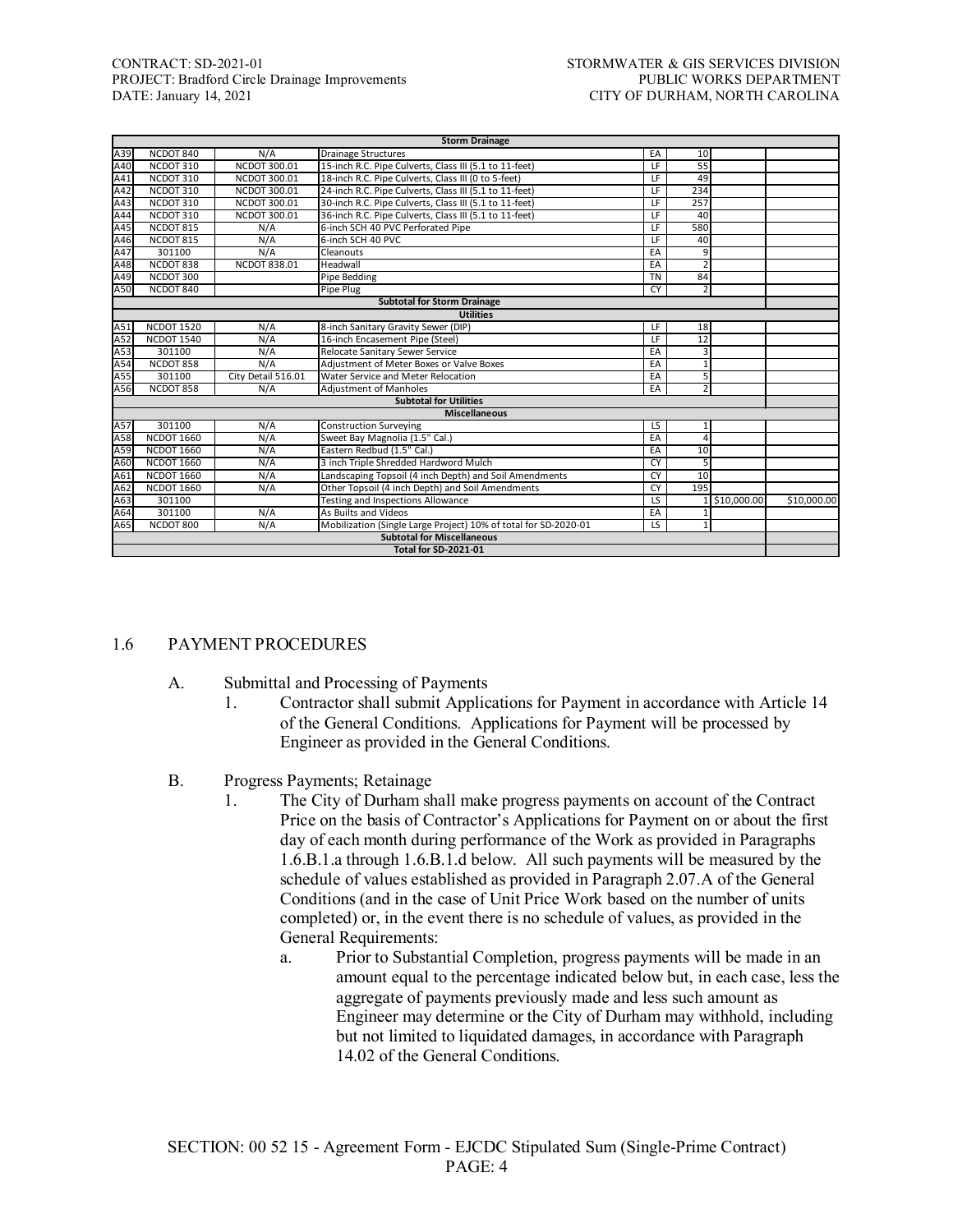| | | | **Storm Drainage** | | | | |
|---|---|---|---|---|---|---|---|
| A39 | NCDOT 840 | N/A | Drainage Structures | EA | 10 | | |
| A40 | NCDOT 310 | NCDOT 300.01 | 15-inch R.C. Pipe Culverts, Class III (5.1 to 11-feet) | LF | 55 | | |
| A41 | NCDOT 310 | NCDOT 300.01 | 18-inch R.C. Pipe Culverts, Class III (0 to 5-feet) | LF | 49 | | |
| A42 | NCDOT 310 | NCDOT 300.01 | 24-inch R.C. Pipe Culverts, Class III (5.1 to 11-feet) | LF | 234 | | |
| A43 | NCDOT 310 | NCDOT 300.01 | 30-inch R.C. Pipe Culverts, Class III (5.1 to 11-feet) | LF | 257 | | |
| A44 | NCDOT 310 | NCDOT 300.01 | 36-inch R.C. Pipe Culverts, Class III (5.1 to 11-feet) | LF | 40 | | |
| A45 | NCDOT 815 | N/A | 6-inch SCH 40 PVC Perforated Pipe | LF | 580 | | |
| A46 | NCDOT 815 | N/A | 6-inch SCH 40 PVC | LF | 40 | | |
| A47 | 301100 | N/A | Cleanouts | EA | 9 | | |
| A48 | NCDOT 838 | NCDOT 838.01 | Headwall | EA | 2 | | |
| A49 | NCDOT 300 | | Pipe Bedding | TN | 84 | | |
| A50 | NCDOT 840 | | Pipe Plug | CY | 2 | | |
| | | | **Subtotal for Storm Drainage** | | | | |
| | | | **Utilities** | | | | |
| A51 | NCDOT 1520 | N/A | 8-inch Sanitary Gravity Sewer (DIP) | LF | 18 | | |
| A52 | NCDOT 1540 | N/A | 16-inch Encasement Pipe (Steel) | LF | 12 | | |
| A53 | 301100 | N/A | Relocate Sanitary Sewer Service | EA | 3 | | |
| A54 | NCDOT 858 | N/A | Adjustment of Meter Boxes or Valve Boxes | EA | 1 | | |
| A55 | 301100 | City Detail 516.01 | Water Service and Meter Relocation | EA | 5 | | |
| A56 | NCDOT 858 | N/A | Adjustment of Manholes | EA | 2 | | |
| | | | **Subtotal for Utilities** | | | | |
| | | | **Miscellaneous** | | | | |
| A57 | 301100 | N/A | Construction Surveying | LS | 1 | | |
| A58 | NCDOT 1660 | N/A | Sweet Bay Magnolia (1.5" Cal.) | EA | 4 | | |
| A59 | NCDOT 1660 | N/A | Eastern Redbud (1.5" Cal.) | EA | 10 | | |
| A60 | NCDOT 1660 | N/A | 3 inch Triple Shredded Hardword Mulch | CY | 5 | | |
| A61 | NCDOT 1660 | N/A | Landscaping Topsoil (4 inch Depth) and Soil Amendments | CY | 10 | | |
| A62 | NCDOT 1660 | N/A | Other Topsoil (4 inch Depth) and Soil Amendments | CY | 195 | | |
| A63 | 301100 | | Testing and Inspections Allowance | LS | 1 | $10,000.00 | $10,000.00 |
| A64 | 301100 | N/A | As Builts and Videos | EA | 1 | | |
| A65 | NCDOT 800 | N/A | Mobilization (Single Large Project) 10% of total for SD-2020-01 | LS | 1 | | |
| | | | **Subtotal for Miscellaneous** | | | | |
| | | | **Total for SD-2021-01** | | | | |

## 1.6 PAYMENT PROCEDURES

A. Submittal and Processing of Payments

1. Contractor shall submit Applications for Payment in accordance with Article 14 of the General Conditions. Applications for Payment will be processed by Engineer as provided in the General Conditions.

B. Progress Payments; Retainage

1. The City of Durham shall make progress payments on account of the Contract Price on the basis of Contractor's Applications for Payment on or about the first day of each month during performance of the Work as provided in Paragraphs 1.6.B.1.a through 1.6.B.1.d below. All such payments will be measured by the schedule of values established as provided in Paragraph 2.07.A of the General Conditions (and in the case of Unit Price Work based on the number of units completed) or, in the event there is no schedule of values, as provided in the General Requirements:

   a. Prior to Substantial Completion, progress payments will be made in an amount equal to the percentage indicated below but, in each case, less the aggregate of payments previously made and less such amount as Engineer may determine or the City of Durham may withhold, including but not limited to liquidated damages, in accordance with Paragraph 14.02 of the General Conditions.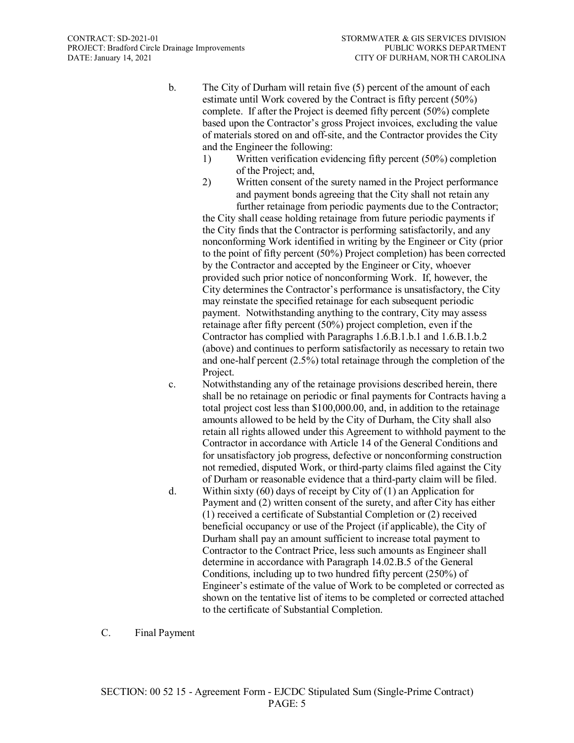b. The City of Durham will retain five (5) percent of the amount of each estimate until Work covered by the Contract is fifty percent (50%) complete. If after the Project is deemed fifty percent (50%) complete based upon the Contractor's gross Project invoices, excluding the value of materials stored on and off-site, and the Contractor provides the City and the Engineer the following:

   1) Written verification evidencing fifty percent (50%) completion of the Project; and,
   2) Written consent of the surety named in the Project performance and payment bonds agreeing that the City shall not retain any further retainage from periodic payments due to the Contractor;

   the City shall cease holding retainage from future periodic payments if the City finds that the Contractor is performing satisfactorily, and any nonconforming Work identified in writing by the Engineer or City (prior to the point of fifty percent (50%) Project completion) has been corrected by the Contractor and accepted by the Engineer or City, whoever provided such prior notice of nonconforming Work. If, however, the City determines the Contractor's performance is unsatisfactory, the City may reinstate the specified retainage for each subsequent periodic payment. Notwithstanding anything to the contrary, City may assess retainage after fifty percent (50%) project completion, even if the Contractor has complied with Paragraphs 1.6.B.1.b.1 and 1.6.B.1.b.2 (above) and continues to perform satisfactorily as necessary to retain two and one-half percent (2.5%) total retainage through the completion of the Project.

c. Notwithstanding any of the retainage provisions described herein, there shall be no retainage on periodic or final payments for Contracts having a total project cost less than $100,000.00, and, in addition to the retainage amounts allowed to be held by the City of Durham, the City shall also retain all rights allowed under this Agreement to withhold payment to the Contractor in accordance with Article 14 of the General Conditions and for unsatisfactory job progress, defective or nonconforming construction not remedied, disputed Work, or third-party claims filed against the City of Durham or reasonable evidence that a third-party claim will be filed.

d. Within sixty (60) days of receipt by City of (1) an Application for Payment and (2) written consent of the surety, and after City has either (1) received a certificate of Substantial Completion or (2) received beneficial occupancy or use of the Project (if applicable), the City of Durham shall pay an amount sufficient to increase total payment to Contractor to the Contract Price, less such amounts as Engineer shall determine in accordance with Paragraph 14.02.B.5 of the General Conditions, including up to two hundred fifty percent (250%) of Engineer's estimate of the value of Work to be completed or corrected as shown on the tentative list of items to be completed or corrected attached to the certificate of Substantial Completion.

C. Final Payment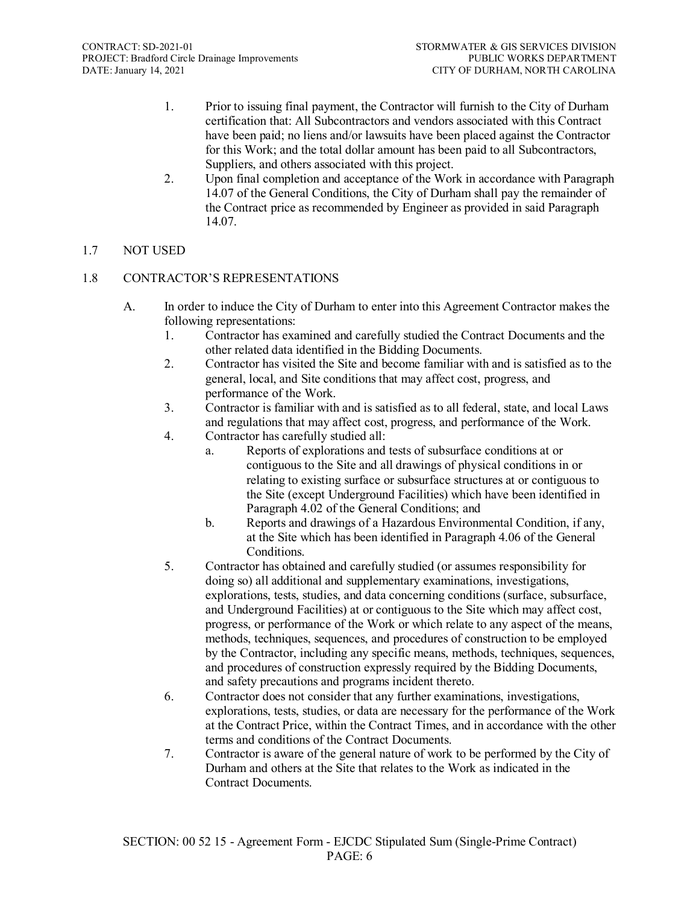1. Prior to issuing final payment, the Contractor will furnish to the City of Durham certification that: All Subcontractors and vendors associated with this Contract have been paid; no liens and/or lawsuits have been placed against the Contractor for this Work; and the total dollar amount has been paid to all Subcontractors, Suppliers, and others associated with this project.
2. Upon final completion and acceptance of the Work in accordance with Paragraph 14.07 of the General Conditions, the City of Durham shall pay the remainder of the Contract price as recommended by Engineer as provided in said Paragraph 14.07.

## 1.7 NOT USED

## 1.8 CONTRACTOR'S REPRESENTATIONS

A. In order to induce the City of Durham to enter into this Agreement Contractor makes the following representations:
   1. Contractor has examined and carefully studied the Contract Documents and the other related data identified in the Bidding Documents.
   2. Contractor has visited the Site and become familiar with and is satisfied as to the general, local, and Site conditions that may affect cost, progress, and performance of the Work.
   3. Contractor is familiar with and is satisfied as to all federal, state, and local Laws and regulations that may affect cost, progress, and performance of the Work.
   4. Contractor has carefully studied all:
      a. Reports of explorations and tests of subsurface conditions at or contiguous to the Site and all drawings of physical conditions in or relating to existing surface or subsurface structures at or contiguous to the Site (except Underground Facilities) which have been identified in Paragraph 4.02 of the General Conditions; and
      b. Reports and drawings of a Hazardous Environmental Condition, if any, at the Site which has been identified in Paragraph 4.06 of the General Conditions.
   5. Contractor has obtained and carefully studied (or assumes responsibility for doing so) all additional and supplementary examinations, investigations, explorations, tests, studies, and data concerning conditions (surface, subsurface, and Underground Facilities) at or contiguous to the Site which may affect cost, progress, or performance of the Work or which relate to any aspect of the means, methods, techniques, sequences, and procedures of construction to be employed by the Contractor, including any specific means, methods, techniques, sequences, and procedures of construction expressly required by the Bidding Documents, and safety precautions and programs incident thereto.
   6. Contractor does not consider that any further examinations, investigations, explorations, tests, studies, or data are necessary for the performance of the Work at the Contract Price, within the Contract Times, and in accordance with the other terms and conditions of the Contract Documents.
   7. Contractor is aware of the general nature of work to be performed by the City of Durham and others at the Site that relates to the Work as indicated in the Contract Documents.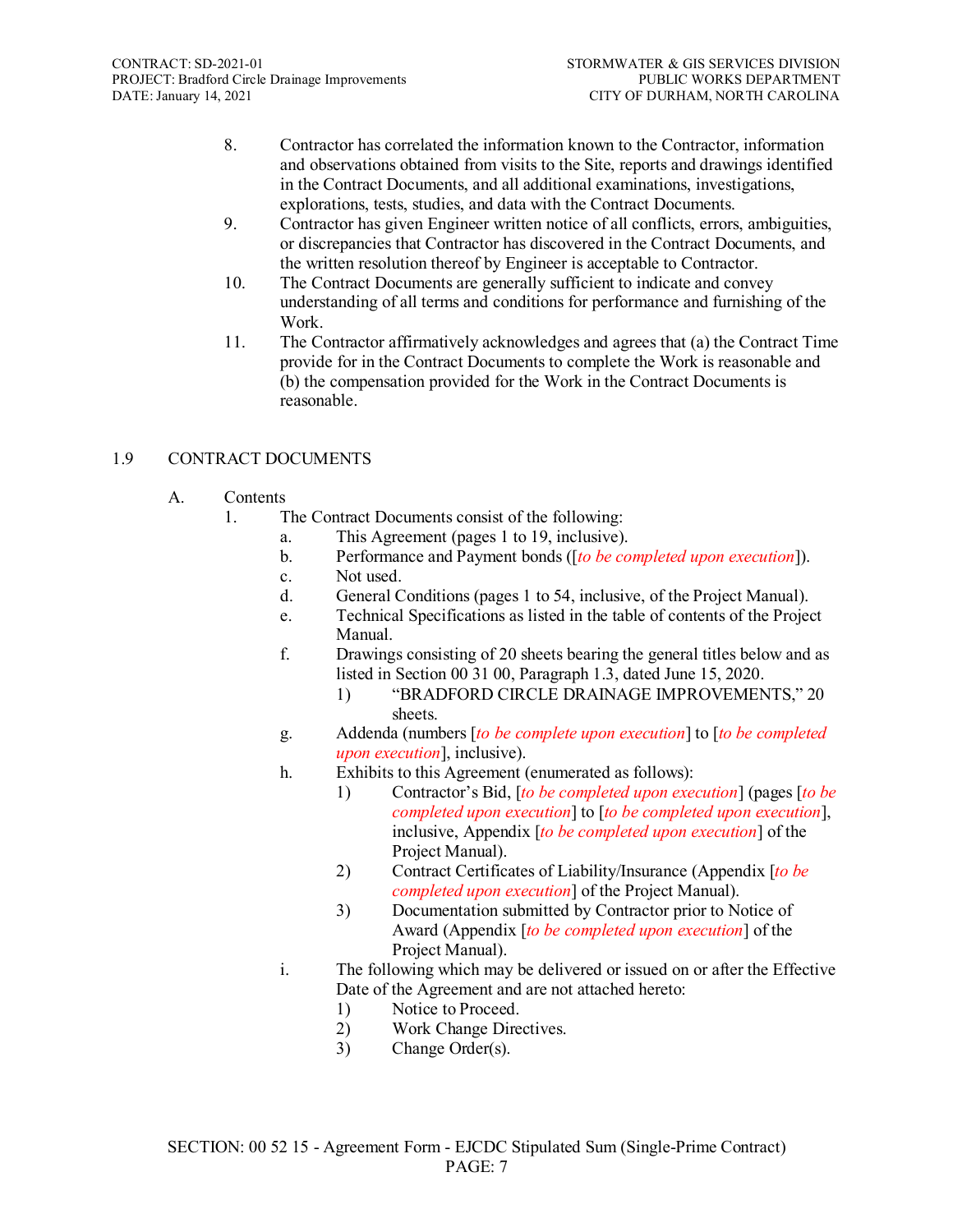8. Contractor has correlated the information known to the Contractor, information and observations obtained from visits to the Site, reports and drawings identified in the Contract Documents, and all additional examinations, investigations, explorations, tests, studies, and data with the Contract Documents.
9. Contractor has given Engineer written notice of all conflicts, errors, ambiguities, or discrepancies that Contractor has discovered in the Contract Documents, and the written resolution thereof by Engineer is acceptable to Contractor.
10. The Contract Documents are generally sufficient to indicate and convey understanding of all terms and conditions for performance and furnishing of the Work.
11. The Contractor affirmatively acknowledges and agrees that (a) the Contract Time provide for in the Contract Documents to complete the Work is reasonable and (b) the compensation provided for the Work in the Contract Documents is reasonable.

## 1.9 CONTRACT DOCUMENTS

A. Contents

1. The Contract Documents consist of the following:
   - a. This Agreement (pages 1 to 19, inclusive).
   - b. Performance and Payment bonds ([*to be completed upon execution*]).
   - c. Not used.
   - d. General Conditions (pages 1 to 54, inclusive, of the Project Manual).
   - e. Technical Specifications as listed in the table of contents of the Project Manual.
   - f. Drawings consisting of 20 sheets bearing the general titles below and as listed in Section 00 31 00, Paragraph 1.3, dated June 15, 2020.
     - 1) "BRADFORD CIRCLE DRAINAGE IMPROVEMENTS," 20 sheets.
   - g. Addenda (numbers [*to be complete upon execution*] to [*to be completed upon execution*], inclusive).
   - h. Exhibits to this Agreement (enumerated as follows):
     - 1) Contractor's Bid, [*to be completed upon execution*] (pages [*to be completed upon execution*] to [*to be completed upon execution*], inclusive, Appendix [*to be completed upon execution*] of the Project Manual).
     - 2) Contract Certificates of Liability/Insurance (Appendix [*to be completed upon execution*] of the Project Manual).
     - 3) Documentation submitted by Contractor prior to Notice of Award (Appendix [*to be completed upon execution*] of the Project Manual).
   - i. The following which may be delivered or issued on or after the Effective Date of the Agreement and are not attached hereto:
     - 1) Notice to Proceed.
     - 2) Work Change Directives.
     - 3) Change Order(s).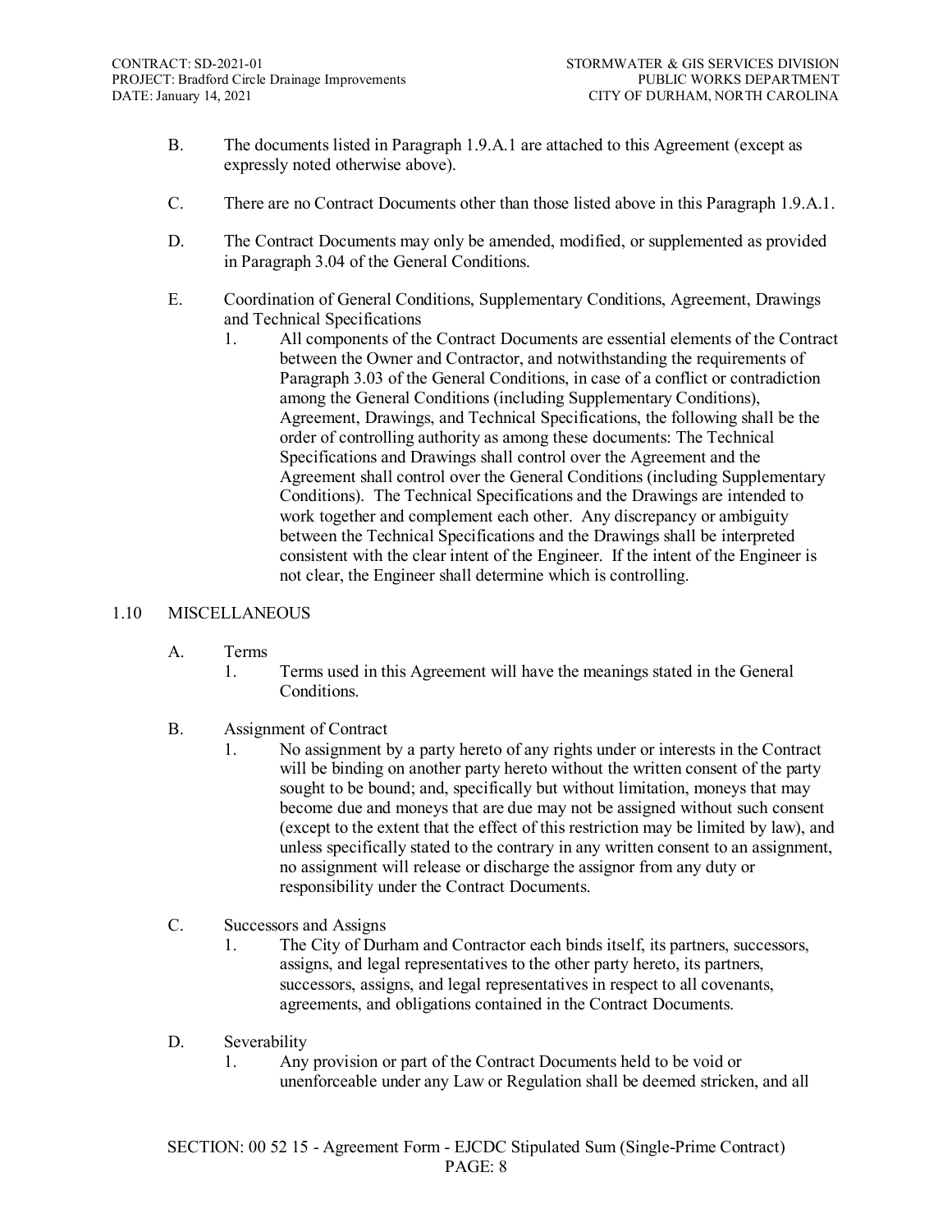B. The documents listed in Paragraph 1.9.A.1 are attached to this Agreement (except as expressly noted otherwise above).

C. There are no Contract Documents other than those listed above in this Paragraph 1.9.A.1.

D. The Contract Documents may only be amended, modified, or supplemented as provided in Paragraph 3.04 of the General Conditions.

E. Coordination of General Conditions, Supplementary Conditions, Agreement, Drawings and Technical Specifications

1. All components of the Contract Documents are essential elements of the Contract between the Owner and Contractor, and notwithstanding the requirements of Paragraph 3.03 of the General Conditions, in case of a conflict or contradiction among the General Conditions (including Supplementary Conditions), Agreement, Drawings, and Technical Specifications, the following shall be the order of controlling authority as among these documents: The Technical Specifications and Drawings shall control over the Agreement and the Agreement shall control over the General Conditions (including Supplementary Conditions). The Technical Specifications and the Drawings are intended to work together and complement each other. Any discrepancy or ambiguity between the Technical Specifications and the Drawings shall be interpreted consistent with the clear intent of the Engineer. If the intent of the Engineer is not clear, the Engineer shall determine which is controlling.

## 1.10 MISCELLANEOUS

A. Terms

1. Terms used in this Agreement will have the meanings stated in the General Conditions.

B. Assignment of Contract

1. No assignment by a party hereto of any rights under or interests in the Contract will be binding on another party hereto without the written consent of the party sought to be bound; and, specifically but without limitation, moneys that may become due and moneys that are due may not be assigned without such consent (except to the extent that the effect of this restriction may be limited by law), and unless specifically stated to the contrary in any written consent to an assignment, no assignment will release or discharge the assignor from any duty or responsibility under the Contract Documents.

C. Successors and Assigns

1. The City of Durham and Contractor each binds itself, its partners, successors, assigns, and legal representatives to the other party hereto, its partners, successors, assigns, and legal representatives in respect to all covenants, agreements, and obligations contained in the Contract Documents.

D. Severability

1. Any provision or part of the Contract Documents held to be void or unenforceable under any Law or Regulation shall be deemed stricken, and all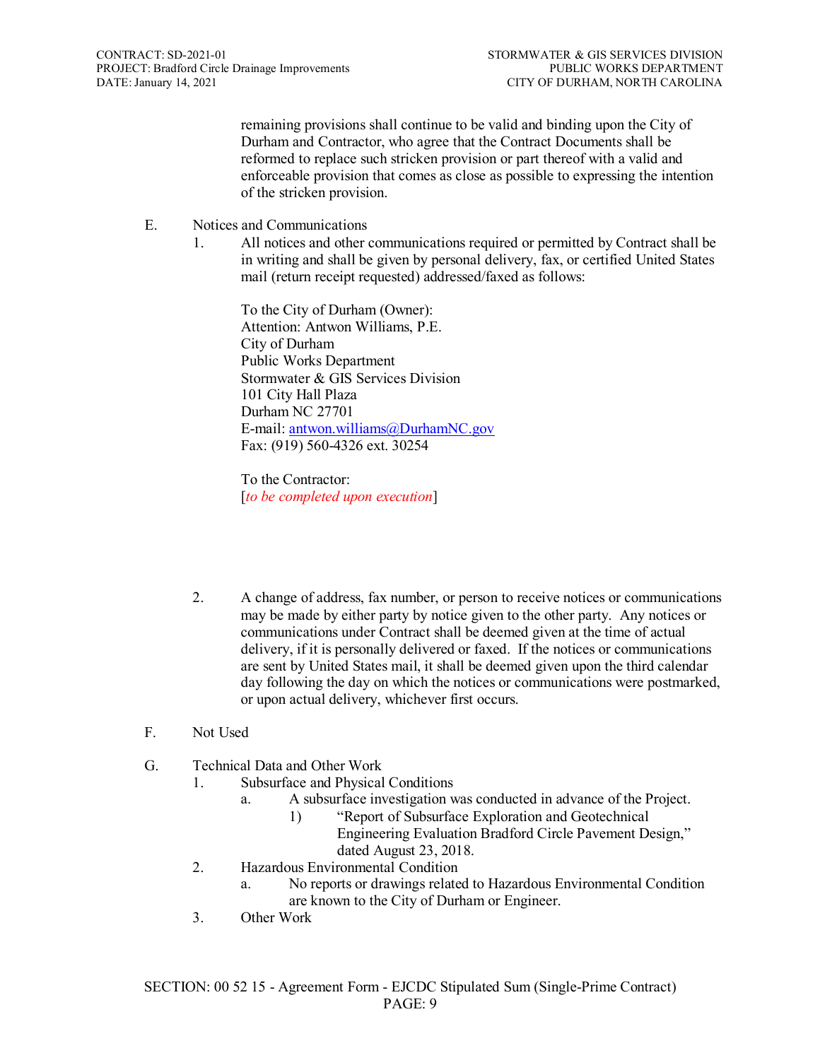remaining provisions shall continue to be valid and binding upon the City of Durham and Contractor, who agree that the Contract Documents shall be reformed to replace such stricken provision or part thereof with a valid and enforceable provision that comes as close as possible to expressing the intention of the stricken provision.

E. Notices and Communications

1. All notices and other communications required or permitted by Contract shall be in writing and shall be given by personal delivery, fax, or certified United States mail (return receipt requested) addressed/faxed as follows:

   To the City of Durham (Owner):
   Attention: Antwon Williams, P.E.
   City of Durham
   Public Works Department
   Stormwater & GIS Services Division
   101 City Hall Plaza
   Durham NC 27701
   E-mail: antwon.williams@DurhamNC.gov
   Fax: (919) 560-4326 ext. 30254

   To the Contractor:
   [*to be completed upon execution*]

2. A change of address, fax number, or person to receive notices or communications may be made by either party by notice given to the other party. Any notices or communications under Contract shall be deemed given at the time of actual delivery, if it is personally delivered or faxed. If the notices or communications are sent by United States mail, it shall be deemed given upon the third calendar day following the day on which the notices or communications were postmarked, or upon actual delivery, whichever first occurs.

F. Not Used

G. Technical Data and Other Work

1. Subsurface and Physical Conditions
   a. A subsurface investigation was conducted in advance of the Project.
      1) "Report of Subsurface Exploration and Geotechnical Engineering Evaluation Bradford Circle Pavement Design," dated August 23, 2018.
2. Hazardous Environmental Condition
   a. No reports or drawings related to Hazardous Environmental Condition are known to the City of Durham or Engineer.
3. Other Work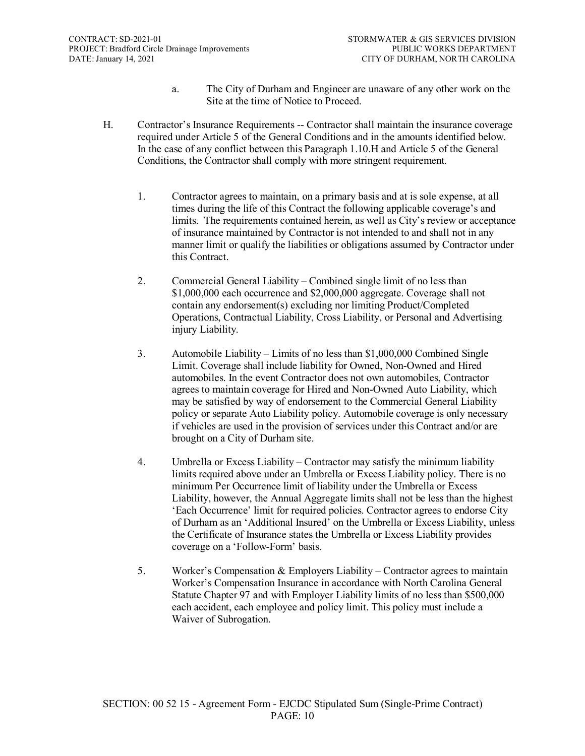a. The City of Durham and Engineer are unaware of any other work on the Site at the time of Notice to Proceed.

H. Contractor's Insurance Requirements -- Contractor shall maintain the insurance coverage required under Article 5 of the General Conditions and in the amounts identified below. In the case of any conflict between this Paragraph 1.10.H and Article 5 of the General Conditions, the Contractor shall comply with more stringent requirement.

1. Contractor agrees to maintain, on a primary basis and at is sole expense, at all times during the life of this Contract the following applicable coverage's and limits. The requirements contained herein, as well as City's review or acceptance of insurance maintained by Contractor is not intended to and shall not in any manner limit or qualify the liabilities or obligations assumed by Contractor under this Contract.

2. Commercial General Liability – Combined single limit of no less than $1,000,000 each occurrence and $2,000,000 aggregate. Coverage shall not contain any endorsement(s) excluding nor limiting Product/Completed Operations, Contractual Liability, Cross Liability, or Personal and Advertising injury Liability.

3. Automobile Liability – Limits of no less than $1,000,000 Combined Single Limit. Coverage shall include liability for Owned, Non-Owned and Hired automobiles. In the event Contractor does not own automobiles, Contractor agrees to maintain coverage for Hired and Non-Owned Auto Liability, which may be satisfied by way of endorsement to the Commercial General Liability policy or separate Auto Liability policy. Automobile coverage is only necessary if vehicles are used in the provision of services under this Contract and/or are brought on a City of Durham site.

4. Umbrella or Excess Liability – Contractor may satisfy the minimum liability limits required above under an Umbrella or Excess Liability policy. There is no minimum Per Occurrence limit of liability under the Umbrella or Excess Liability, however, the Annual Aggregate limits shall not be less than the highest 'Each Occurrence' limit for required policies. Contractor agrees to endorse City of Durham as an 'Additional Insured' on the Umbrella or Excess Liability, unless the Certificate of Insurance states the Umbrella or Excess Liability provides coverage on a 'Follow-Form' basis.

5. Worker's Compensation & Employers Liability – Contractor agrees to maintain Worker's Compensation Insurance in accordance with North Carolina General Statute Chapter 97 and with Employer Liability limits of no less than $500,000 each accident, each employee and policy limit. This policy must include a Waiver of Subrogation.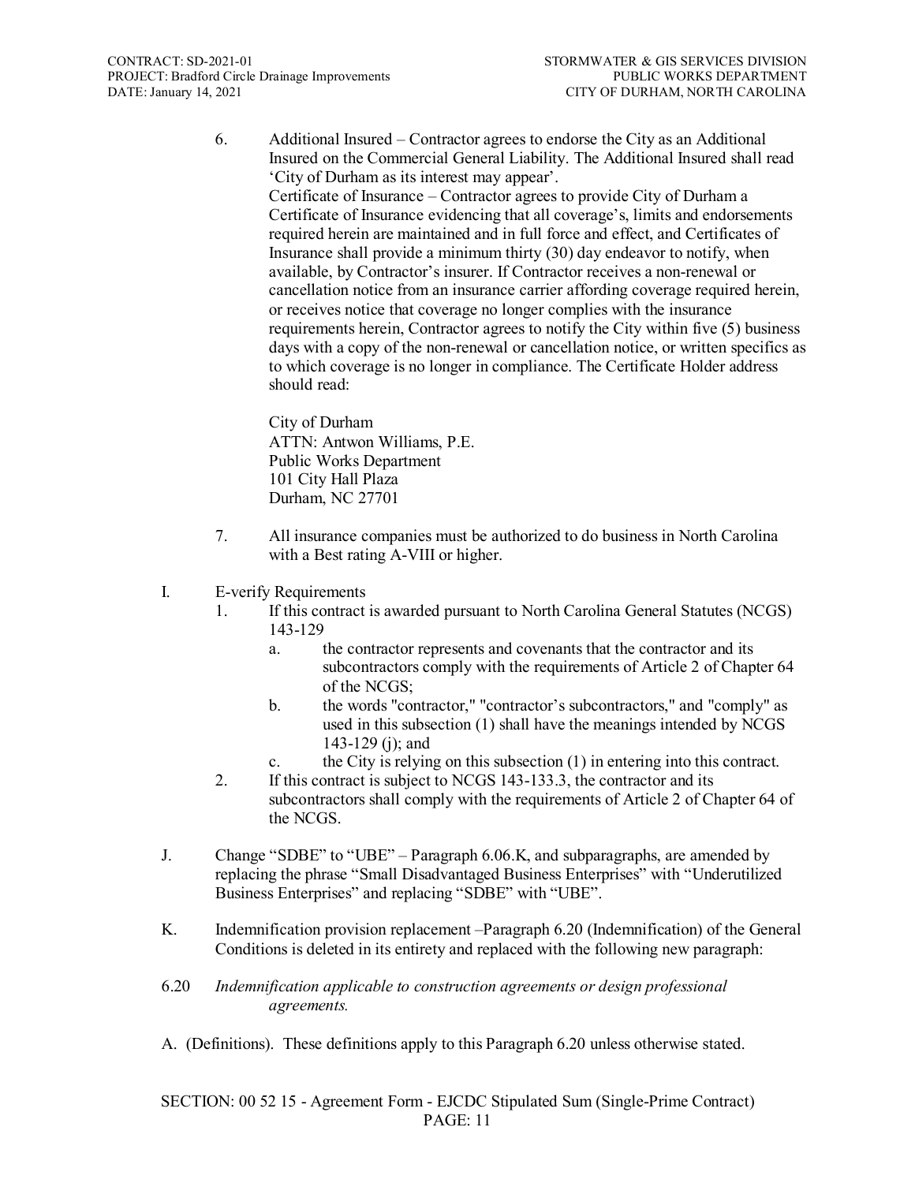6. Additional Insured – Contractor agrees to endorse the City as an Additional Insured on the Commercial General Liability. The Additional Insured shall read 'City of Durham as its interest may appear'.

   Certificate of Insurance – Contractor agrees to provide City of Durham a Certificate of Insurance evidencing that all coverage's, limits and endorsements required herein are maintained and in full force and effect, and Certificates of Insurance shall provide a minimum thirty (30) day endeavor to notify, when available, by Contractor's insurer. If Contractor receives a non-renewal or cancellation notice from an insurance carrier affording coverage required herein, or receives notice that coverage no longer complies with the insurance requirements herein, Contractor agrees to notify the City within five (5) business days with a copy of the non-renewal or cancellation notice, or written specifics as to which coverage is no longer in compliance. The Certificate Holder address should read:

   City of Durham
   ATTN: Antwon Williams, P.E.
   Public Works Department
   101 City Hall Plaza
   Durham, NC 27701

7. All insurance companies must be authorized to do business in North Carolina with a Best rating A-VIII or higher.

I. E-verify Requirements

   1. If this contract is awarded pursuant to North Carolina General Statutes (NCGS) 143-129
      a. the contractor represents and covenants that the contractor and its subcontractors comply with the requirements of Article 2 of Chapter 64 of the NCGS;
      b. the words "contractor," "contractor's subcontractors," and "comply" as used in this subsection (1) shall have the meanings intended by NCGS 143-129 (j); and
      c. the City is relying on this subsection (1) in entering into this contract.
   2. If this contract is subject to NCGS 143-133.3, the contractor and its subcontractors shall comply with the requirements of Article 2 of Chapter 64 of the NCGS.

J. Change "SDBE" to "UBE" – Paragraph 6.06.K, and subparagraphs, are amended by replacing the phrase "Small Disadvantaged Business Enterprises" with "Underutilized Business Enterprises" and replacing "SDBE" with "UBE".

K. Indemnification provision replacement –Paragraph 6.20 (Indemnification) of the General Conditions is deleted in its entirety and replaced with the following new paragraph:

6.20 *Indemnification applicable to construction agreements or design professional agreements.*

A. (Definitions). These definitions apply to this Paragraph 6.20 unless otherwise stated.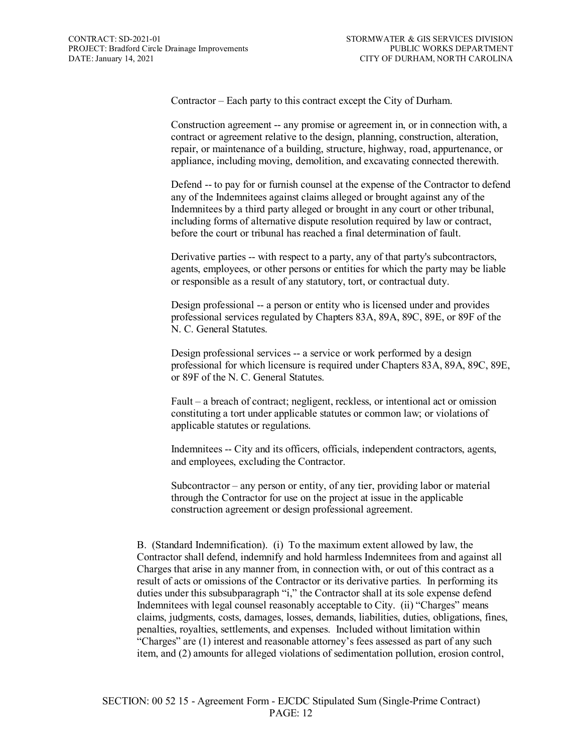Contractor – Each party to this contract except the City of Durham.

Construction agreement -- any promise or agreement in, or in connection with, a contract or agreement relative to the design, planning, construction, alteration, repair, or maintenance of a building, structure, highway, road, appurtenance, or appliance, including moving, demolition, and excavating connected therewith.

Defend -- to pay for or furnish counsel at the expense of the Contractor to defend any of the Indemnitees against claims alleged or brought against any of the Indemnitees by a third party alleged or brought in any court or other tribunal, including forms of alternative dispute resolution required by law or contract, before the court or tribunal has reached a final determination of fault.

Derivative parties -- with respect to a party, any of that party's subcontractors, agents, employees, or other persons or entities for which the party may be liable or responsible as a result of any statutory, tort, or contractual duty.

Design professional -- a person or entity who is licensed under and provides professional services regulated by Chapters 83A, 89A, 89C, 89E, or 89F of the N. C. General Statutes.

Design professional services -- a service or work performed by a design professional for which licensure is required under Chapters 83A, 89A, 89C, 89E, or 89F of the N. C. General Statutes.

Fault – a breach of contract; negligent, reckless, or intentional act or omission constituting a tort under applicable statutes or common law; or violations of applicable statutes or regulations.

Indemnitees -- City and its officers, officials, independent contractors, agents, and employees, excluding the Contractor.

Subcontractor – any person or entity, of any tier, providing labor or material through the Contractor for use on the project at issue in the applicable construction agreement or design professional agreement.

B. (Standard Indemnification). (i) To the maximum extent allowed by law, the Contractor shall defend, indemnify and hold harmless Indemnitees from and against all Charges that arise in any manner from, in connection with, or out of this contract as a result of acts or omissions of the Contractor or its derivative parties. In performing its duties under this subsubparagraph "i," the Contractor shall at its sole expense defend Indemnitees with legal counsel reasonably acceptable to City. (ii) "Charges" means claims, judgments, costs, damages, losses, demands, liabilities, duties, obligations, fines, penalties, royalties, settlements, and expenses. Included without limitation within "Charges" are (1) interest and reasonable attorney's fees assessed as part of any such item, and (2) amounts for alleged violations of sedimentation pollution, erosion control,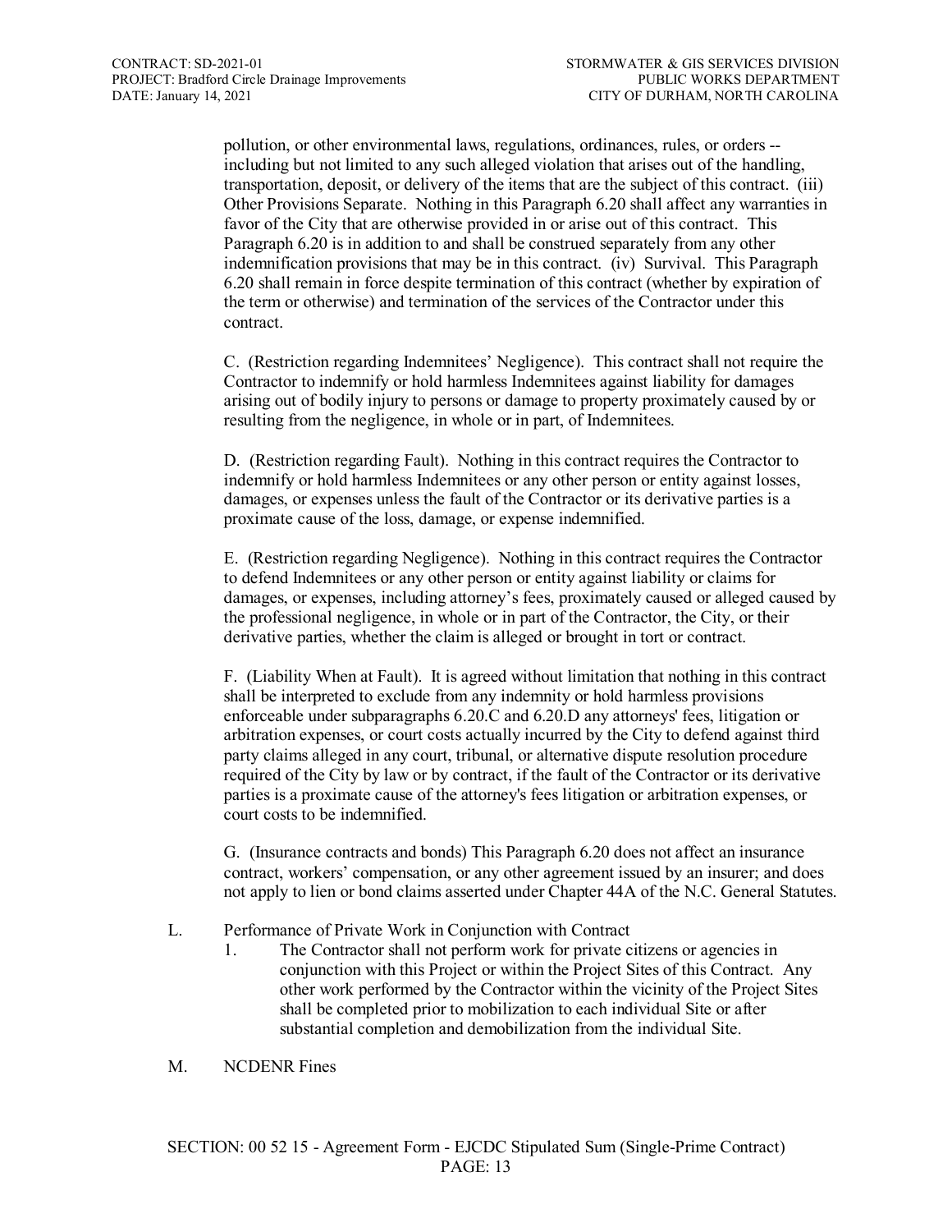pollution, or other environmental laws, regulations, ordinances, rules, or orders -- including but not limited to any such alleged violation that arises out of the handling, transportation, deposit, or delivery of the items that are the subject of this contract. (iii) Other Provisions Separate. Nothing in this Paragraph 6.20 shall affect any warranties in favor of the City that are otherwise provided in or arise out of this contract. This Paragraph 6.20 is in addition to and shall be construed separately from any other indemnification provisions that may be in this contract. (iv) Survival. This Paragraph 6.20 shall remain in force despite termination of this contract (whether by expiration of the term or otherwise) and termination of the services of the Contractor under this contract.

C. (Restriction regarding Indemnitees' Negligence). This contract shall not require the Contractor to indemnify or hold harmless Indemnitees against liability for damages arising out of bodily injury to persons or damage to property proximately caused by or resulting from the negligence, in whole or in part, of Indemnitees.

D. (Restriction regarding Fault). Nothing in this contract requires the Contractor to indemnify or hold harmless Indemnitees or any other person or entity against losses, damages, or expenses unless the fault of the Contractor or its derivative parties is a proximate cause of the loss, damage, or expense indemnified.

E. (Restriction regarding Negligence). Nothing in this contract requires the Contractor to defend Indemnitees or any other person or entity against liability or claims for damages, or expenses, including attorney's fees, proximately caused or alleged caused by the professional negligence, in whole or in part of the Contractor, the City, or their derivative parties, whether the claim is alleged or brought in tort or contract.

F. (Liability When at Fault). It is agreed without limitation that nothing in this contract shall be interpreted to exclude from any indemnity or hold harmless provisions enforceable under subparagraphs 6.20.C and 6.20.D any attorneys' fees, litigation or arbitration expenses, or court costs actually incurred by the City to defend against third party claims alleged in any court, tribunal, or alternative dispute resolution procedure required of the City by law or by contract, if the fault of the Contractor or its derivative parties is a proximate cause of the attorney's fees litigation or arbitration expenses, or court costs to be indemnified.

G. (Insurance contracts and bonds) This Paragraph 6.20 does not affect an insurance contract, workers' compensation, or any other agreement issued by an insurer; and does not apply to lien or bond claims asserted under Chapter 44A of the N.C. General Statutes.

L. Performance of Private Work in Conjunction with Contract

1. The Contractor shall not perform work for private citizens or agencies in conjunction with this Project or within the Project Sites of this Contract. Any other work performed by the Contractor within the vicinity of the Project Sites shall be completed prior to mobilization to each individual Site or after substantial completion and demobilization from the individual Site.

M. NCDENR Fines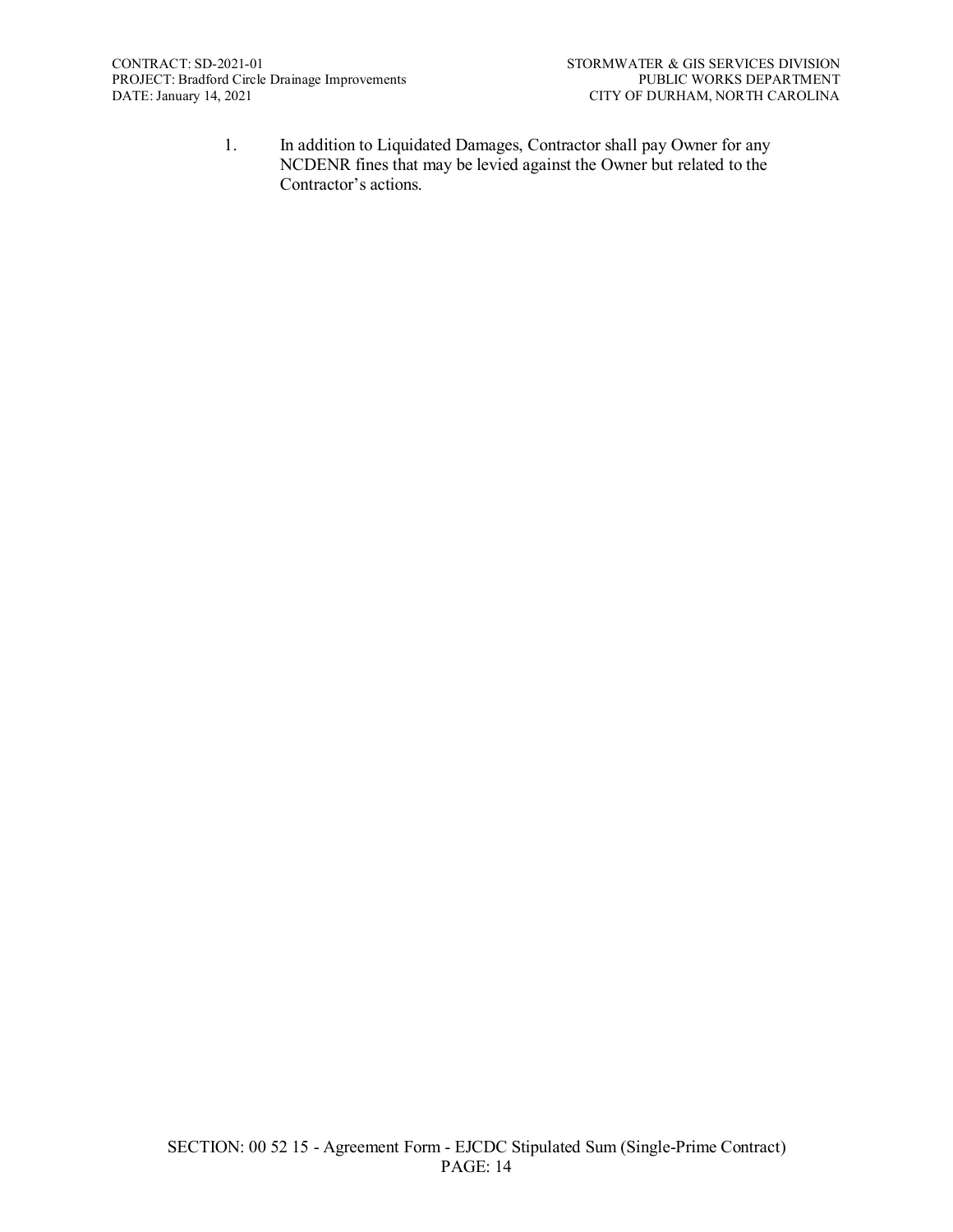1. In addition to Liquidated Damages, Contractor shall pay Owner for any NCDENR fines that may be levied against the Owner but related to the Contractor's actions.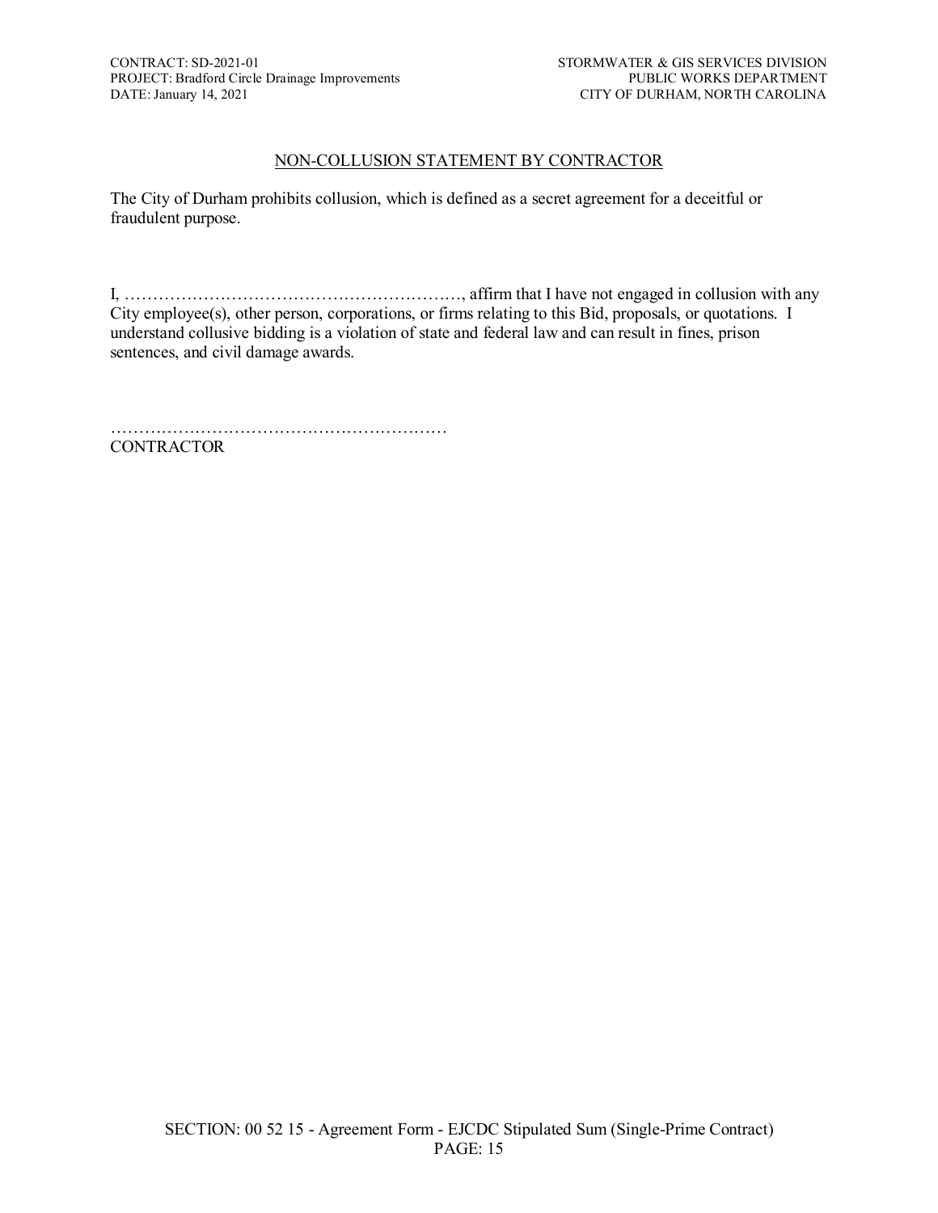## NON-COLLUSION STATEMENT BY CONTRACTOR

The City of Durham prohibits collusion, which is defined as a secret agreement for a deceitful or fraudulent purpose.

I, ……………………………………………………, affirm that I have not engaged in collusion with any City employee(s), other person, corporations, or firms relating to this Bid, proposals, or quotations. I understand collusive bidding is a violation of state and federal law and can result in fines, prison sentences, and civil damage awards.

……………………………………………………
CONTRACTOR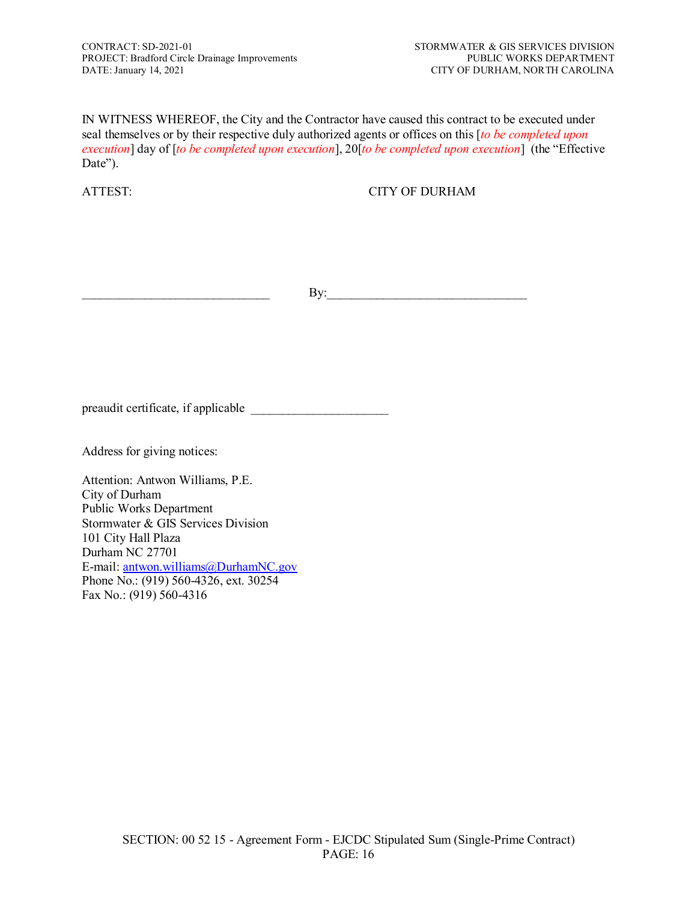IN WITNESS WHEREOF, the City and the Contractor have caused this contract to be executed under seal themselves or by their respective duly authorized agents or offices on this [*to be completed upon execution*] day of [*to be completed upon execution*], 20[*to be completed upon execution*] (the "Effective Date").

ATTEST: CITY OF DURHAM

_____________________________ By:_______________________________

preaudit certificate, if applicable _____________________

Address for giving notices:

Attention: Antwon Williams, P.E.
City of Durham
Public Works Department
Stormwater & GIS Services Division
101 City Hall Plaza
Durham NC 27701
E-mail: antwon.williams@DurhamNC.gov
Phone No.: (919) 560-4326, ext. 30254
Fax No.: (919) 560-4316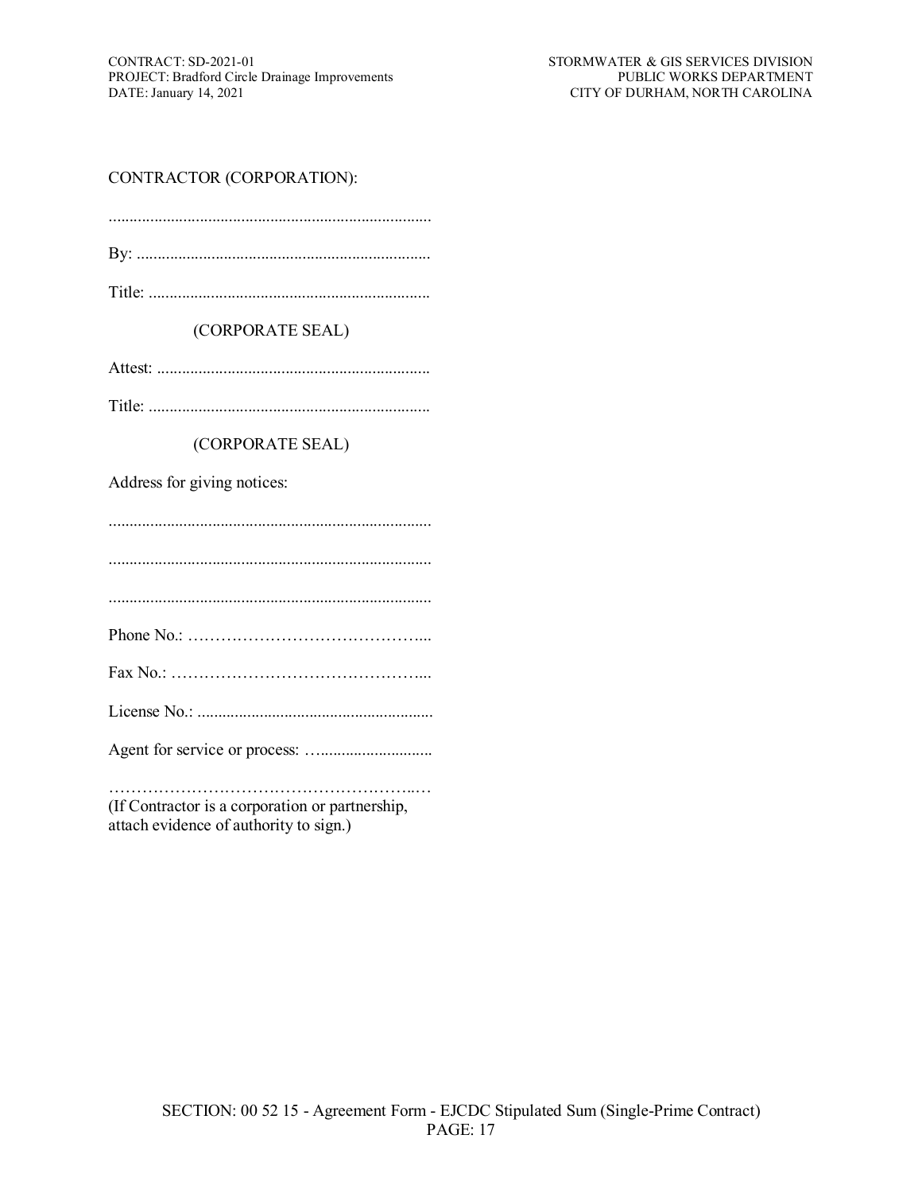CONTRACTOR (CORPORATION):

..............................................................................

By: .......................................................................

Title: ....................................................................

(CORPORATE SEAL)

Attest: ..................................................................

Title: ....................................................................

(CORPORATE SEAL)

Address for giving notices:

..............................................................................

..............................................................................

..............................................................................

Phone No.: ……………………………………...

Fax No.: ………………………………………...

License No.: .........................................................

Agent for service or process: …..........................

………………………………………………..…
(If Contractor is a corporation or partnership, attach evidence of authority to sign.)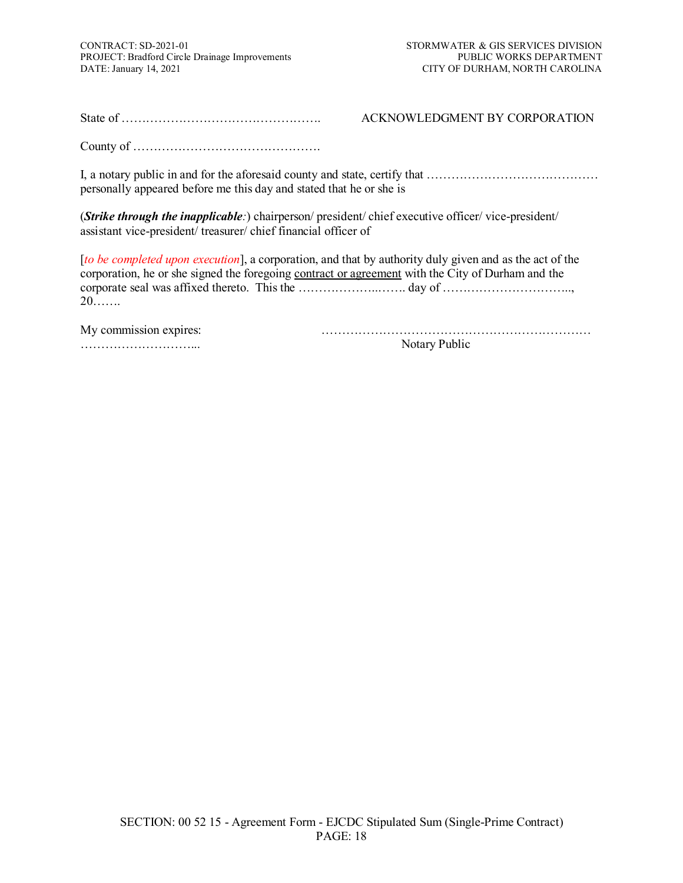State of …………………………………………. ACKNOWLEDGMENT BY CORPORATION

County of ……………………………………….

I, a notary public in and for the aforesaid county and state, certify that …………………………………… personally appeared before me this day and stated that he or she is

(***Strike through the inapplicable**:*) chairperson/ president/ chief executive officer/ vice-president/ assistant vice-president/ treasurer/ chief financial officer of

[*to be completed upon execution*], a corporation, and that by authority duly given and as the act of the corporation, he or she signed the foregoing contract or agreement with the City of Durham and the corporate seal was affixed thereto. This the ………………..……. day of ………………………….., 20…….

My commission expires: …………………………………………………………
………………………... Notary Public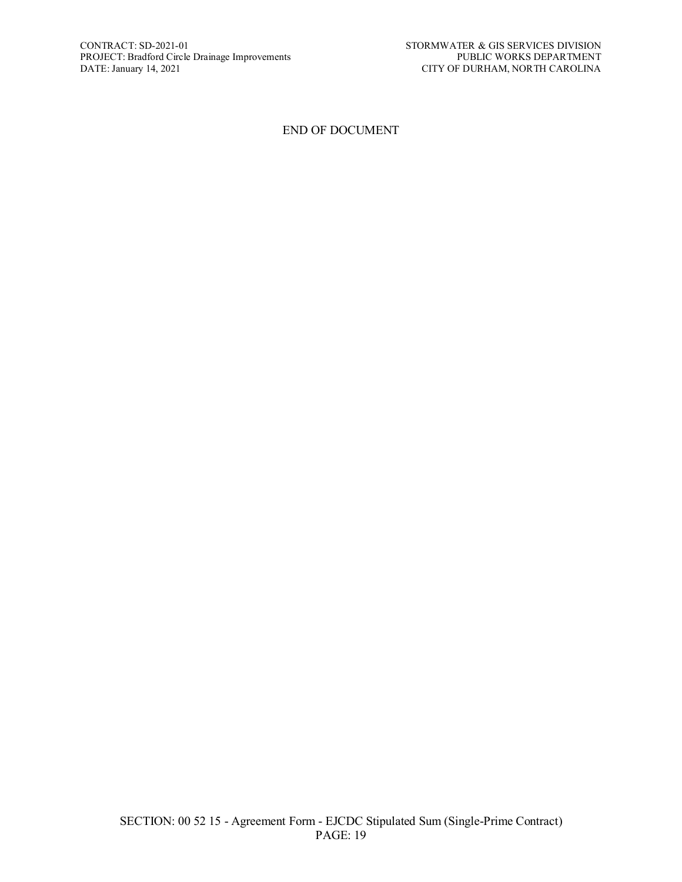END OF DOCUMENT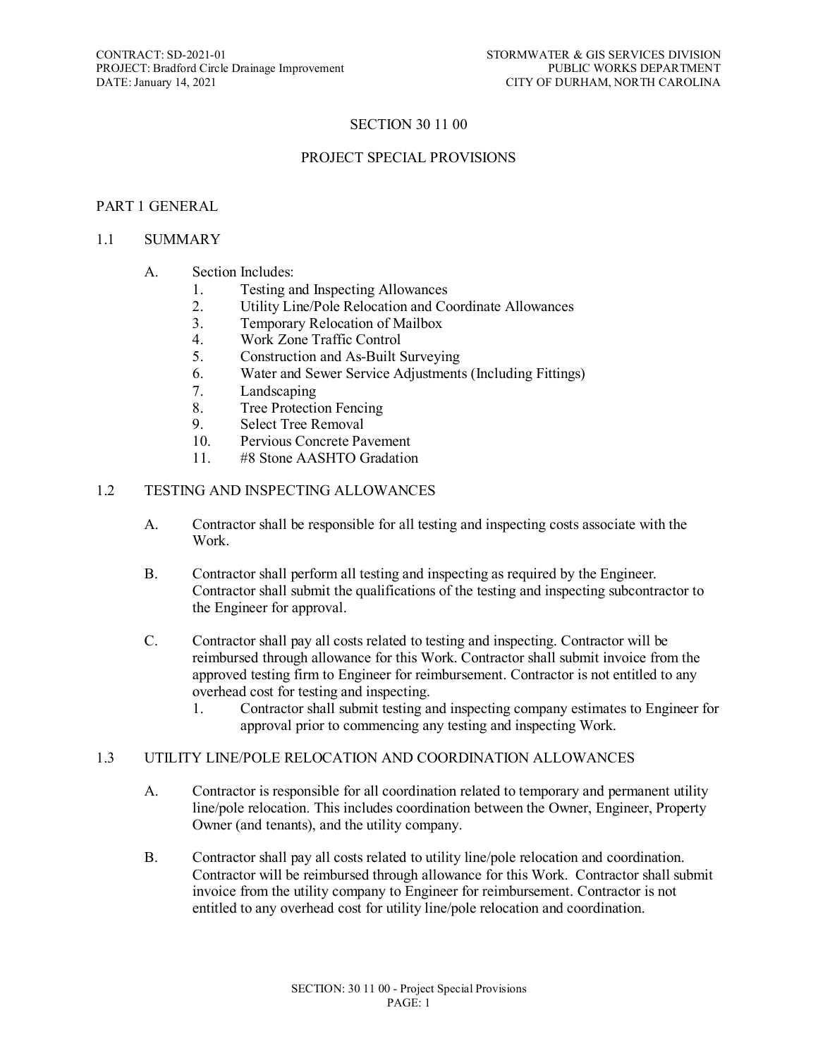# SECTION 30 11 00

# PROJECT SPECIAL PROVISIONS

## PART 1 GENERAL

### 1.1 SUMMARY

A. Section Includes:
   1. Testing and Inspecting Allowances
   2. Utility Line/Pole Relocation and Coordinate Allowances
   3. Temporary Relocation of Mailbox
   4. Work Zone Traffic Control
   5. Construction and As-Built Surveying
   6. Water and Sewer Service Adjustments (Including Fittings)
   7. Landscaping
   8. Tree Protection Fencing
   9. Select Tree Removal
   10. Pervious Concrete Pavement
   11. #8 Stone AASHTO Gradation

### 1.2 TESTING AND INSPECTING ALLOWANCES

A. Contractor shall be responsible for all testing and inspecting costs associate with the Work.

B. Contractor shall perform all testing and inspecting as required by the Engineer. Contractor shall submit the qualifications of the testing and inspecting subcontractor to the Engineer for approval.

C. Contractor shall pay all costs related to testing and inspecting. Contractor will be reimbursed through allowance for this Work. Contractor shall submit invoice from the approved testing firm to Engineer for reimbursement. Contractor is not entitled to any overhead cost for testing and inspecting.
   1. Contractor shall submit testing and inspecting company estimates to Engineer for approval prior to commencing any testing and inspecting Work.

### 1.3 UTILITY LINE/POLE RELOCATION AND COORDINATION ALLOWANCES

A. Contractor is responsible for all coordination related to temporary and permanent utility line/pole relocation. This includes coordination between the Owner, Engineer, Property Owner (and tenants), and the utility company.

B. Contractor shall pay all costs related to utility line/pole relocation and coordination. Contractor will be reimbursed through allowance for this Work. Contractor shall submit invoice from the utility company to Engineer for reimbursement. Contractor is not entitled to any overhead cost for utility line/pole relocation and coordination.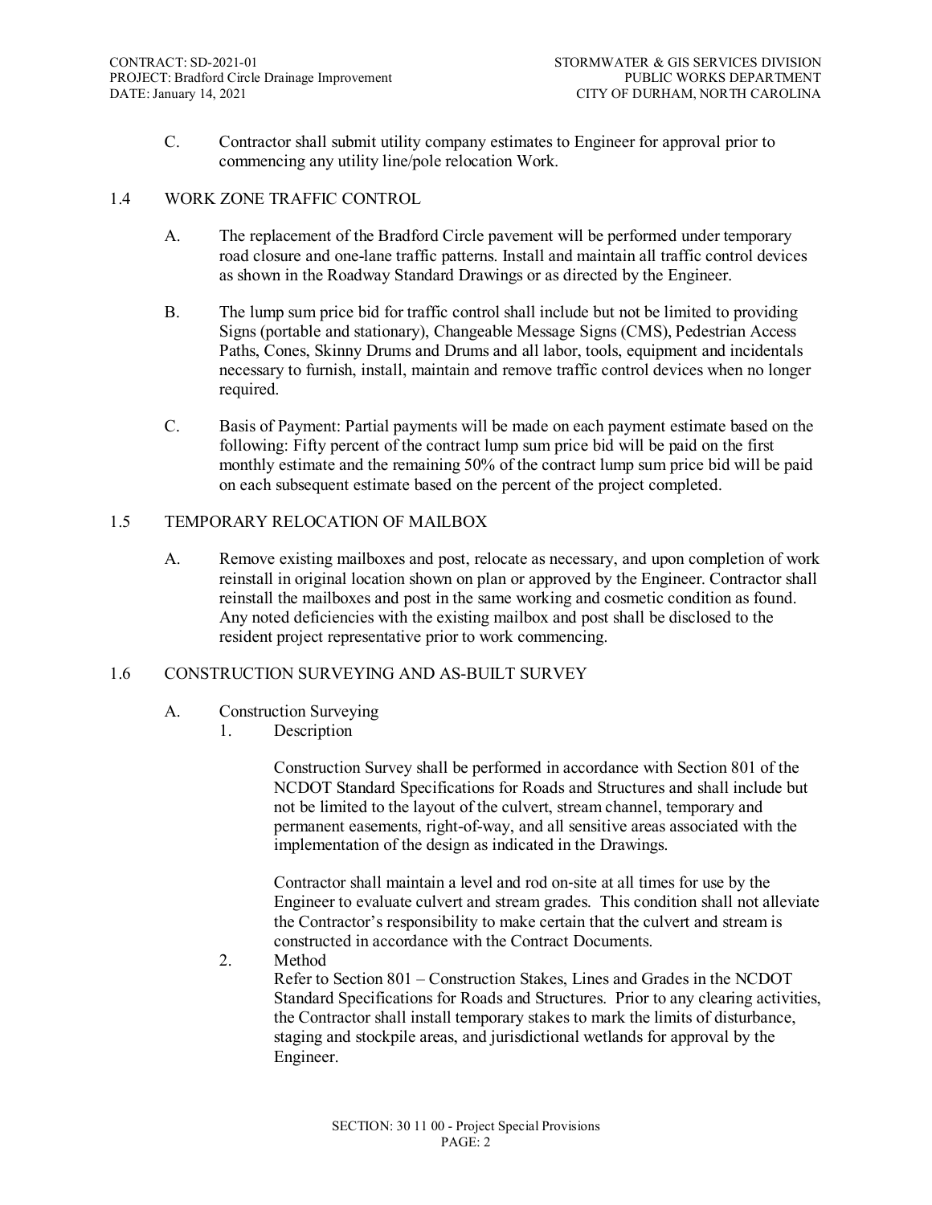C. Contractor shall submit utility company estimates to Engineer for approval prior to commencing any utility line/pole relocation Work.

## 1.4 WORK ZONE TRAFFIC CONTROL

A. The replacement of the Bradford Circle pavement will be performed under temporary road closure and one-lane traffic patterns. Install and maintain all traffic control devices as shown in the Roadway Standard Drawings or as directed by the Engineer.

B. The lump sum price bid for traffic control shall include but not be limited to providing Signs (portable and stationary), Changeable Message Signs (CMS), Pedestrian Access Paths, Cones, Skinny Drums and Drums and all labor, tools, equipment and incidentals necessary to furnish, install, maintain and remove traffic control devices when no longer required.

C. Basis of Payment: Partial payments will be made on each payment estimate based on the following: Fifty percent of the contract lump sum price bid will be paid on the first monthly estimate and the remaining 50% of the contract lump sum price bid will be paid on each subsequent estimate based on the percent of the project completed.

## 1.5 TEMPORARY RELOCATION OF MAILBOX

A. Remove existing mailboxes and post, relocate as necessary, and upon completion of work reinstall in original location shown on plan or approved by the Engineer. Contractor shall reinstall the mailboxes and post in the same working and cosmetic condition as found. Any noted deficiencies with the existing mailbox and post shall be disclosed to the resident project representative prior to work commencing.

## 1.6 CONSTRUCTION SURVEYING AND AS-BUILT SURVEY

A. Construction Surveying

1. Description

   Construction Survey shall be performed in accordance with Section 801 of the NCDOT Standard Specifications for Roads and Structures and shall include but not be limited to the layout of the culvert, stream channel, temporary and permanent easements, right-of-way, and all sensitive areas associated with the implementation of the design as indicated in the Drawings.

   Contractor shall maintain a level and rod on-site at all times for use by the Engineer to evaluate culvert and stream grades. This condition shall not alleviate the Contractor's responsibility to make certain that the culvert and stream is constructed in accordance with the Contract Documents.

2. Method

   Refer to Section 801 – Construction Stakes, Lines and Grades in the NCDOT Standard Specifications for Roads and Structures. Prior to any clearing activities, the Contractor shall install temporary stakes to mark the limits of disturbance, staging and stockpile areas, and jurisdictional wetlands for approval by the Engineer.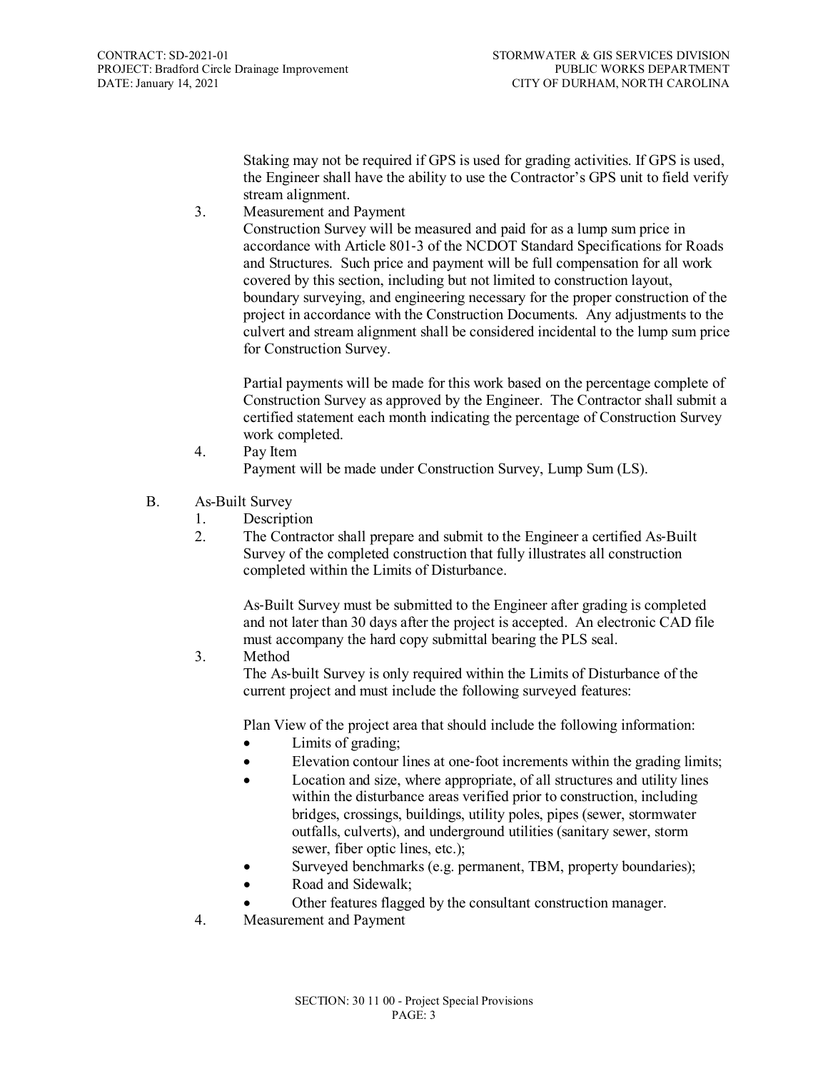Staking may not be required if GPS is used for grading activities. If GPS is used, the Engineer shall have the ability to use the Contractor's GPS unit to field verify stream alignment.

3. Measurement and Payment

   Construction Survey will be measured and paid for as a lump sum price in accordance with Article 801-3 of the NCDOT Standard Specifications for Roads and Structures. Such price and payment will be full compensation for all work covered by this section, including but not limited to construction layout, boundary surveying, and engineering necessary for the proper construction of the project in accordance with the Construction Documents. Any adjustments to the culvert and stream alignment shall be considered incidental to the lump sum price for Construction Survey.

   Partial payments will be made for this work based on the percentage complete of Construction Survey as approved by the Engineer. The Contractor shall submit a certified statement each month indicating the percentage of Construction Survey work completed.

4. Pay Item

   Payment will be made under Construction Survey, Lump Sum (LS).

B. As-Built Survey

1. Description
2. The Contractor shall prepare and submit to the Engineer a certified As-Built Survey of the completed construction that fully illustrates all construction completed within the Limits of Disturbance.

   As-Built Survey must be submitted to the Engineer after grading is completed and not later than 30 days after the project is accepted. An electronic CAD file must accompany the hard copy submittal bearing the PLS seal.

3. Method

   The As-built Survey is only required within the Limits of Disturbance of the current project and must include the following surveyed features:

   Plan View of the project area that should include the following information:

   - Limits of grading;
   - Elevation contour lines at one-foot increments within the grading limits;
   - Location and size, where appropriate, of all structures and utility lines within the disturbance areas verified prior to construction, including bridges, crossings, buildings, utility poles, pipes (sewer, stormwater outfalls, culverts), and underground utilities (sanitary sewer, storm sewer, fiber optic lines, etc.);
   - Surveyed benchmarks (e.g. permanent, TBM, property boundaries);
   - Road and Sidewalk;
   - Other features flagged by the consultant construction manager.

4. Measurement and Payment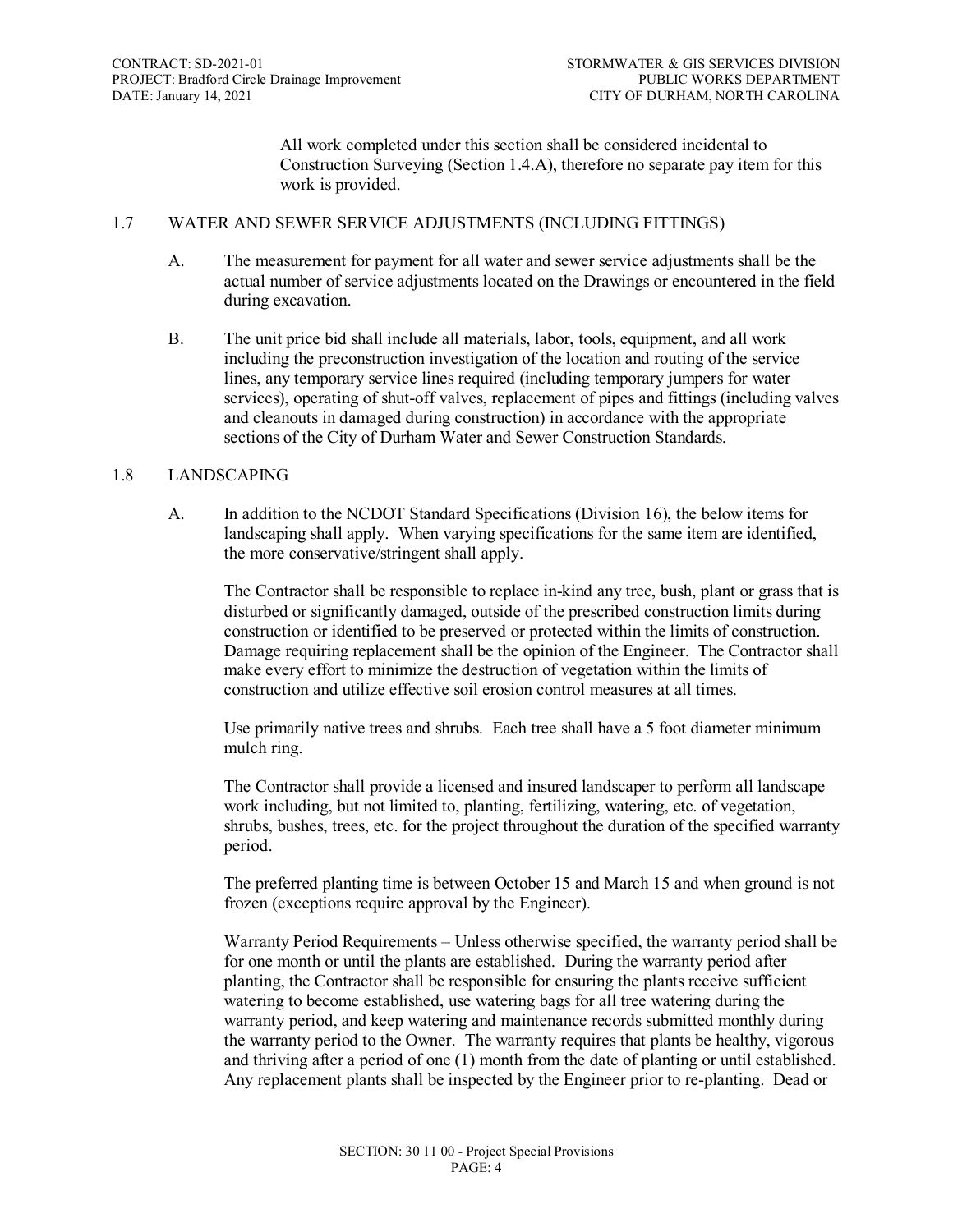All work completed under this section shall be considered incidental to Construction Surveying (Section 1.4.A), therefore no separate pay item for this work is provided.

## 1.7 WATER AND SEWER SERVICE ADJUSTMENTS (INCLUDING FITTINGS)

A. The measurement for payment for all water and sewer service adjustments shall be the actual number of service adjustments located on the Drawings or encountered in the field during excavation.

B. The unit price bid shall include all materials, labor, tools, equipment, and all work including the preconstruction investigation of the location and routing of the service lines, any temporary service lines required (including temporary jumpers for water services), operating of shut-off valves, replacement of pipes and fittings (including valves and cleanouts in damaged during construction) in accordance with the appropriate sections of the City of Durham Water and Sewer Construction Standards.

## 1.8 LANDSCAPING

A. In addition to the NCDOT Standard Specifications (Division 16), the below items for landscaping shall apply. When varying specifications for the same item are identified, the more conservative/stringent shall apply.

The Contractor shall be responsible to replace in-kind any tree, bush, plant or grass that is disturbed or significantly damaged, outside of the prescribed construction limits during construction or identified to be preserved or protected within the limits of construction. Damage requiring replacement shall be the opinion of the Engineer. The Contractor shall make every effort to minimize the destruction of vegetation within the limits of construction and utilize effective soil erosion control measures at all times.

Use primarily native trees and shrubs. Each tree shall have a 5 foot diameter minimum mulch ring.

The Contractor shall provide a licensed and insured landscaper to perform all landscape work including, but not limited to, planting, fertilizing, watering, etc. of vegetation, shrubs, bushes, trees, etc. for the project throughout the duration of the specified warranty period.

The preferred planting time is between October 15 and March 15 and when ground is not frozen (exceptions require approval by the Engineer).

Warranty Period Requirements – Unless otherwise specified, the warranty period shall be for one month or until the plants are established. During the warranty period after planting, the Contractor shall be responsible for ensuring the plants receive sufficient watering to become established, use watering bags for all tree watering during the warranty period, and keep watering and maintenance records submitted monthly during the warranty period to the Owner. The warranty requires that plants be healthy, vigorous and thriving after a period of one (1) month from the date of planting or until established. Any replacement plants shall be inspected by the Engineer prior to re-planting. Dead or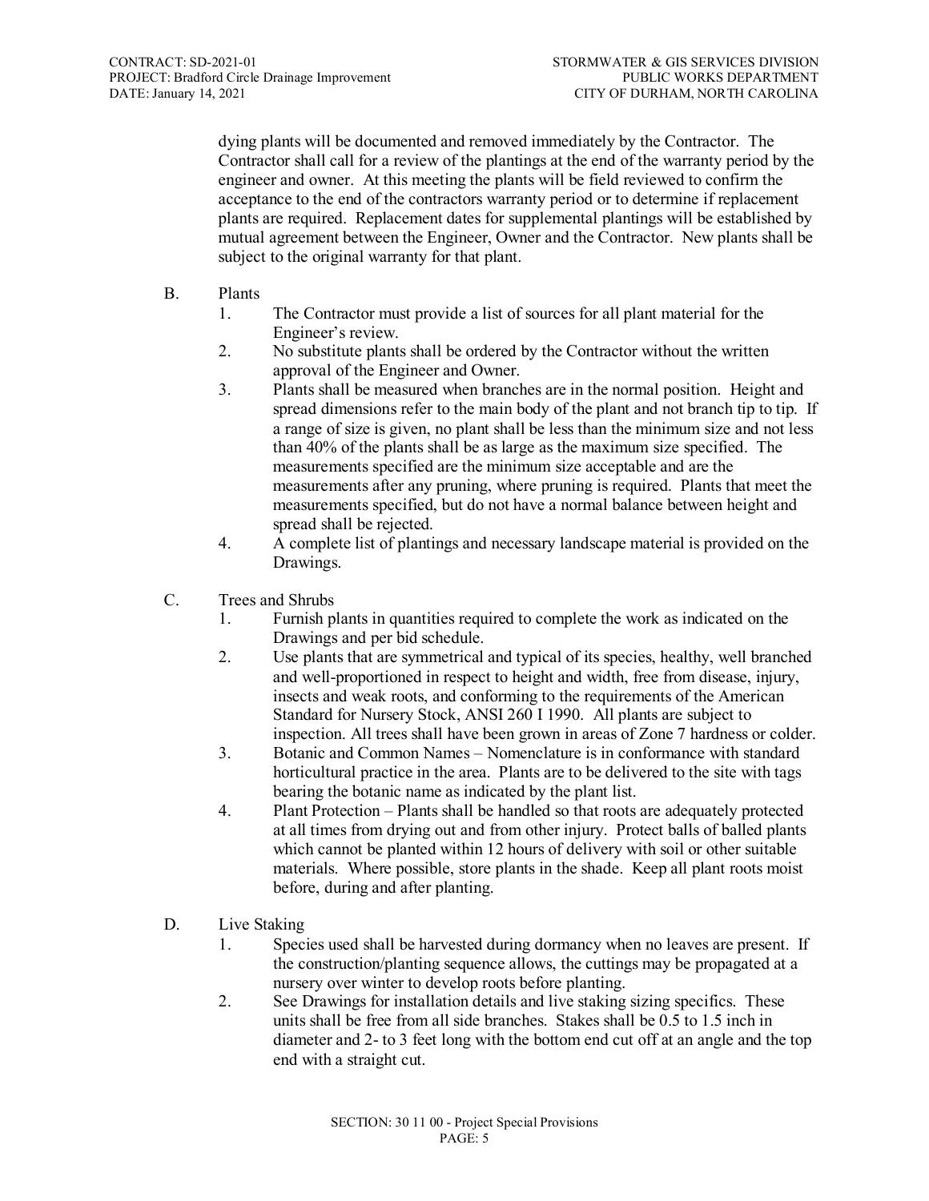dying plants will be documented and removed immediately by the Contractor. The Contractor shall call for a review of the plantings at the end of the warranty period by the engineer and owner. At this meeting the plants will be field reviewed to confirm the acceptance to the end of the contractors warranty period or to determine if replacement plants are required. Replacement dates for supplemental plantings will be established by mutual agreement between the Engineer, Owner and the Contractor. New plants shall be subject to the original warranty for that plant.

B. Plants

1. The Contractor must provide a list of sources for all plant material for the Engineer's review.
2. No substitute plants shall be ordered by the Contractor without the written approval of the Engineer and Owner.
3. Plants shall be measured when branches are in the normal position. Height and spread dimensions refer to the main body of the plant and not branch tip to tip. If a range of size is given, no plant shall be less than the minimum size and not less than 40% of the plants shall be as large as the maximum size specified. The measurements specified are the minimum size acceptable and are the measurements after any pruning, where pruning is required. Plants that meet the measurements specified, but do not have a normal balance between height and spread shall be rejected.
4. A complete list of plantings and necessary landscape material is provided on the Drawings.

C. Trees and Shrubs

1. Furnish plants in quantities required to complete the work as indicated on the Drawings and per bid schedule.
2. Use plants that are symmetrical and typical of its species, healthy, well branched and well-proportioned in respect to height and width, free from disease, injury, insects and weak roots, and conforming to the requirements of the American Standard for Nursery Stock, ANSI 260 I 1990. All plants are subject to inspection. All trees shall have been grown in areas of Zone 7 hardness or colder.
3. Botanic and Common Names – Nomenclature is in conformance with standard horticultural practice in the area. Plants are to be delivered to the site with tags bearing the botanic name as indicated by the plant list.
4. Plant Protection – Plants shall be handled so that roots are adequately protected at all times from drying out and from other injury. Protect balls of balled plants which cannot be planted within 12 hours of delivery with soil or other suitable materials. Where possible, store plants in the shade. Keep all plant roots moist before, during and after planting.

D. Live Staking

1. Species used shall be harvested during dormancy when no leaves are present. If the construction/planting sequence allows, the cuttings may be propagated at a nursery over winter to develop roots before planting.
2. See Drawings for installation details and live staking sizing specifics. These units shall be free from all side branches. Stakes shall be 0.5 to 1.5 inch in diameter and 2- to 3 feet long with the bottom end cut off at an angle and the top end with a straight cut.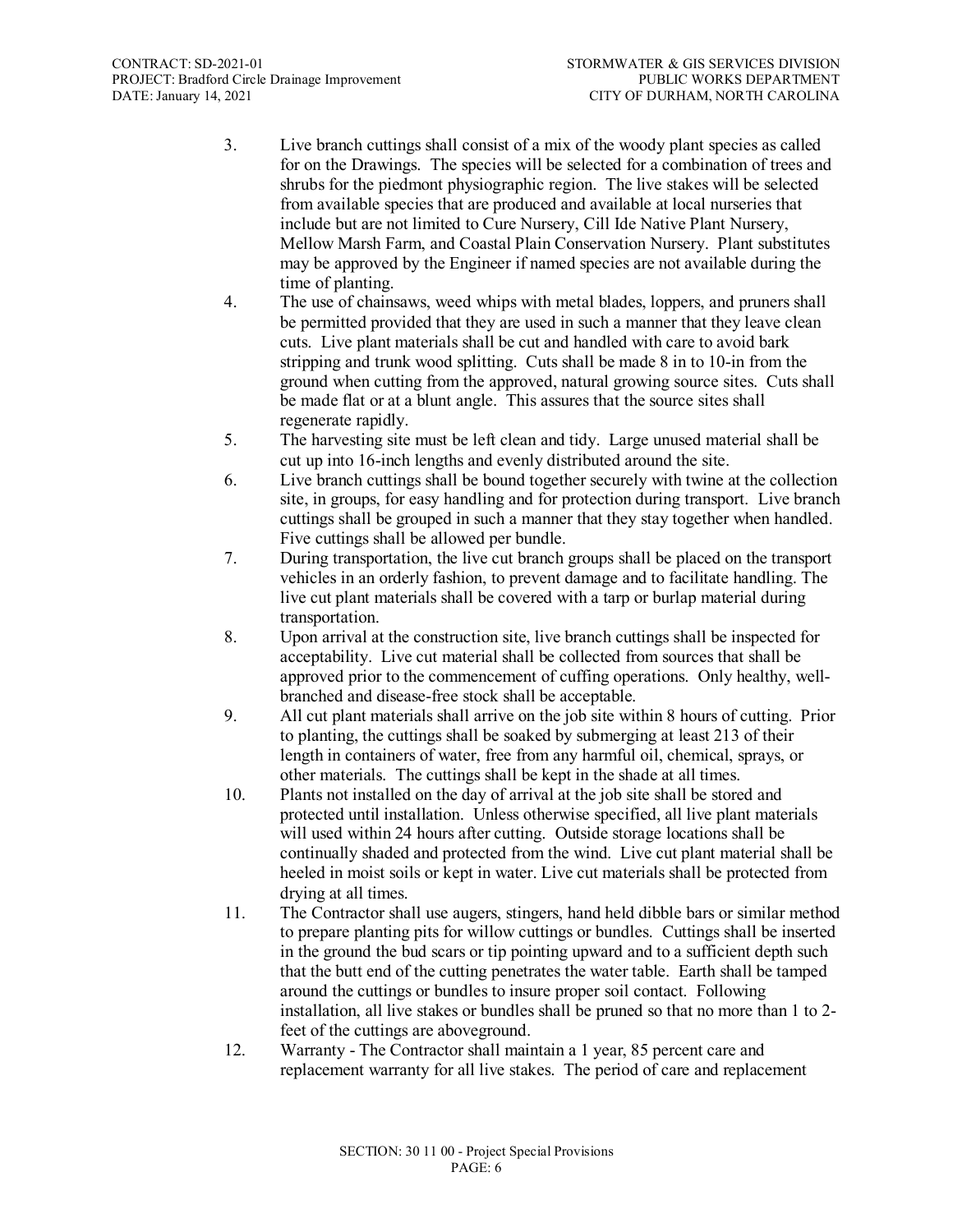3. Live branch cuttings shall consist of a mix of the woody plant species as called for on the Drawings. The species will be selected for a combination of trees and shrubs for the piedmont physiographic region. The live stakes will be selected from available species that are produced and available at local nurseries that include but are not limited to Cure Nursery, Cill Ide Native Plant Nursery, Mellow Marsh Farm, and Coastal Plain Conservation Nursery. Plant substitutes may be approved by the Engineer if named species are not available during the time of planting.
4. The use of chainsaws, weed whips with metal blades, loppers, and pruners shall be permitted provided that they are used in such a manner that they leave clean cuts. Live plant materials shall be cut and handled with care to avoid bark stripping and trunk wood splitting. Cuts shall be made 8 in to 10-in from the ground when cutting from the approved, natural growing source sites. Cuts shall be made flat or at a blunt angle. This assures that the source sites shall regenerate rapidly.
5. The harvesting site must be left clean and tidy. Large unused material shall be cut up into 16-inch lengths and evenly distributed around the site.
6. Live branch cuttings shall be bound together securely with twine at the collection site, in groups, for easy handling and for protection during transport. Live branch cuttings shall be grouped in such a manner that they stay together when handled. Five cuttings shall be allowed per bundle.
7. During transportation, the live cut branch groups shall be placed on the transport vehicles in an orderly fashion, to prevent damage and to facilitate handling. The live cut plant materials shall be covered with a tarp or burlap material during transportation.
8. Upon arrival at the construction site, live branch cuttings shall be inspected for acceptability. Live cut material shall be collected from sources that shall be approved prior to the commencement of cuffing operations. Only healthy, well-branched and disease-free stock shall be acceptable.
9. All cut plant materials shall arrive on the job site within 8 hours of cutting. Prior to planting, the cuttings shall be soaked by submerging at least 213 of their length in containers of water, free from any harmful oil, chemical, sprays, or other materials. The cuttings shall be kept in the shade at all times.
10. Plants not installed on the day of arrival at the job site shall be stored and protected until installation. Unless otherwise specified, all live plant materials will used within 24 hours after cutting. Outside storage locations shall be continually shaded and protected from the wind. Live cut plant material shall be heeled in moist soils or kept in water. Live cut materials shall be protected from drying at all times.
11. The Contractor shall use augers, stingers, hand held dibble bars or similar method to prepare planting pits for willow cuttings or bundles. Cuttings shall be inserted in the ground the bud scars or tip pointing upward and to a sufficient depth such that the butt end of the cutting penetrates the water table. Earth shall be tamped around the cuttings or bundles to insure proper soil contact. Following installation, all live stakes or bundles shall be pruned so that no more than 1 to 2-feet of the cuttings are aboveground.
12. Warranty - The Contractor shall maintain a 1 year, 85 percent care and replacement warranty for all live stakes. The period of care and replacement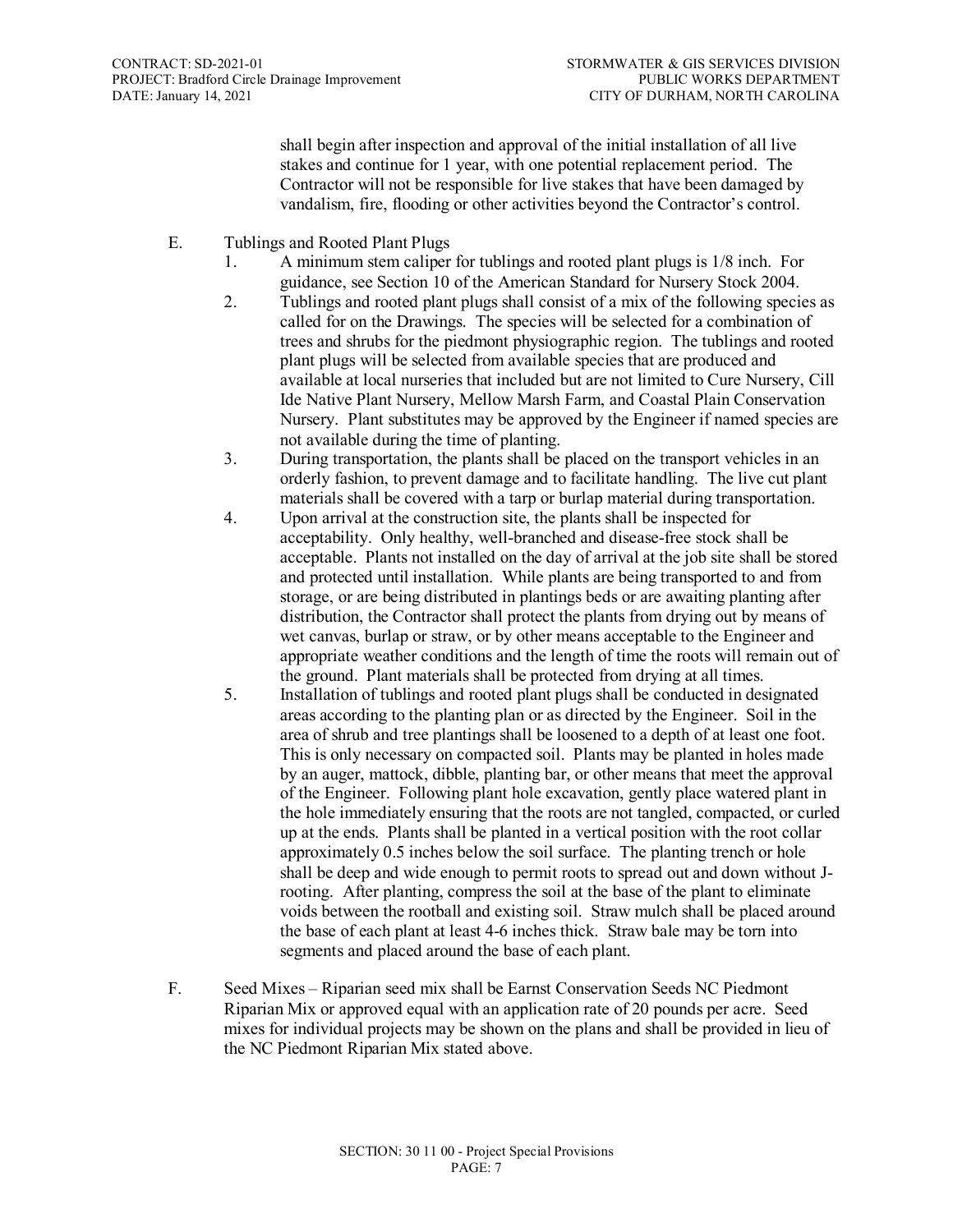shall begin after inspection and approval of the initial installation of all live stakes and continue for 1 year, with one potential replacement period. The Contractor will not be responsible for live stakes that have been damaged by vandalism, fire, flooding or other activities beyond the Contractor's control.

E. Tublings and Rooted Plant Plugs

1. A minimum stem caliper for tublings and rooted plant plugs is 1/8 inch. For guidance, see Section 10 of the American Standard for Nursery Stock 2004.
2. Tublings and rooted plant plugs shall consist of a mix of the following species as called for on the Drawings. The species will be selected for a combination of trees and shrubs for the piedmont physiographic region. The tublings and rooted plant plugs will be selected from available species that are produced and available at local nurseries that included but are not limited to Cure Nursery, Cill Ide Native Plant Nursery, Mellow Marsh Farm, and Coastal Plain Conservation Nursery. Plant substitutes may be approved by the Engineer if named species are not available during the time of planting.
3. During transportation, the plants shall be placed on the transport vehicles in an orderly fashion, to prevent damage and to facilitate handling. The live cut plant materials shall be covered with a tarp or burlap material during transportation.
4. Upon arrival at the construction site, the plants shall be inspected for acceptability. Only healthy, well-branched and disease-free stock shall be acceptable. Plants not installed on the day of arrival at the job site shall be stored and protected until installation. While plants are being transported to and from storage, or are being distributed in plantings beds or are awaiting planting after distribution, the Contractor shall protect the plants from drying out by means of wet canvas, burlap or straw, or by other means acceptable to the Engineer and appropriate weather conditions and the length of time the roots will remain out of the ground. Plant materials shall be protected from drying at all times.
5. Installation of tublings and rooted plant plugs shall be conducted in designated areas according to the planting plan or as directed by the Engineer. Soil in the area of shrub and tree plantings shall be loosened to a depth of at least one foot. This is only necessary on compacted soil. Plants may be planted in holes made by an auger, mattock, dibble, planting bar, or other means that meet the approval of the Engineer. Following plant hole excavation, gently place watered plant in the hole immediately ensuring that the roots are not tangled, compacted, or curled up at the ends. Plants shall be planted in a vertical position with the root collar approximately 0.5 inches below the soil surface. The planting trench or hole shall be deep and wide enough to permit roots to spread out and down without J-rooting. After planting, compress the soil at the base of the plant to eliminate voids between the rootball and existing soil. Straw mulch shall be placed around the base of each plant at least 4-6 inches thick. Straw bale may be torn into segments and placed around the base of each plant.

F. Seed Mixes – Riparian seed mix shall be Earnst Conservation Seeds NC Piedmont Riparian Mix or approved equal with an application rate of 20 pounds per acre. Seed mixes for individual projects may be shown on the plans and shall be provided in lieu of the NC Piedmont Riparian Mix stated above.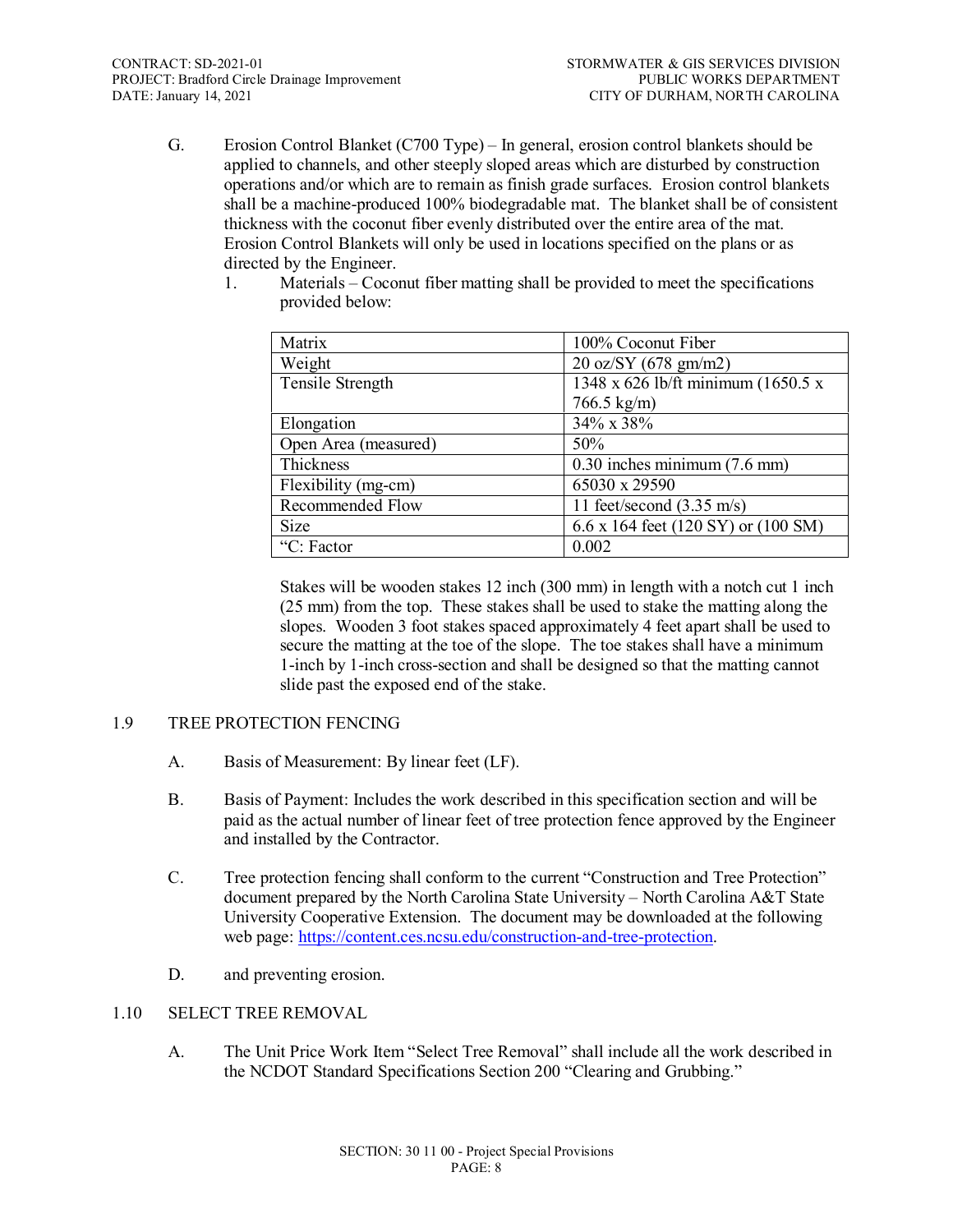G. Erosion Control Blanket (C700 Type) – In general, erosion control blankets should be applied to channels, and other steeply sloped areas which are disturbed by construction operations and/or which are to remain as finish grade surfaces. Erosion control blankets shall be a machine-produced 100% biodegradable mat. The blanket shall be of consistent thickness with the coconut fiber evenly distributed over the entire area of the mat. Erosion Control Blankets will only be used in locations specified on the plans or as directed by the Engineer.

1. Materials – Coconut fiber matting shall be provided to meet the specifications provided below:

| Matrix | 100% Coconut Fiber |
|---|---|
| Weight | 20 oz/SY (678 gm/m2) |
| Tensile Strength | 1348 x 626 lb/ft minimum (1650.5 x 766.5 kg/m) |
| Elongation | 34% x 38% |
| Open Area (measured) | 50% |
| Thickness | 0.30 inches minimum (7.6 mm) |
| Flexibility (mg-cm) | 65030 x 29590 |
| Recommended Flow | 11 feet/second (3.35 m/s) |
| Size | 6.6 x 164 feet (120 SY) or (100 SM) |
| "C: Factor | 0.002 |

Stakes will be wooden stakes 12 inch (300 mm) in length with a notch cut 1 inch (25 mm) from the top. These stakes shall be used to stake the matting along the slopes. Wooden 3 foot stakes spaced approximately 4 feet apart shall be used to secure the matting at the toe of the slope. The toe stakes shall have a minimum 1-inch by 1-inch cross-section and shall be designed so that the matting cannot slide past the exposed end of the stake.

## 1.9 TREE PROTECTION FENCING

A. Basis of Measurement: By linear feet (LF).

B. Basis of Payment: Includes the work described in this specification section and will be paid as the actual number of linear feet of tree protection fence approved by the Engineer and installed by the Contractor.

C. Tree protection fencing shall conform to the current "Construction and Tree Protection" document prepared by the North Carolina State University – North Carolina A&T State University Cooperative Extension. The document may be downloaded at the following web page: https://content.ces.ncsu.edu/construction-and-tree-protection.

D. and preventing erosion.

## 1.10 SELECT TREE REMOVAL

A. The Unit Price Work Item "Select Tree Removal" shall include all the work described in the NCDOT Standard Specifications Section 200 "Clearing and Grubbing."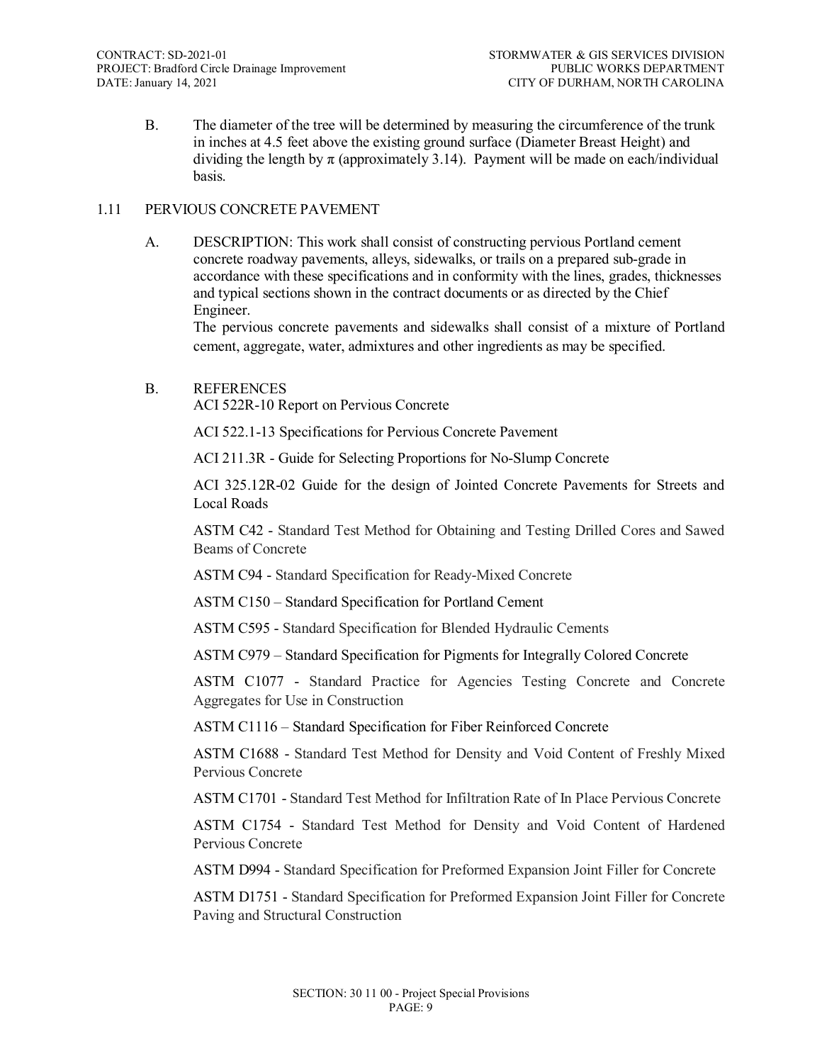B. The diameter of the tree will be determined by measuring the circumference of the trunk in inches at 4.5 feet above the existing ground surface (Diameter Breast Height) and dividing the length by π (approximately 3.14). Payment will be made on each/individual basis.

## 1.11 PERVIOUS CONCRETE PAVEMENT

A. DESCRIPTION: This work shall consist of constructing pervious Portland cement concrete roadway pavements, alleys, sidewalks, or trails on a prepared sub-grade in accordance with these specifications and in conformity with the lines, grades, thicknesses and typical sections shown in the contract documents or as directed by the Chief Engineer.

The pervious concrete pavements and sidewalks shall consist of a mixture of Portland cement, aggregate, water, admixtures and other ingredients as may be specified.

B. REFERENCES

ACI 522R-10 Report on Pervious Concrete

ACI 522.1-13 Specifications for Pervious Concrete Pavement

ACI 211.3R - Guide for Selecting Proportions for No-Slump Concrete

ACI 325.12R-02 Guide for the design of Jointed Concrete Pavements for Streets and Local Roads

ASTM C42 - Standard Test Method for Obtaining and Testing Drilled Cores and Sawed Beams of Concrete

ASTM C94 - Standard Specification for Ready-Mixed Concrete

ASTM C150 – Standard Specification for Portland Cement

ASTM C595 - Standard Specification for Blended Hydraulic Cements

ASTM C979 – Standard Specification for Pigments for Integrally Colored Concrete

ASTM C1077 - Standard Practice for Agencies Testing Concrete and Concrete Aggregates for Use in Construction

ASTM C1116 – Standard Specification for Fiber Reinforced Concrete

ASTM C1688 - Standard Test Method for Density and Void Content of Freshly Mixed Pervious Concrete

ASTM C1701 - Standard Test Method for Infiltration Rate of In Place Pervious Concrete

ASTM C1754 - Standard Test Method for Density and Void Content of Hardened Pervious Concrete

ASTM D994 - Standard Specification for Preformed Expansion Joint Filler for Concrete

ASTM D1751 - Standard Specification for Preformed Expansion Joint Filler for Concrete Paving and Structural Construction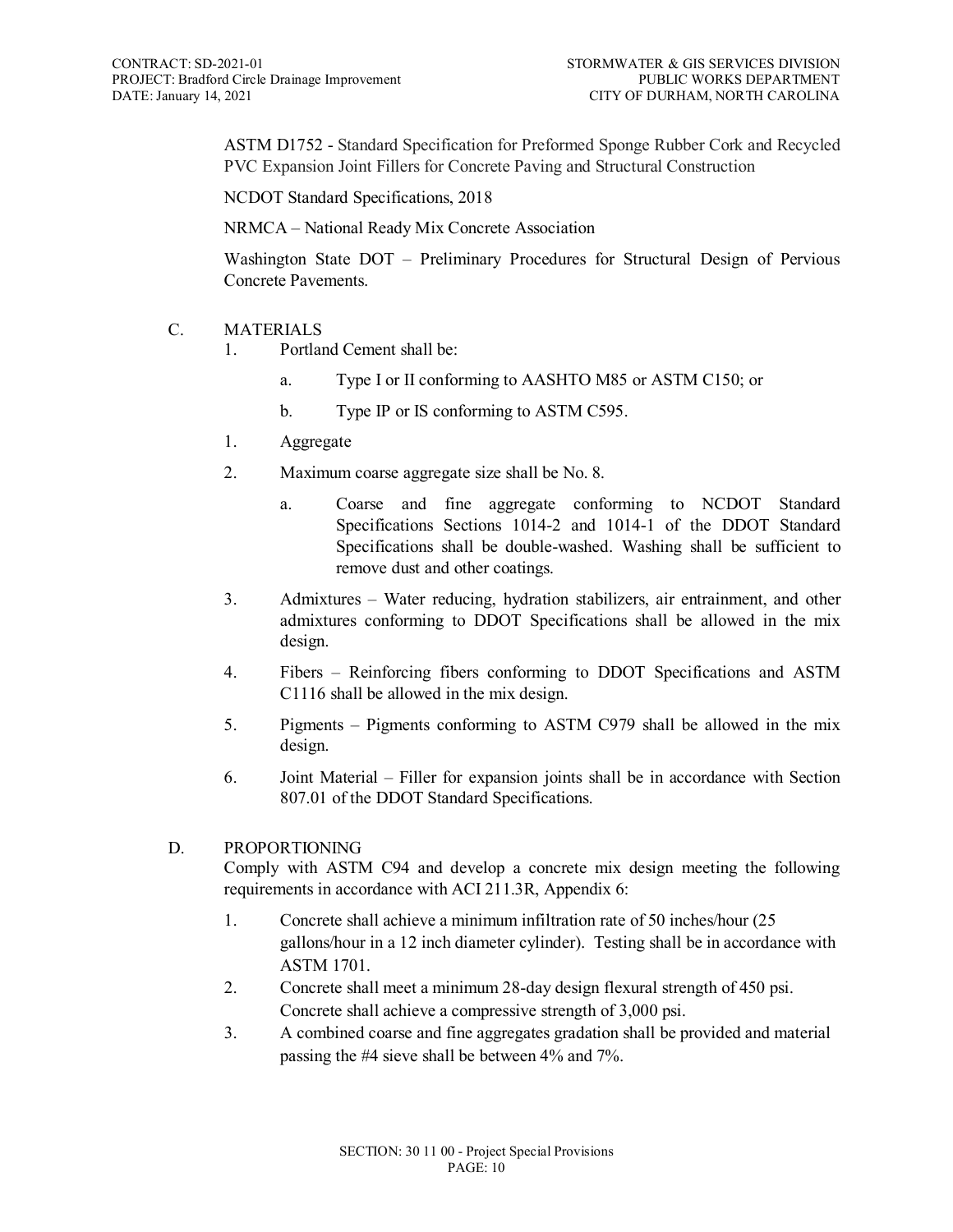ASTM D1752 - Standard Specification for Preformed Sponge Rubber Cork and Recycled PVC Expansion Joint Fillers for Concrete Paving and Structural Construction

NCDOT Standard Specifications, 2018

NRMCA – National Ready Mix Concrete Association

Washington State DOT – Preliminary Procedures for Structural Design of Pervious Concrete Pavements.

C. MATERIALS

1. Portland Cement shall be:

   a. Type I or II conforming to AASHTO M85 or ASTM C150; or

   b. Type IP or IS conforming to ASTM C595.

1. Aggregate

2. Maximum coarse aggregate size shall be No. 8.

   a. Coarse and fine aggregate conforming to NCDOT Standard Specifications Sections 1014-2 and 1014-1 of the DDOT Standard Specifications shall be double-washed. Washing shall be sufficient to remove dust and other coatings.

3. Admixtures – Water reducing, hydration stabilizers, air entrainment, and other admixtures conforming to DDOT Specifications shall be allowed in the mix design.

4. Fibers – Reinforcing fibers conforming to DDOT Specifications and ASTM C1116 shall be allowed in the mix design.

5. Pigments – Pigments conforming to ASTM C979 shall be allowed in the mix design.

6. Joint Material – Filler for expansion joints shall be in accordance with Section 807.01 of the DDOT Standard Specifications.

D. PROPORTIONING

Comply with ASTM C94 and develop a concrete mix design meeting the following requirements in accordance with ACI 211.3R, Appendix 6:

1. Concrete shall achieve a minimum infiltration rate of 50 inches/hour (25 gallons/hour in a 12 inch diameter cylinder). Testing shall be in accordance with ASTM 1701.

2. Concrete shall meet a minimum 28-day design flexural strength of 450 psi. Concrete shall achieve a compressive strength of 3,000 psi.

3. A combined coarse and fine aggregates gradation shall be provided and material passing the #4 sieve shall be between 4% and 7%.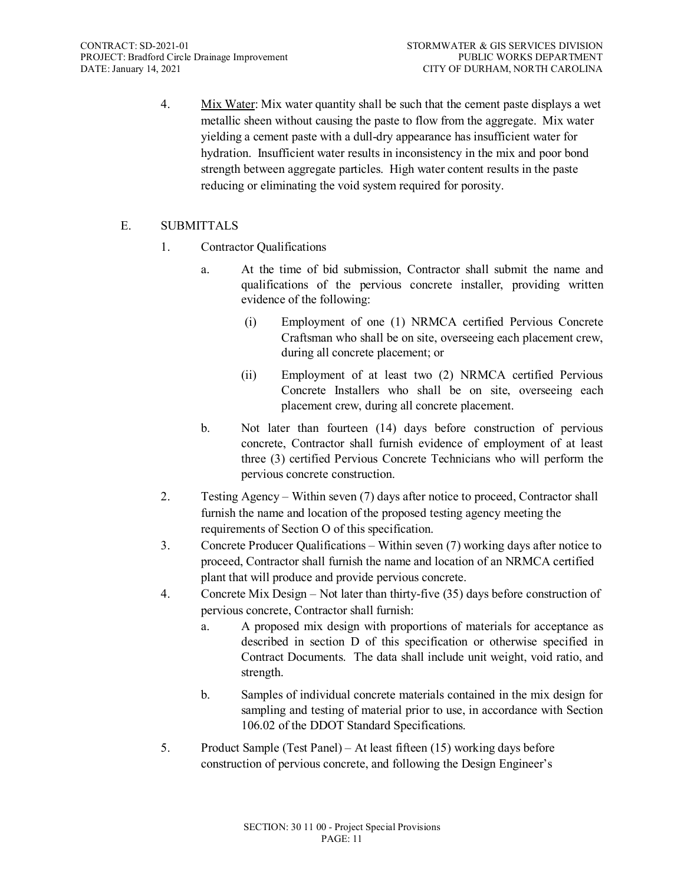4. Mix Water: Mix water quantity shall be such that the cement paste displays a wet metallic sheen without causing the paste to flow from the aggregate. Mix water yielding a cement paste with a dull-dry appearance has insufficient water for hydration. Insufficient water results in inconsistency in the mix and poor bond strength between aggregate particles. High water content results in the paste reducing or eliminating the void system required for porosity.

## E. SUBMITTALS

1. Contractor Qualifications

    a. At the time of bid submission, Contractor shall submit the name and qualifications of the pervious concrete installer, providing written evidence of the following:

        (i) Employment of one (1) NRMCA certified Pervious Concrete Craftsman who shall be on site, overseeing each placement crew, during all concrete placement; or

        (ii) Employment of at least two (2) NRMCA certified Pervious Concrete Installers who shall be on site, overseeing each placement crew, during all concrete placement.

    b. Not later than fourteen (14) days before construction of pervious concrete, Contractor shall furnish evidence of employment of at least three (3) certified Pervious Concrete Technicians who will perform the pervious concrete construction.

2. Testing Agency – Within seven (7) days after notice to proceed, Contractor shall furnish the name and location of the proposed testing agency meeting the requirements of Section O of this specification.

3. Concrete Producer Qualifications – Within seven (7) working days after notice to proceed, Contractor shall furnish the name and location of an NRMCA certified plant that will produce and provide pervious concrete.

4. Concrete Mix Design – Not later than thirty-five (35) days before construction of pervious concrete, Contractor shall furnish:

    a. A proposed mix design with proportions of materials for acceptance as described in section D of this specification or otherwise specified in Contract Documents. The data shall include unit weight, void ratio, and strength.

    b. Samples of individual concrete materials contained in the mix design for sampling and testing of material prior to use, in accordance with Section 106.02 of the DDOT Standard Specifications.

5. Product Sample (Test Panel) – At least fifteen (15) working days before construction of pervious concrete, and following the Design Engineer's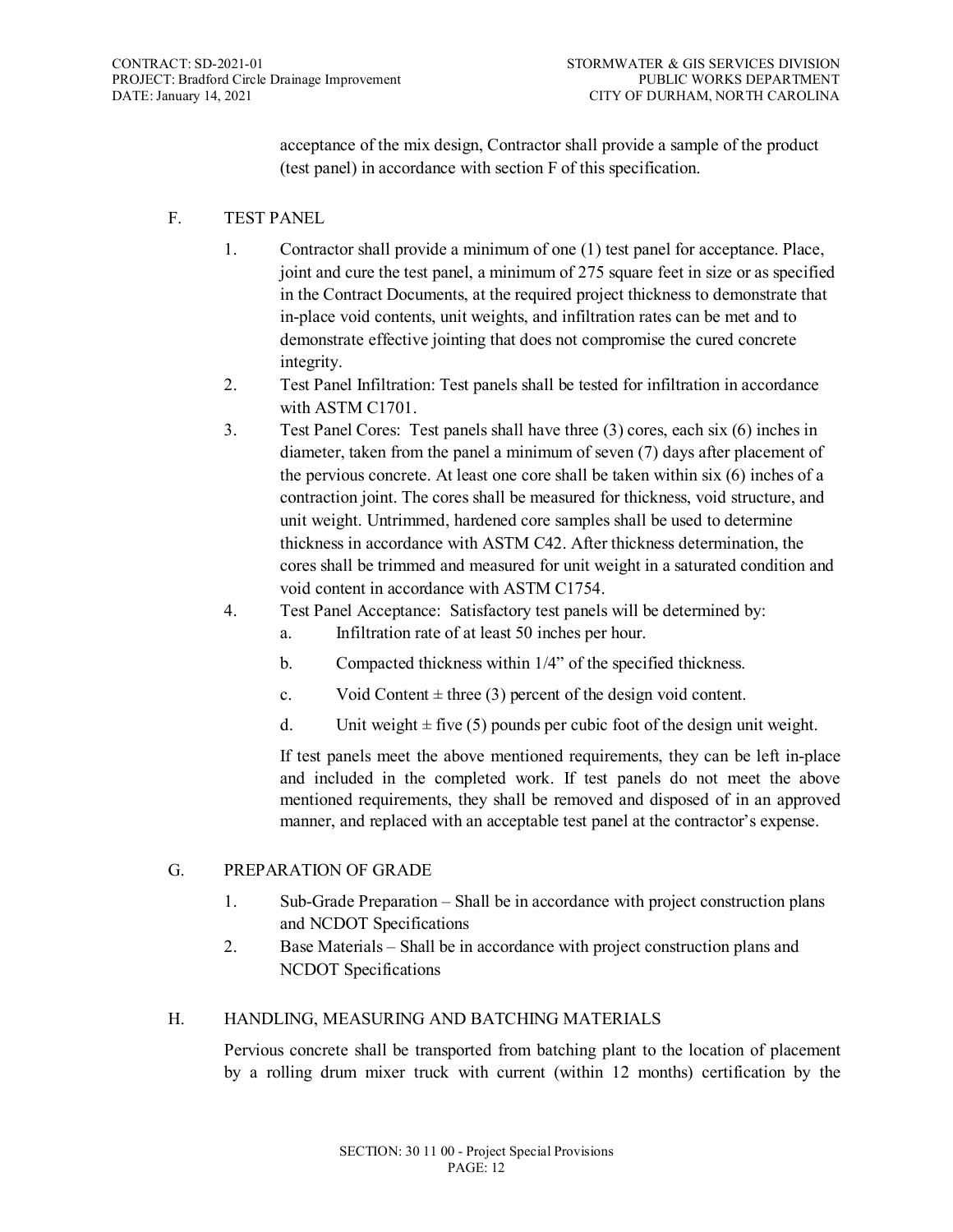acceptance of the mix design, Contractor shall provide a sample of the product (test panel) in accordance with section F of this specification.

## F. TEST PANEL

1. Contractor shall provide a minimum of one (1) test panel for acceptance. Place, joint and cure the test panel, a minimum of 275 square feet in size or as specified in the Contract Documents, at the required project thickness to demonstrate that in-place void contents, unit weights, and infiltration rates can be met and to demonstrate effective jointing that does not compromise the cured concrete integrity.
2. Test Panel Infiltration: Test panels shall be tested for infiltration in accordance with ASTM C1701.
3. Test Panel Cores: Test panels shall have three (3) cores, each six (6) inches in diameter, taken from the panel a minimum of seven (7) days after placement of the pervious concrete. At least one core shall be taken within six (6) inches of a contraction joint. The cores shall be measured for thickness, void structure, and unit weight. Untrimmed, hardened core samples shall be used to determine thickness in accordance with ASTM C42. After thickness determination, the cores shall be trimmed and measured for unit weight in a saturated condition and void content in accordance with ASTM C1754.
4. Test Panel Acceptance: Satisfactory test panels will be determined by:
   a. Infiltration rate of at least 50 inches per hour.
   b. Compacted thickness within 1/4" of the specified thickness.
   c. Void Content ± three (3) percent of the design void content.
   d. Unit weight ± five (5) pounds per cubic foot of the design unit weight.

   If test panels meet the above mentioned requirements, they can be left in-place and included in the completed work. If test panels do not meet the above mentioned requirements, they shall be removed and disposed of in an approved manner, and replaced with an acceptable test panel at the contractor's expense.

## G. PREPARATION OF GRADE

1. Sub-Grade Preparation – Shall be in accordance with project construction plans and NCDOT Specifications
2. Base Materials – Shall be in accordance with project construction plans and NCDOT Specifications

## H. HANDLING, MEASURING AND BATCHING MATERIALS

Pervious concrete shall be transported from batching plant to the location of placement by a rolling drum mixer truck with current (within 12 months) certification by the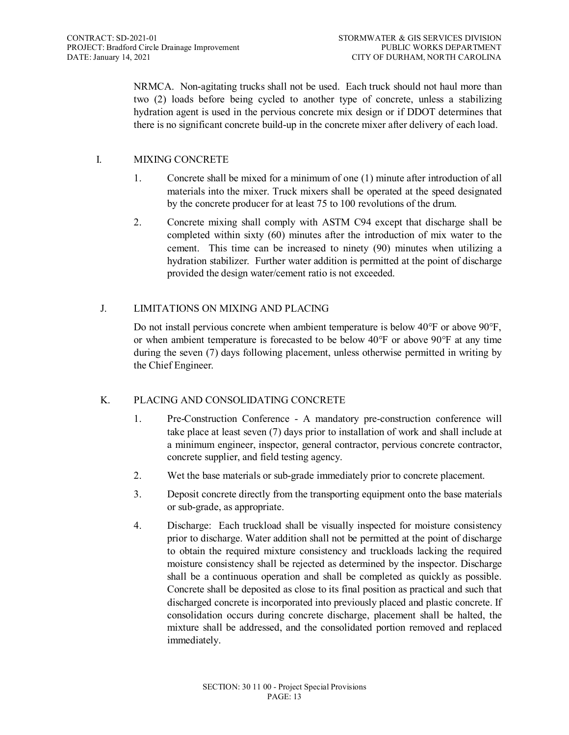NRMCA. Non-agitating trucks shall not be used. Each truck should not haul more than two (2) loads before being cycled to another type of concrete, unless a stabilizing hydration agent is used in the pervious concrete mix design or if DDOT determines that there is no significant concrete build-up in the concrete mixer after delivery of each load.

## I. MIXING CONCRETE

1. Concrete shall be mixed for a minimum of one (1) minute after introduction of all materials into the mixer. Truck mixers shall be operated at the speed designated by the concrete producer for at least 75 to 100 revolutions of the drum.
2. Concrete mixing shall comply with ASTM C94 except that discharge shall be completed within sixty (60) minutes after the introduction of mix water to the cement. This time can be increased to ninety (90) minutes when utilizing a hydration stabilizer. Further water addition is permitted at the point of discharge provided the design water/cement ratio is not exceeded.

## J. LIMITATIONS ON MIXING AND PLACING

Do not install pervious concrete when ambient temperature is below 40°F or above 90°F, or when ambient temperature is forecasted to be below 40°F or above 90°F at any time during the seven (7) days following placement, unless otherwise permitted in writing by the Chief Engineer.

## K. PLACING AND CONSOLIDATING CONCRETE

1. Pre-Construction Conference - A mandatory pre-construction conference will take place at least seven (7) days prior to installation of work and shall include at a minimum engineer, inspector, general contractor, pervious concrete contractor, concrete supplier, and field testing agency.
2. Wet the base materials or sub-grade immediately prior to concrete placement.
3. Deposit concrete directly from the transporting equipment onto the base materials or sub-grade, as appropriate.
4. Discharge: Each truckload shall be visually inspected for moisture consistency prior to discharge. Water addition shall not be permitted at the point of discharge to obtain the required mixture consistency and truckloads lacking the required moisture consistency shall be rejected as determined by the inspector. Discharge shall be a continuous operation and shall be completed as quickly as possible. Concrete shall be deposited as close to its final position as practical and such that discharged concrete is incorporated into previously placed and plastic concrete. If consolidation occurs during concrete discharge, placement shall be halted, the mixture shall be addressed, and the consolidated portion removed and replaced immediately.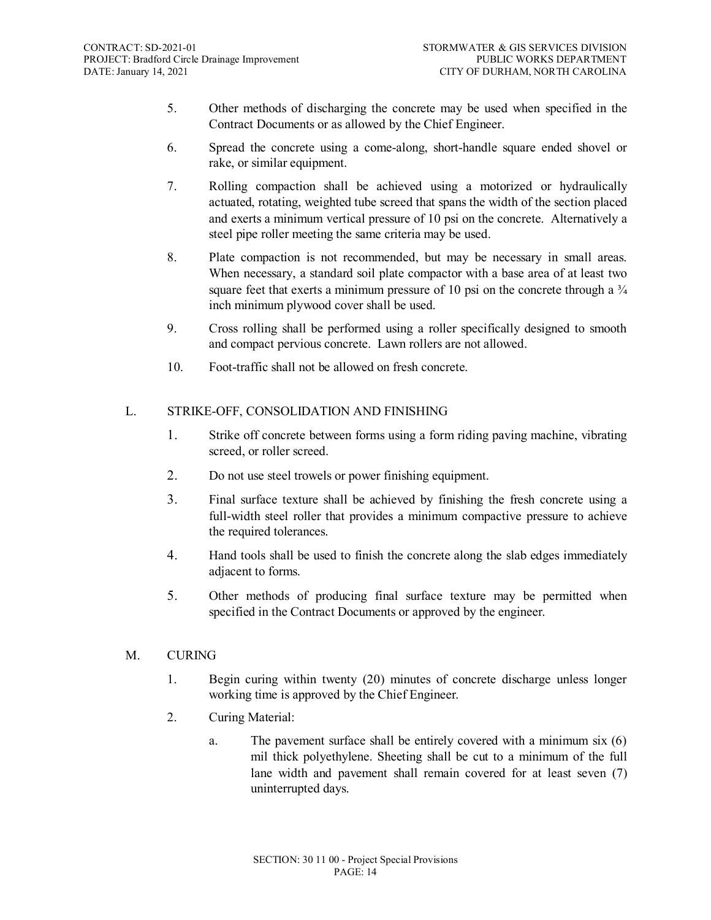5. Other methods of discharging the concrete may be used when specified in the Contract Documents or as allowed by the Chief Engineer.

6. Spread the concrete using a come-along, short-handle square ended shovel or rake, or similar equipment.

7. Rolling compaction shall be achieved using a motorized or hydraulically actuated, rotating, weighted tube screed that spans the width of the section placed and exerts a minimum vertical pressure of 10 psi on the concrete. Alternatively a steel pipe roller meeting the same criteria may be used.

8. Plate compaction is not recommended, but may be necessary in small areas. When necessary, a standard soil plate compactor with a base area of at least two square feet that exerts a minimum pressure of 10 psi on the concrete through a ¾ inch minimum plywood cover shall be used.

9. Cross rolling shall be performed using a roller specifically designed to smooth and compact pervious concrete. Lawn rollers are not allowed.

10. Foot-traffic shall not be allowed on fresh concrete.

## L. STRIKE-OFF, CONSOLIDATION AND FINISHING

1. Strike off concrete between forms using a form riding paving machine, vibrating screed, or roller screed.

2. Do not use steel trowels or power finishing equipment.

3. Final surface texture shall be achieved by finishing the fresh concrete using a full-width steel roller that provides a minimum compactive pressure to achieve the required tolerances.

4. Hand tools shall be used to finish the concrete along the slab edges immediately adjacent to forms.

5. Other methods of producing final surface texture may be permitted when specified in the Contract Documents or approved by the engineer.

## M. CURING

1. Begin curing within twenty (20) minutes of concrete discharge unless longer working time is approved by the Chief Engineer.

2. Curing Material:

   a. The pavement surface shall be entirely covered with a minimum six (6) mil thick polyethylene. Sheeting shall be cut to a minimum of the full lane width and pavement shall remain covered for at least seven (7) uninterrupted days.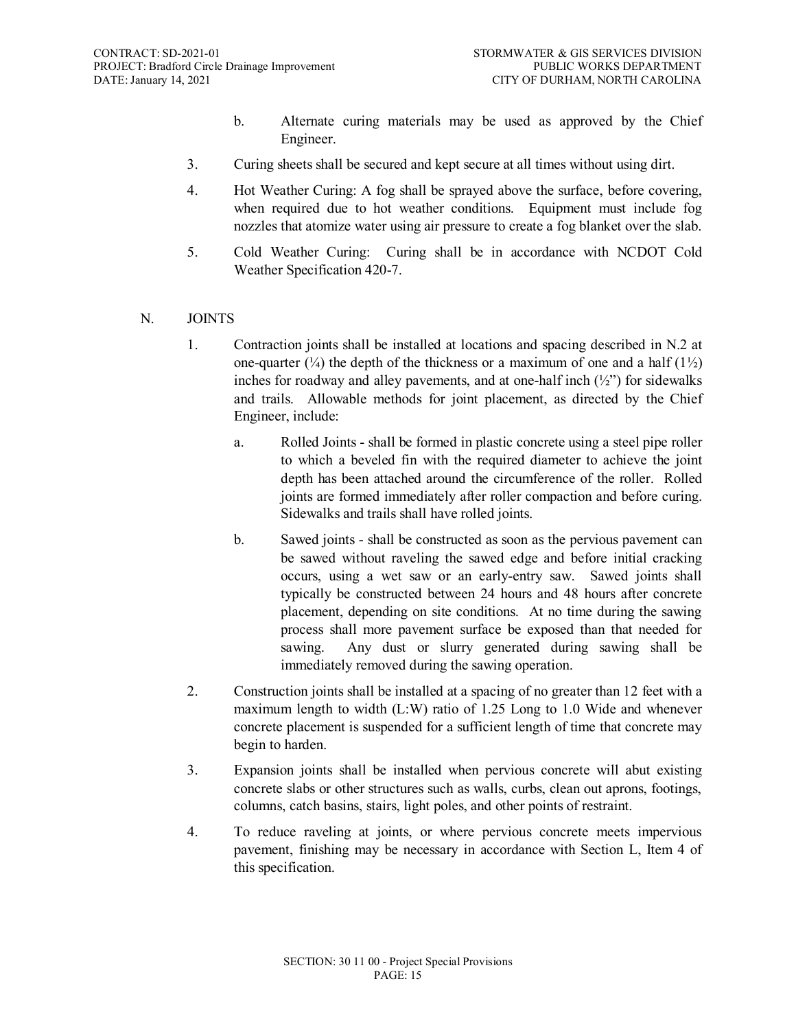b. Alternate curing materials may be used as approved by the Chief Engineer.

3. Curing sheets shall be secured and kept secure at all times without using dirt.

4. Hot Weather Curing: A fog shall be sprayed above the surface, before covering, when required due to hot weather conditions. Equipment must include fog nozzles that atomize water using air pressure to create a fog blanket over the slab.

5. Cold Weather Curing: Curing shall be in accordance with NCDOT Cold Weather Specification 420-7.

N. JOINTS

1. Contraction joints shall be installed at locations and spacing described in N.2 at one-quarter (¼) the depth of the thickness or a maximum of one and a half (1½) inches for roadway and alley pavements, and at one-half inch (½") for sidewalks and trails. Allowable methods for joint placement, as directed by the Chief Engineer, include:

   a. Rolled Joints - shall be formed in plastic concrete using a steel pipe roller to which a beveled fin with the required diameter to achieve the joint depth has been attached around the circumference of the roller. Rolled joints are formed immediately after roller compaction and before curing. Sidewalks and trails shall have rolled joints.

   b. Sawed joints - shall be constructed as soon as the pervious pavement can be sawed without raveling the sawed edge and before initial cracking occurs, using a wet saw or an early-entry saw. Sawed joints shall typically be constructed between 24 hours and 48 hours after concrete placement, depending on site conditions. At no time during the sawing process shall more pavement surface be exposed than that needed for sawing. Any dust or slurry generated during sawing shall be immediately removed during the sawing operation.

2. Construction joints shall be installed at a spacing of no greater than 12 feet with a maximum length to width (L:W) ratio of 1.25 Long to 1.0 Wide and whenever concrete placement is suspended for a sufficient length of time that concrete may begin to harden.

3. Expansion joints shall be installed when pervious concrete will abut existing concrete slabs or other structures such as walls, curbs, clean out aprons, footings, columns, catch basins, stairs, light poles, and other points of restraint.

4. To reduce raveling at joints, or where pervious concrete meets impervious pavement, finishing may be necessary in accordance with Section L, Item 4 of this specification.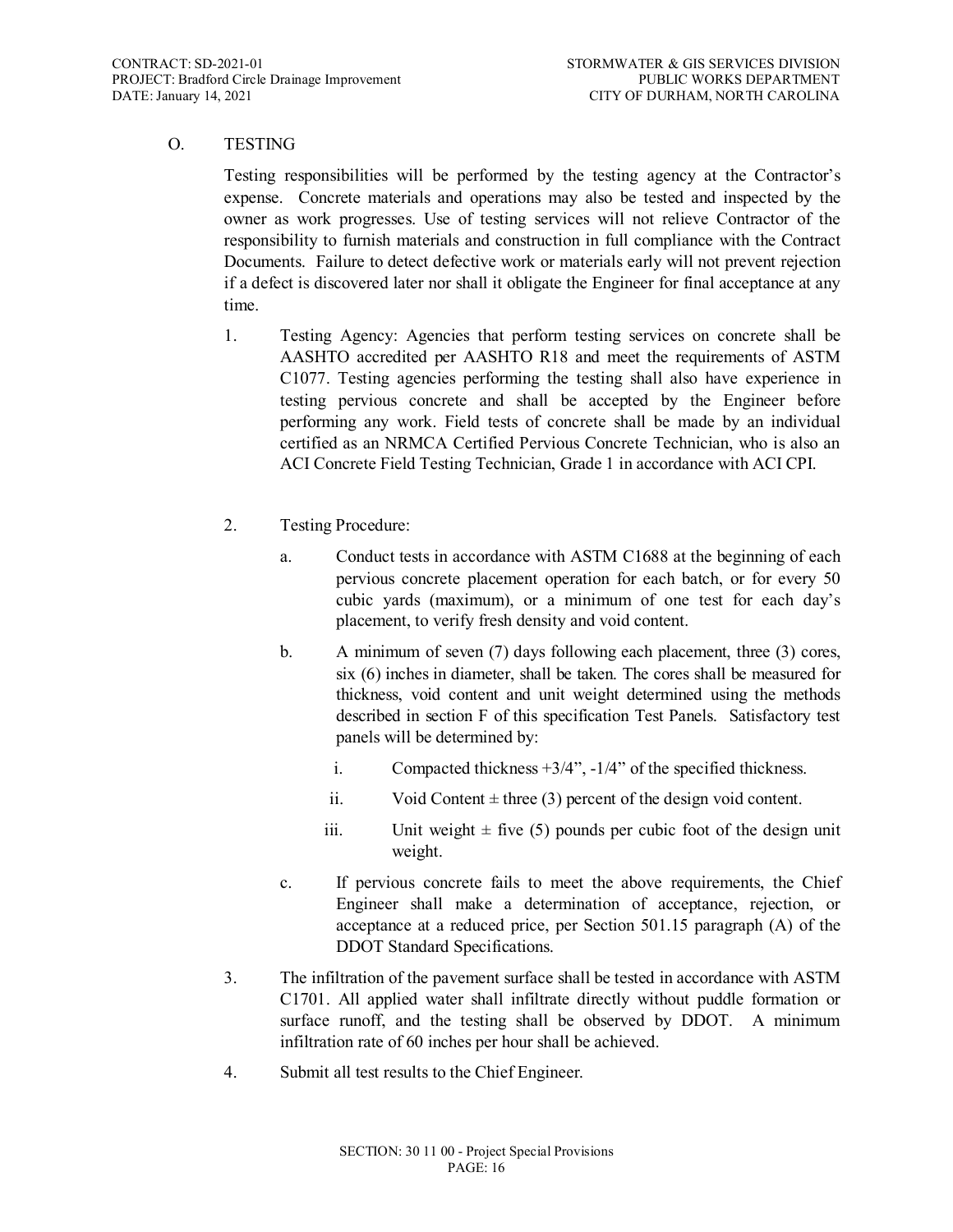O. TESTING

Testing responsibilities will be performed by the testing agency at the Contractor's expense. Concrete materials and operations may also be tested and inspected by the owner as work progresses. Use of testing services will not relieve Contractor of the responsibility to furnish materials and construction in full compliance with the Contract Documents. Failure to detect defective work or materials early will not prevent rejection if a defect is discovered later nor shall it obligate the Engineer for final acceptance at any time.

1. Testing Agency: Agencies that perform testing services on concrete shall be AASHTO accredited per AASHTO R18 and meet the requirements of ASTM C1077. Testing agencies performing the testing shall also have experience in testing pervious concrete and shall be accepted by the Engineer before performing any work. Field tests of concrete shall be made by an individual certified as an NRMCA Certified Pervious Concrete Technician, who is also an ACI Concrete Field Testing Technician, Grade 1 in accordance with ACI CPI.

2. Testing Procedure:

   a. Conduct tests in accordance with ASTM C1688 at the beginning of each pervious concrete placement operation for each batch, or for every 50 cubic yards (maximum), or a minimum of one test for each day's placement, to verify fresh density and void content.

   b. A minimum of seven (7) days following each placement, three (3) cores, six (6) inches in diameter, shall be taken. The cores shall be measured for thickness, void content and unit weight determined using the methods described in section F of this specification Test Panels. Satisfactory test panels will be determined by:

      i. Compacted thickness +3/4", -1/4" of the specified thickness.

      ii. Void Content ± three (3) percent of the design void content.

      iii. Unit weight ± five (5) pounds per cubic foot of the design unit weight.

   c. If pervious concrete fails to meet the above requirements, the Chief Engineer shall make a determination of acceptance, rejection, or acceptance at a reduced price, per Section 501.15 paragraph (A) of the DDOT Standard Specifications.

3. The infiltration of the pavement surface shall be tested in accordance with ASTM C1701. All applied water shall infiltrate directly without puddle formation or surface runoff, and the testing shall be observed by DDOT. A minimum infiltration rate of 60 inches per hour shall be achieved.

4. Submit all test results to the Chief Engineer.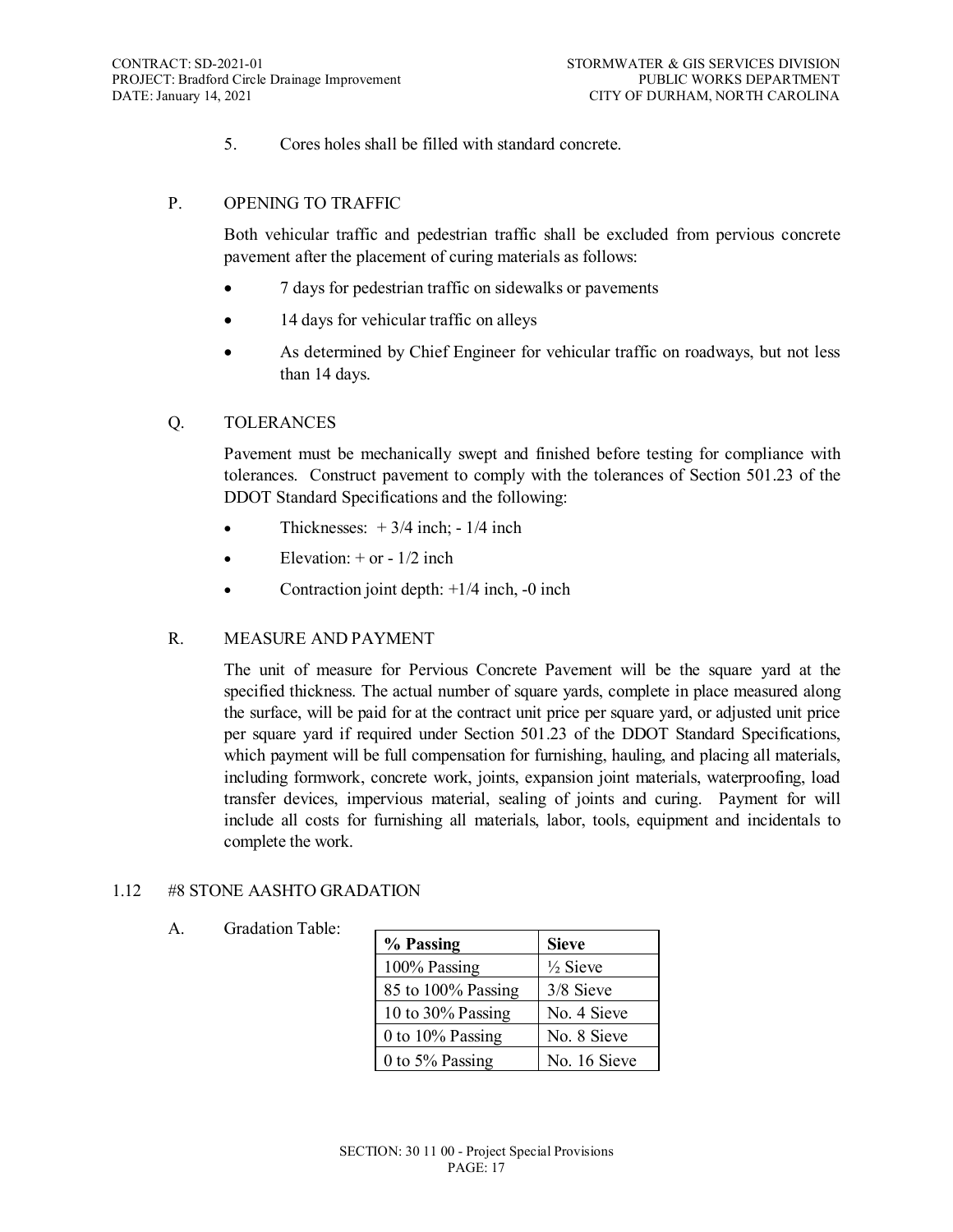5. Cores holes shall be filled with standard concrete.

### P. OPENING TO TRAFFIC

Both vehicular traffic and pedestrian traffic shall be excluded from pervious concrete pavement after the placement of curing materials as follows:

- 7 days for pedestrian traffic on sidewalks or pavements
- 14 days for vehicular traffic on alleys
- As determined by Chief Engineer for vehicular traffic on roadways, but not less than 14 days.

### Q. TOLERANCES

Pavement must be mechanically swept and finished before testing for compliance with tolerances. Construct pavement to comply with the tolerances of Section 501.23 of the DDOT Standard Specifications and the following:

- Thicknesses: + 3/4 inch; - 1/4 inch
- Elevation: + or - 1/2 inch
- Contraction joint depth: +1/4 inch, -0 inch

### R. MEASURE AND PAYMENT

The unit of measure for Pervious Concrete Pavement will be the square yard at the specified thickness. The actual number of square yards, complete in place measured along the surface, will be paid for at the contract unit price per square yard, or adjusted unit price per square yard if required under Section 501.23 of the DDOT Standard Specifications, which payment will be full compensation for furnishing, hauling, and placing all materials, including formwork, concrete work, joints, expansion joint materials, waterproofing, load transfer devices, impervious material, sealing of joints and curing. Payment for will include all costs for furnishing all materials, labor, tools, equipment and incidentals to complete the work.

## 1.12 #8 STONE AASHTO GRADATION

A. Gradation Table:

| % Passing | Sieve |
|---|---|
| 100% Passing | ½ Sieve |
| 85 to 100% Passing | 3/8 Sieve |
| 10 to 30% Passing | No. 4 Sieve |
| 0 to 10% Passing | No. 8 Sieve |
| 0 to 5% Passing | No. 16 Sieve |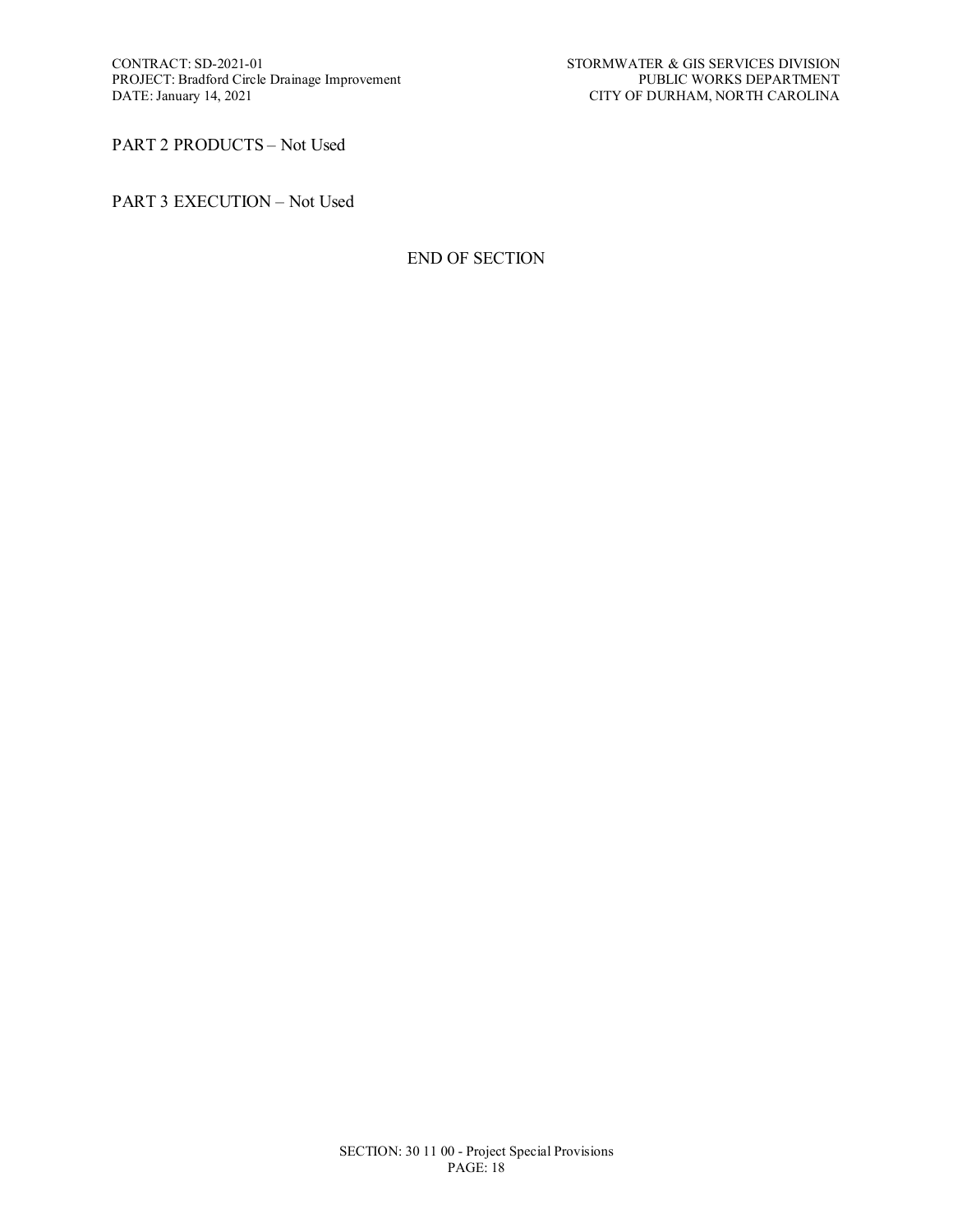PART 2 PRODUCTS – Not Used

PART 3 EXECUTION – Not Used

END OF SECTION